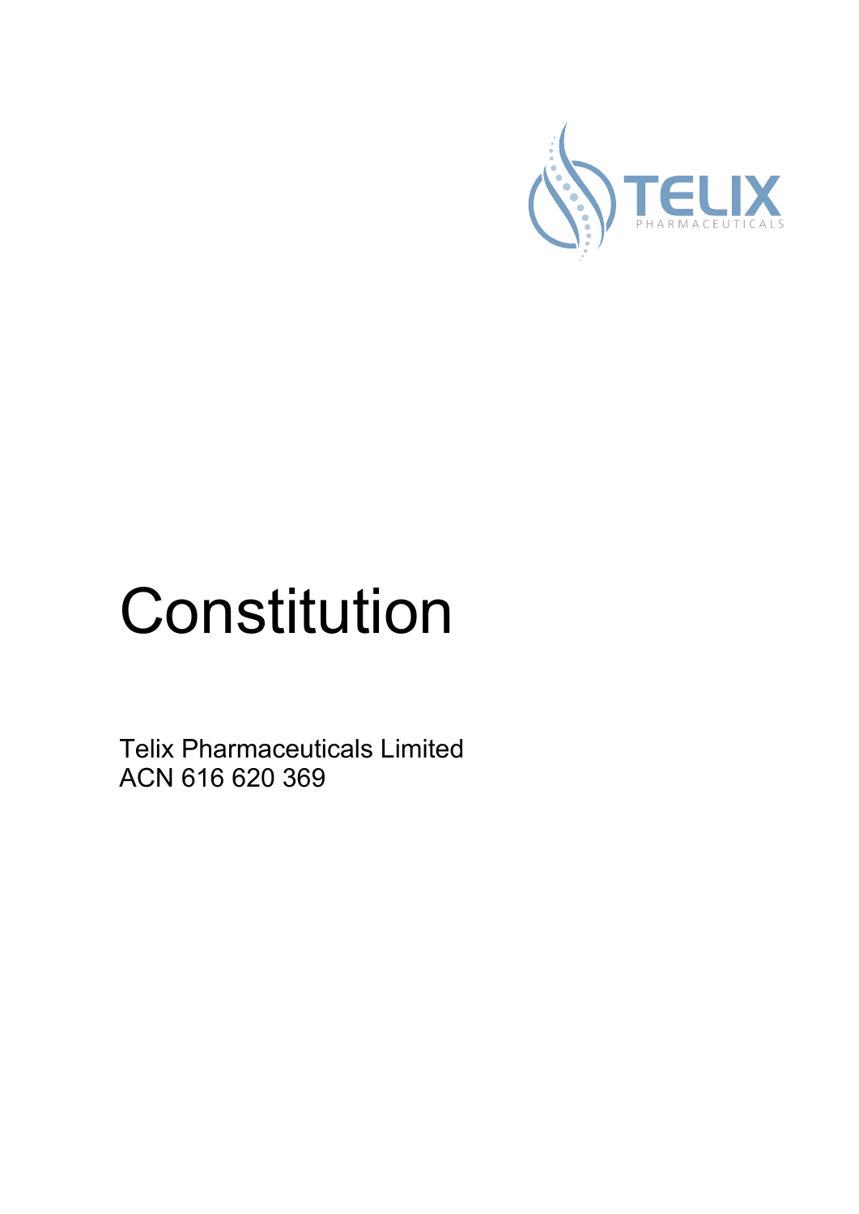# Constitution

Telix Pharmaceuticals Limited
ACN 616 620 369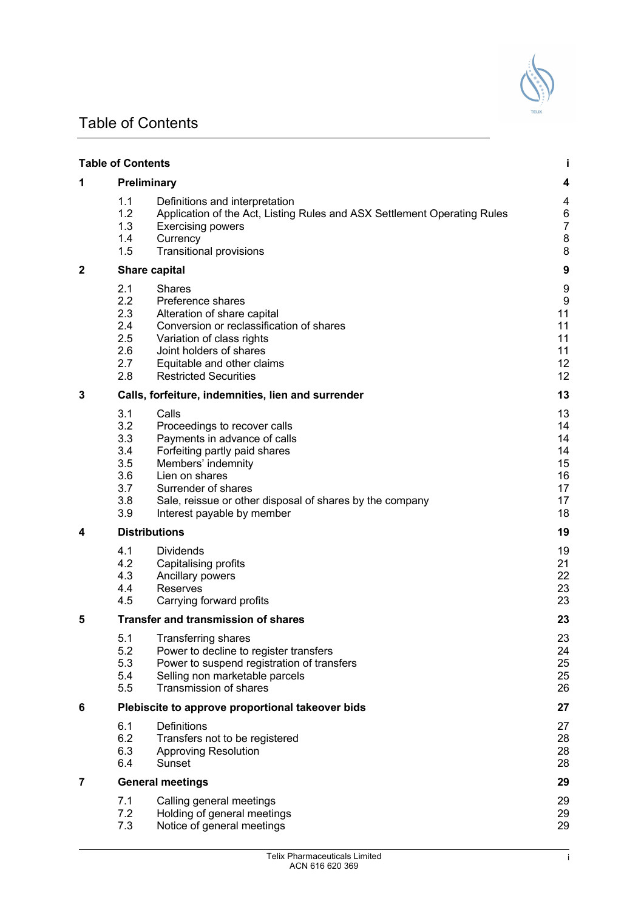# Table of Contents

| | | |
|---|---|---|
| **Table of Contents** | | **i** |
| **1** | **Preliminary** | **4** |
| 1.1 | Definitions and interpretation | 4 |
| 1.2 | Application of the Act, Listing Rules and ASX Settlement Operating Rules | 6 |
| 1.3 | Exercising powers | 7 |
| 1.4 | Currency | 8 |
| 1.5 | Transitional provisions | 8 |
| **2** | **Share capital** | **9** |
| 2.1 | Shares | 9 |
| 2.2 | Preference shares | 9 |
| 2.3 | Alteration of share capital | 11 |
| 2.4 | Conversion or reclassification of shares | 11 |
| 2.5 | Variation of class rights | 11 |
| 2.6 | Joint holders of shares | 11 |
| 2.7 | Equitable and other claims | 12 |
| 2.8 | Restricted Securities | 12 |
| **3** | **Calls, forfeiture, indemnities, lien and surrender** | **13** |
| 3.1 | Calls | 13 |
| 3.2 | Proceedings to recover calls | 14 |
| 3.3 | Payments in advance of calls | 14 |
| 3.4 | Forfeiting partly paid shares | 14 |
| 3.5 | Members' indemnity | 15 |
| 3.6 | Lien on shares | 16 |
| 3.7 | Surrender of shares | 17 |
| 3.8 | Sale, reissue or other disposal of shares by the company | 17 |
| 3.9 | Interest payable by member | 18 |
| **4** | **Distributions** | **19** |
| 4.1 | Dividends | 19 |
| 4.2 | Capitalising profits | 21 |
| 4.3 | Ancillary powers | 22 |
| 4.4 | Reserves | 23 |
| 4.5 | Carrying forward profits | 23 |
| **5** | **Transfer and transmission of shares** | **23** |
| 5.1 | Transferring shares | 23 |
| 5.2 | Power to decline to register transfers | 24 |
| 5.3 | Power to suspend registration of transfers | 25 |
| 5.4 | Selling non marketable parcels | 25 |
| 5.5 | Transmission of shares | 26 |
| **6** | **Plebiscite to approve proportional takeover bids** | **27** |
| 6.1 | Definitions | 27 |
| 6.2 | Transfers not to be registered | 28 |
| 6.3 | Approving Resolution | 28 |
| 6.4 | Sunset | 28 |
| **7** | **General meetings** | **29** |
| 7.1 | Calling general meetings | 29 |
| 7.2 | Holding of general meetings | 29 |
| 7.3 | Notice of general meetings | 29 |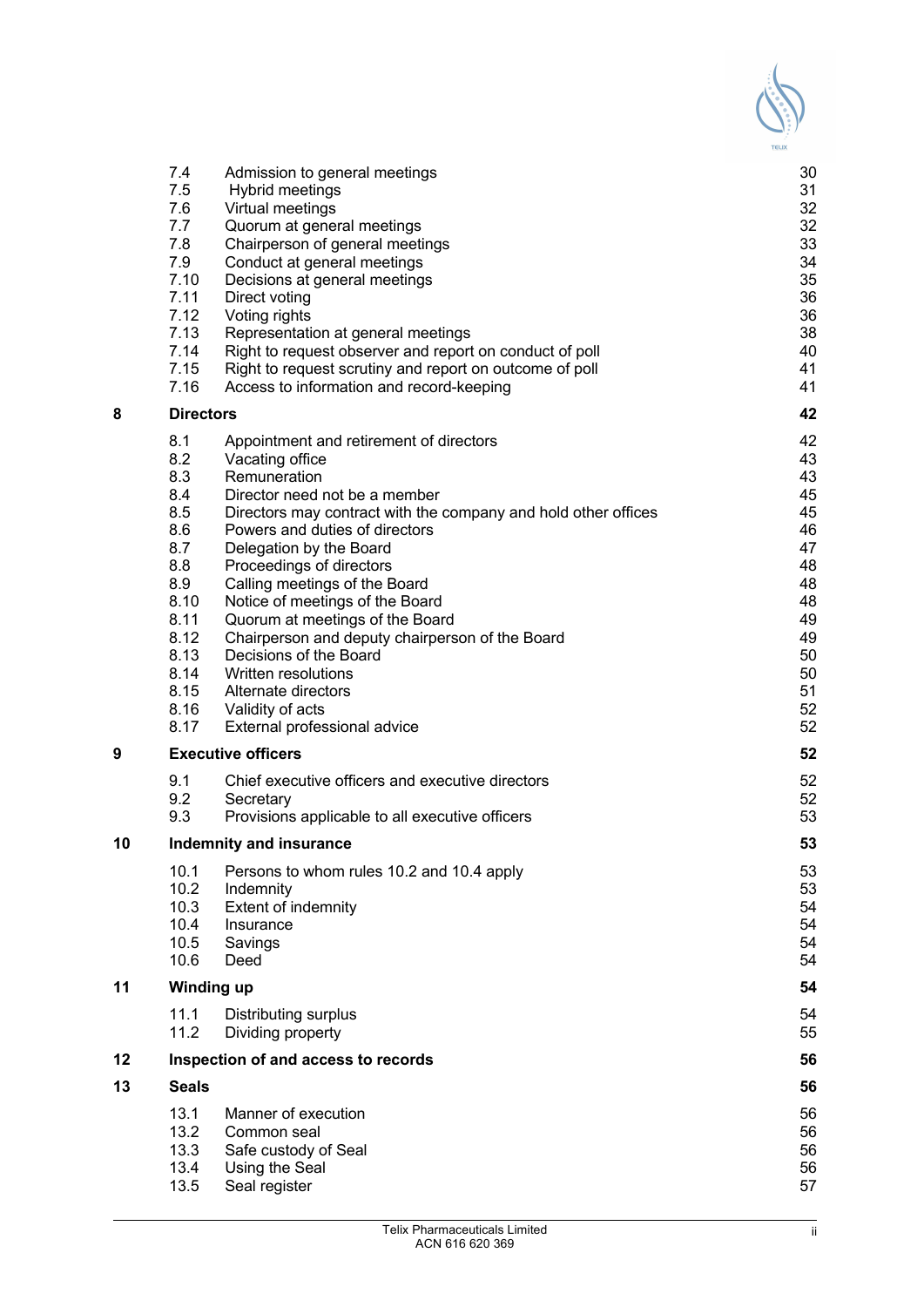| | | |
|---|---|---|
| 7.4 | Admission to general meetings | 30 |
| 7.5 | Hybrid meetings | 31 |
| 7.6 | Virtual meetings | 32 |
| 7.7 | Quorum at general meetings | 32 |
| 7.8 | Chairperson of general meetings | 33 |
| 7.9 | Conduct at general meetings | 34 |
| 7.10 | Decisions at general meetings | 35 |
| 7.11 | Direct voting | 36 |
| 7.12 | Voting rights | 36 |
| 7.13 | Representation at general meetings | 38 |
| 7.14 | Right to request observer and report on conduct of poll | 40 |
| 7.15 | Right to request scrutiny and report on outcome of poll | 41 |
| 7.16 | Access to information and record-keeping | 41 |
| **8** | **Directors** | **42** |
| 8.1 | Appointment and retirement of directors | 42 |
| 8.2 | Vacating office | 43 |
| 8.3 | Remuneration | 43 |
| 8.4 | Director need not be a member | 45 |
| 8.5 | Directors may contract with the company and hold other offices | 45 |
| 8.6 | Powers and duties of directors | 46 |
| 8.7 | Delegation by the Board | 47 |
| 8.8 | Proceedings of directors | 48 |
| 8.9 | Calling meetings of the Board | 48 |
| 8.10 | Notice of meetings of the Board | 48 |
| 8.11 | Quorum at meetings of the Board | 49 |
| 8.12 | Chairperson and deputy chairperson of the Board | 49 |
| 8.13 | Decisions of the Board | 50 |
| 8.14 | Written resolutions | 50 |
| 8.15 | Alternate directors | 51 |
| 8.16 | Validity of acts | 52 |
| 8.17 | External professional advice | 52 |
| **9** | **Executive officers** | **52** |
| 9.1 | Chief executive officers and executive directors | 52 |
| 9.2 | Secretary | 52 |
| 9.3 | Provisions applicable to all executive officers | 53 |
| **10** | **Indemnity and insurance** | **53** |
| 10.1 | Persons to whom rules 10.2 and 10.4 apply | 53 |
| 10.2 | Indemnity | 53 |
| 10.3 | Extent of indemnity | 54 |
| 10.4 | Insurance | 54 |
| 10.5 | Savings | 54 |
| 10.6 | Deed | 54 |
| **11** | **Winding up** | **54** |
| 11.1 | Distributing surplus | 54 |
| 11.2 | Dividing property | 55 |
| **12** | **Inspection of and access to records** | **56** |
| **13** | **Seals** | **56** |
| 13.1 | Manner of execution | 56 |
| 13.2 | Common seal | 56 |
| 13.3 | Safe custody of Seal | 56 |
| 13.4 | Using the Seal | 56 |
| 13.5 | Seal register | 57 |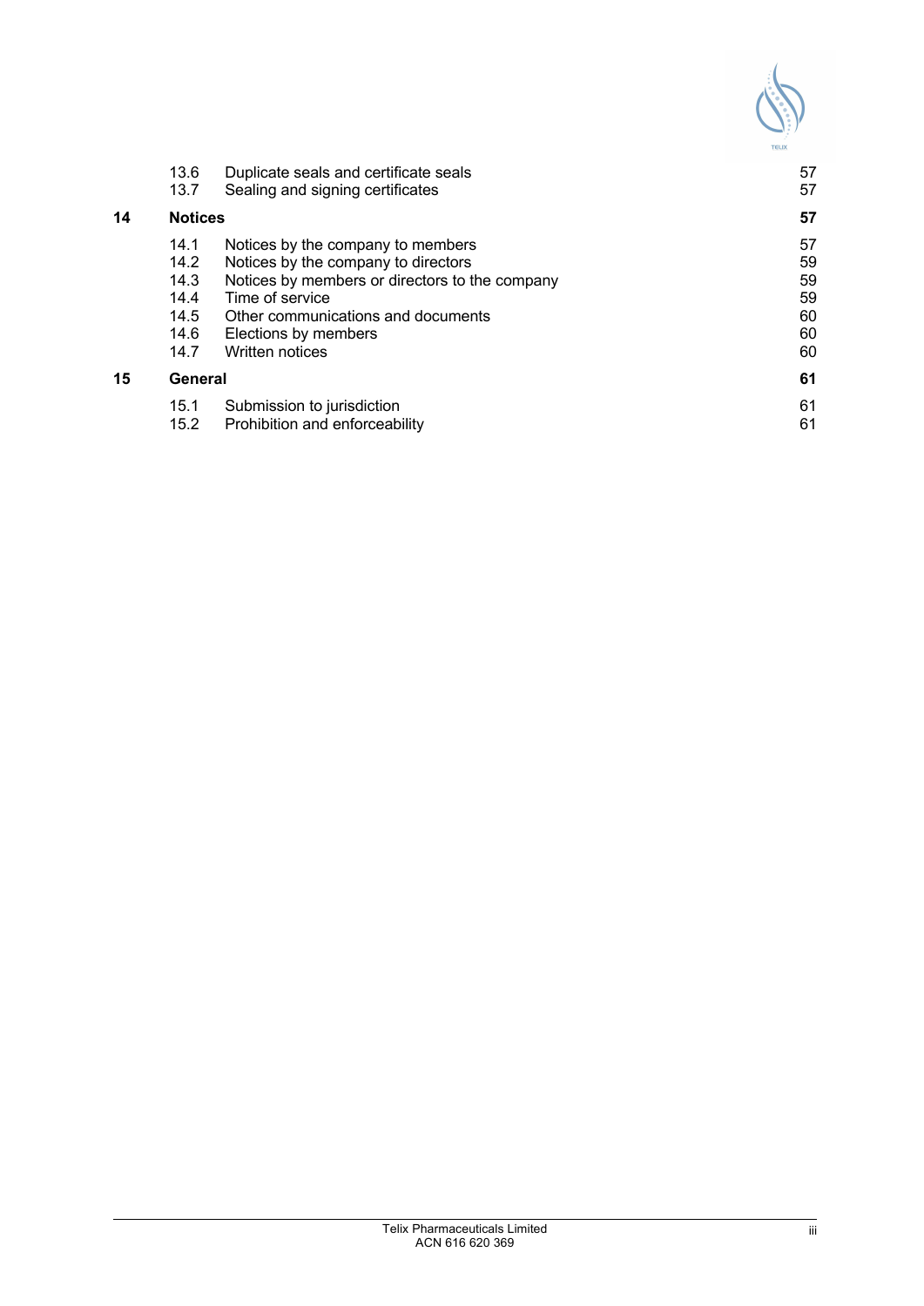| | | | |
|---|---|---|---|
| | 13.6 | Duplicate seals and certificate seals | 57 |
| | 13.7 | Sealing and signing certificates | 57 |
| **14** | **Notices** | | **57** |
| | 14.1 | Notices by the company to members | 57 |
| | 14.2 | Notices by the company to directors | 59 |
| | 14.3 | Notices by members or directors to the company | 59 |
| | 14.4 | Time of service | 59 |
| | 14.5 | Other communications and documents | 60 |
| | 14.6 | Elections by members | 60 |
| | 14.7 | Written notices | 60 |
| **15** | **General** | | **61** |
| | 15.1 | Submission to jurisdiction | 61 |
| | 15.2 | Prohibition and enforceability | 61 |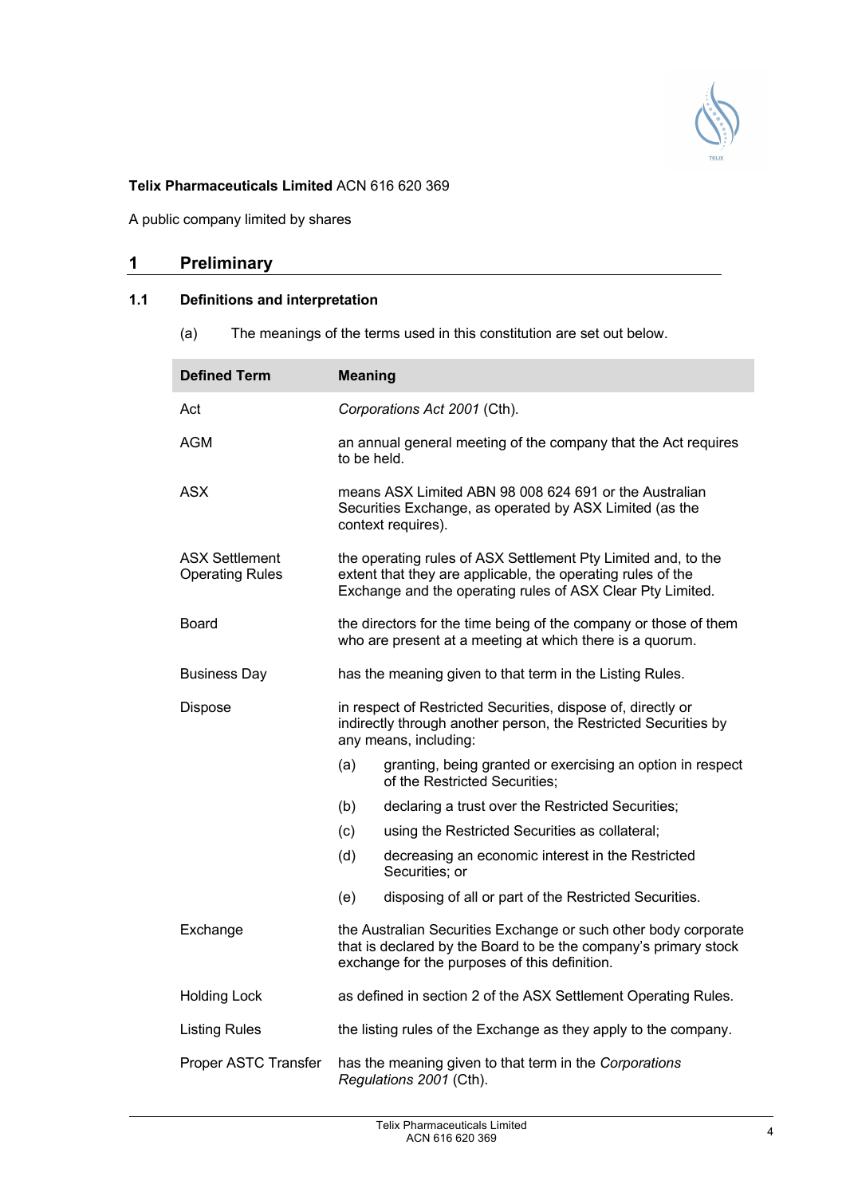**Telix Pharmaceuticals Limited** ACN 616 620 369

A public company limited by shares

# 1 Preliminary

## 1.1 Definitions and interpretation

(a) The meanings of the terms used in this constitution are set out below.

| Defined Term | Meaning |
|---|---|
| Act | *Corporations Act 2001* (Cth). |
| AGM | an annual general meeting of the company that the Act requires to be held. |
| ASX | means ASX Limited ABN 98 008 624 691 or the Australian Securities Exchange, as operated by ASX Limited (as the context requires). |
| ASX Settlement Operating Rules | the operating rules of ASX Settlement Pty Limited and, to the extent that they are applicable, the operating rules of the Exchange and the operating rules of ASX Clear Pty Limited. |
| Board | the directors for the time being of the company or those of them who are present at a meeting at which there is a quorum. |
| Business Day | has the meaning given to that term in the Listing Rules. |
| Dispose | in respect of Restricted Securities, dispose of, directly or indirectly through another person, the Restricted Securities by any means, including: (a) granting, being granted or exercising an option in respect of the Restricted Securities; (b) declaring a trust over the Restricted Securities; (c) using the Restricted Securities as collateral; (d) decreasing an economic interest in the Restricted Securities; or (e) disposing of all or part of the Restricted Securities. |
| Exchange | the Australian Securities Exchange or such other body corporate that is declared by the Board to be the company's primary stock exchange for the purposes of this definition. |
| Holding Lock | as defined in section 2 of the ASX Settlement Operating Rules. |
| Listing Rules | the listing rules of the Exchange as they apply to the company. |
| Proper ASTC Transfer | has the meaning given to that term in the *Corporations Regulations 2001* (Cth). |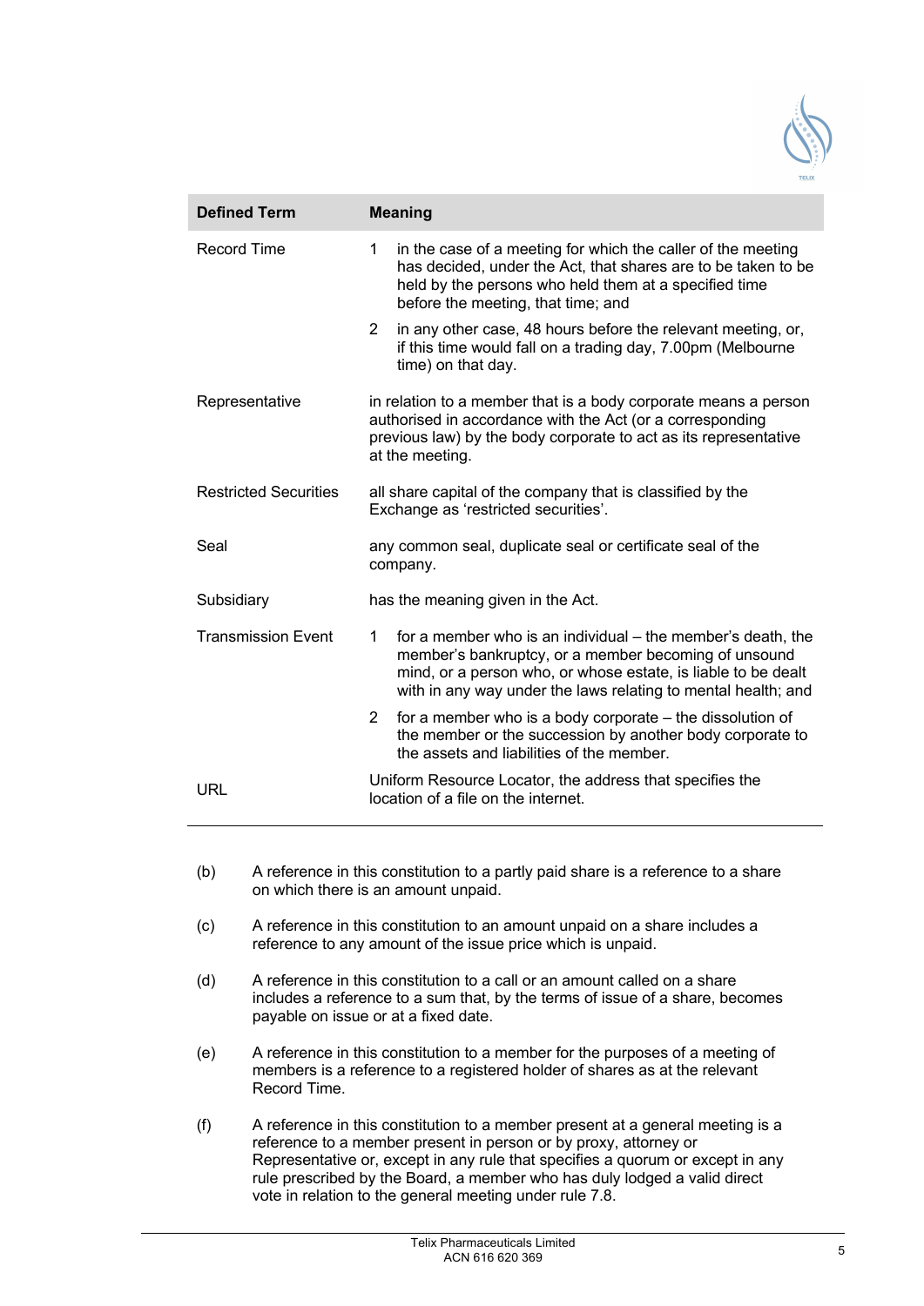| Defined Term | Meaning |
| --- | --- |
| Record Time | 1 in the case of a meeting for which the caller of the meeting has decided, under the Act, that shares are to be taken to be held by the persons who held them at a specified time before the meeting, that time; and<br>2 in any other case, 48 hours before the relevant meeting, or, if this time would fall on a trading day, 7.00pm (Melbourne time) on that day. |
| Representative | in relation to a member that is a body corporate means a person authorised in accordance with the Act (or a corresponding previous law) by the body corporate to act as its representative at the meeting. |
| Restricted Securities | all share capital of the company that is classified by the Exchange as 'restricted securities'. |
| Seal | any common seal, duplicate seal or certificate seal of the company. |
| Subsidiary | has the meaning given in the Act. |
| Transmission Event | 1 for a member who is an individual – the member's death, the member's bankruptcy, or a member becoming of unsound mind, or a person who, or whose estate, is liable to be dealt with in any way under the laws relating to mental health; and<br>2 for a member who is a body corporate – the dissolution of the member or the succession by another body corporate to the assets and liabilities of the member. |
| URL | Uniform Resource Locator, the address that specifies the location of a file on the internet. |

(b) A reference in this constitution to a partly paid share is a reference to a share on which there is an amount unpaid.

(c) A reference in this constitution to an amount unpaid on a share includes a reference to any amount of the issue price which is unpaid.

(d) A reference in this constitution to a call or an amount called on a share includes a reference to a sum that, by the terms of issue of a share, becomes payable on issue or at a fixed date.

(e) A reference in this constitution to a member for the purposes of a meeting of members is a reference to a registered holder of shares as at the relevant Record Time.

(f) A reference in this constitution to a member present at a general meeting is a reference to a member present in person or by proxy, attorney or Representative or, except in any rule that specifies a quorum or except in any rule prescribed by the Board, a member who has duly lodged a valid direct vote in relation to the general meeting under rule 7.8.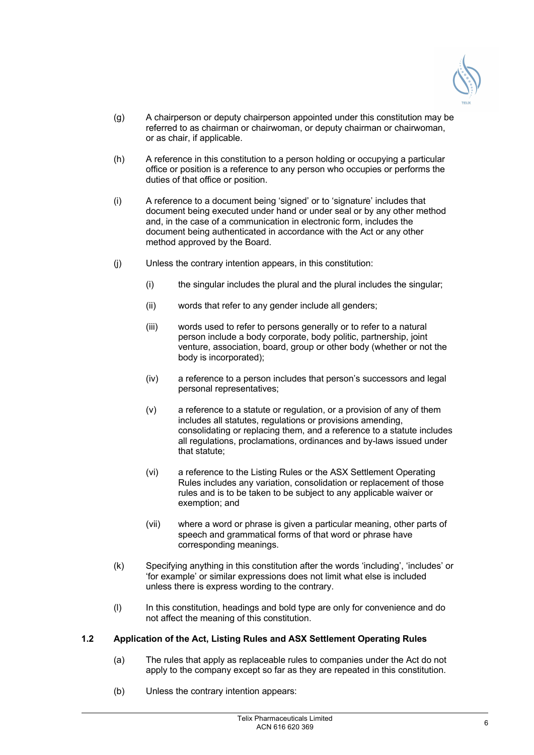(g) A chairperson or deputy chairperson appointed under this constitution may be referred to as chairman or chairwoman, or deputy chairman or chairwoman, or as chair, if applicable.

(h) A reference in this constitution to a person holding or occupying a particular office or position is a reference to any person who occupies or performs the duties of that office or position.

(i) A reference to a document being 'signed' or to 'signature' includes that document being executed under hand or under seal or by any other method and, in the case of a communication in electronic form, includes the document being authenticated in accordance with the Act or any other method approved by the Board.

(j) Unless the contrary intention appears, in this constitution:

(i) the singular includes the plural and the plural includes the singular;

(ii) words that refer to any gender include all genders;

(iii) words used to refer to persons generally or to refer to a natural person include a body corporate, body politic, partnership, joint venture, association, board, group or other body (whether or not the body is incorporated);

(iv) a reference to a person includes that person's successors and legal personal representatives;

(v) a reference to a statute or regulation, or a provision of any of them includes all statutes, regulations or provisions amending, consolidating or replacing them, and a reference to a statute includes all regulations, proclamations, ordinances and by-laws issued under that statute;

(vi) a reference to the Listing Rules or the ASX Settlement Operating Rules includes any variation, consolidation or replacement of those rules and is to be taken to be subject to any applicable waiver or exemption; and

(vii) where a word or phrase is given a particular meaning, other parts of speech and grammatical forms of that word or phrase have corresponding meanings.

(k) Specifying anything in this constitution after the words 'including', 'includes' or 'for example' or similar expressions does not limit what else is included unless there is express wording to the contrary.

(l) In this constitution, headings and bold type are only for convenience and do not affect the meaning of this constitution.

### 1.2 Application of the Act, Listing Rules and ASX Settlement Operating Rules

(a) The rules that apply as replaceable rules to companies under the Act do not apply to the company except so far as they are repeated in this constitution.

(b) Unless the contrary intention appears: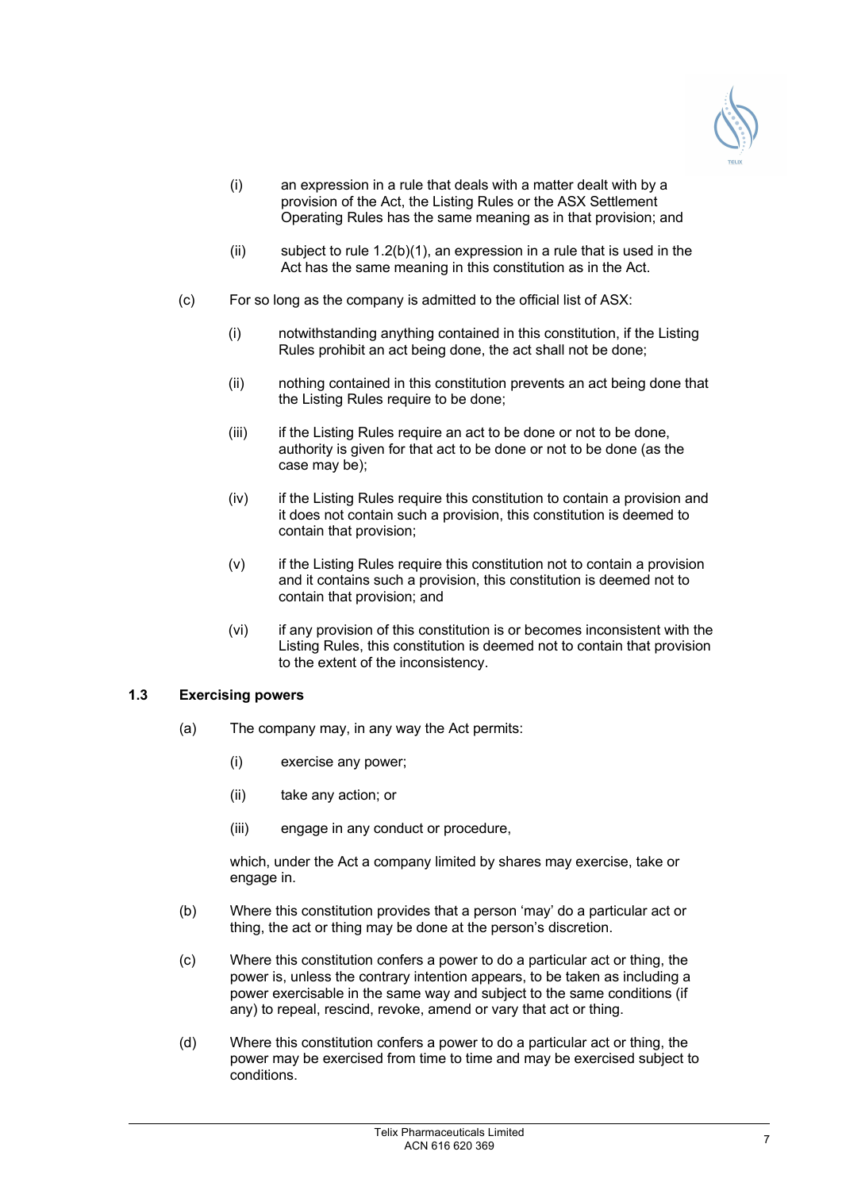(i) an expression in a rule that deals with a matter dealt with by a provision of the Act, the Listing Rules or the ASX Settlement Operating Rules has the same meaning as in that provision; and

(ii) subject to rule 1.2(b)(1), an expression in a rule that is used in the Act has the same meaning in this constitution as in the Act.

(c) For so long as the company is admitted to the official list of ASX:

(i) notwithstanding anything contained in this constitution, if the Listing Rules prohibit an act being done, the act shall not be done;

(ii) nothing contained in this constitution prevents an act being done that the Listing Rules require to be done;

(iii) if the Listing Rules require an act to be done or not to be done, authority is given for that act to be done or not to be done (as the case may be);

(iv) if the Listing Rules require this constitution to contain a provision and it does not contain such a provision, this constitution is deemed to contain that provision;

(v) if the Listing Rules require this constitution not to contain a provision and it contains such a provision, this constitution is deemed not to contain that provision; and

(vi) if any provision of this constitution is or becomes inconsistent with the Listing Rules, this constitution is deemed not to contain that provision to the extent of the inconsistency.

### 1.3 Exercising powers

(a) The company may, in any way the Act permits:

(i) exercise any power;

(ii) take any action; or

(iii) engage in any conduct or procedure,

which, under the Act a company limited by shares may exercise, take or engage in.

(b) Where this constitution provides that a person 'may' do a particular act or thing, the act or thing may be done at the person's discretion.

(c) Where this constitution confers a power to do a particular act or thing, the power is, unless the contrary intention appears, to be taken as including a power exercisable in the same way and subject to the same conditions (if any) to repeal, rescind, revoke, amend or vary that act or thing.

(d) Where this constitution confers a power to do a particular act or thing, the power may be exercised from time to time and may be exercised subject to conditions.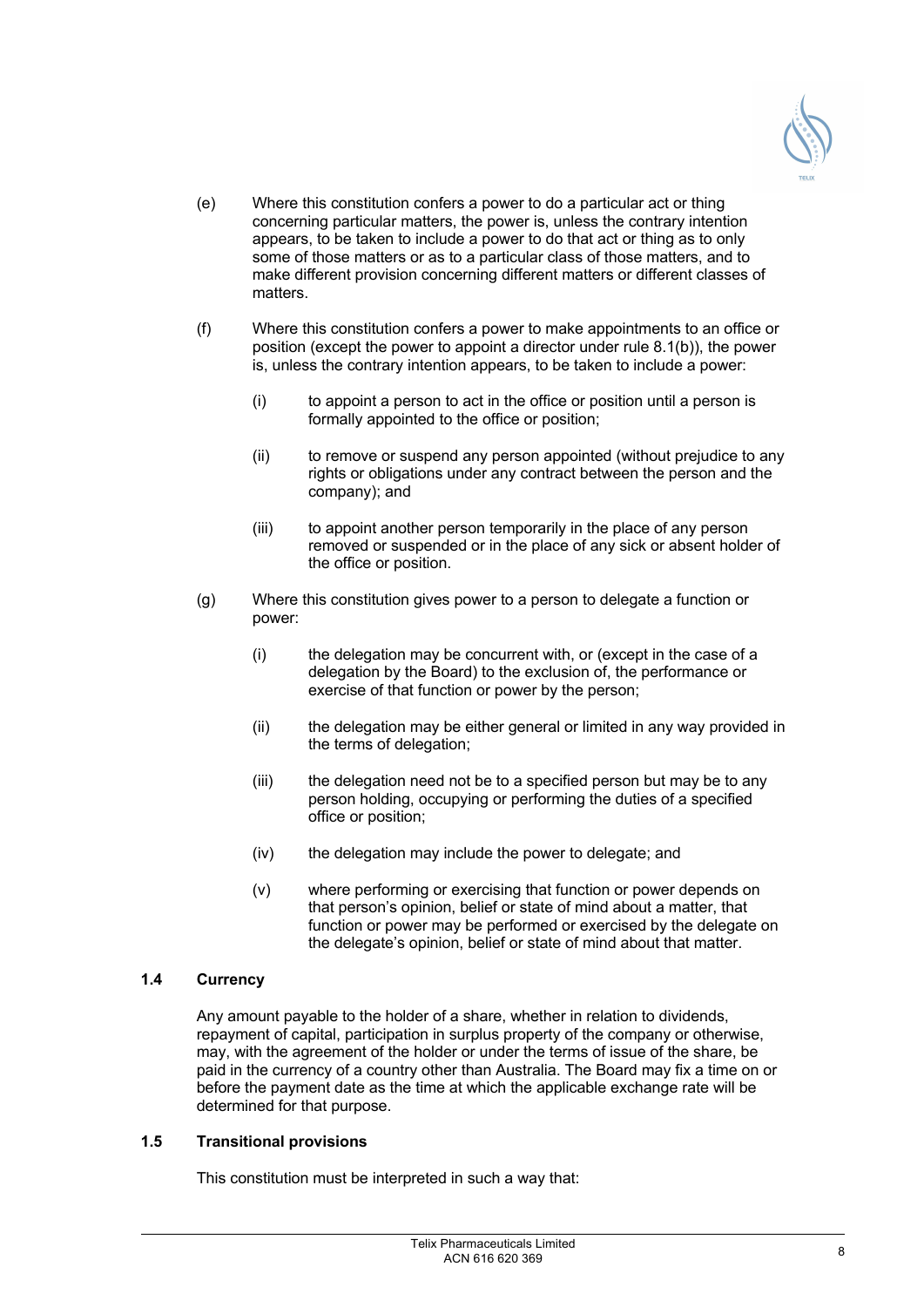(e) Where this constitution confers a power to do a particular act or thing concerning particular matters, the power is, unless the contrary intention appears, to be taken to include a power to do that act or thing as to only some of those matters or as to a particular class of those matters, and to make different provision concerning different matters or different classes of matters.

(f) Where this constitution confers a power to make appointments to an office or position (except the power to appoint a director under rule 8.1(b)), the power is, unless the contrary intention appears, to be taken to include a power:

(i) to appoint a person to act in the office or position until a person is formally appointed to the office or position;

(ii) to remove or suspend any person appointed (without prejudice to any rights or obligations under any contract between the person and the company); and

(iii) to appoint another person temporarily in the place of any person removed or suspended or in the place of any sick or absent holder of the office or position.

(g) Where this constitution gives power to a person to delegate a function or power:

(i) the delegation may be concurrent with, or (except in the case of a delegation by the Board) to the exclusion of, the performance or exercise of that function or power by the person;

(ii) the delegation may be either general or limited in any way provided in the terms of delegation;

(iii) the delegation need not be to a specified person but may be to any person holding, occupying or performing the duties of a specified office or position;

(iv) the delegation may include the power to delegate; and

(v) where performing or exercising that function or power depends on that person's opinion, belief or state of mind about a matter, that function or power may be performed or exercised by the delegate on the delegate's opinion, belief or state of mind about that matter.

### 1.4 Currency

Any amount payable to the holder of a share, whether in relation to dividends, repayment of capital, participation in surplus property of the company or otherwise, may, with the agreement of the holder or under the terms of issue of the share, be paid in the currency of a country other than Australia. The Board may fix a time on or before the payment date as the time at which the applicable exchange rate will be determined for that purpose.

### 1.5 Transitional provisions

This constitution must be interpreted in such a way that: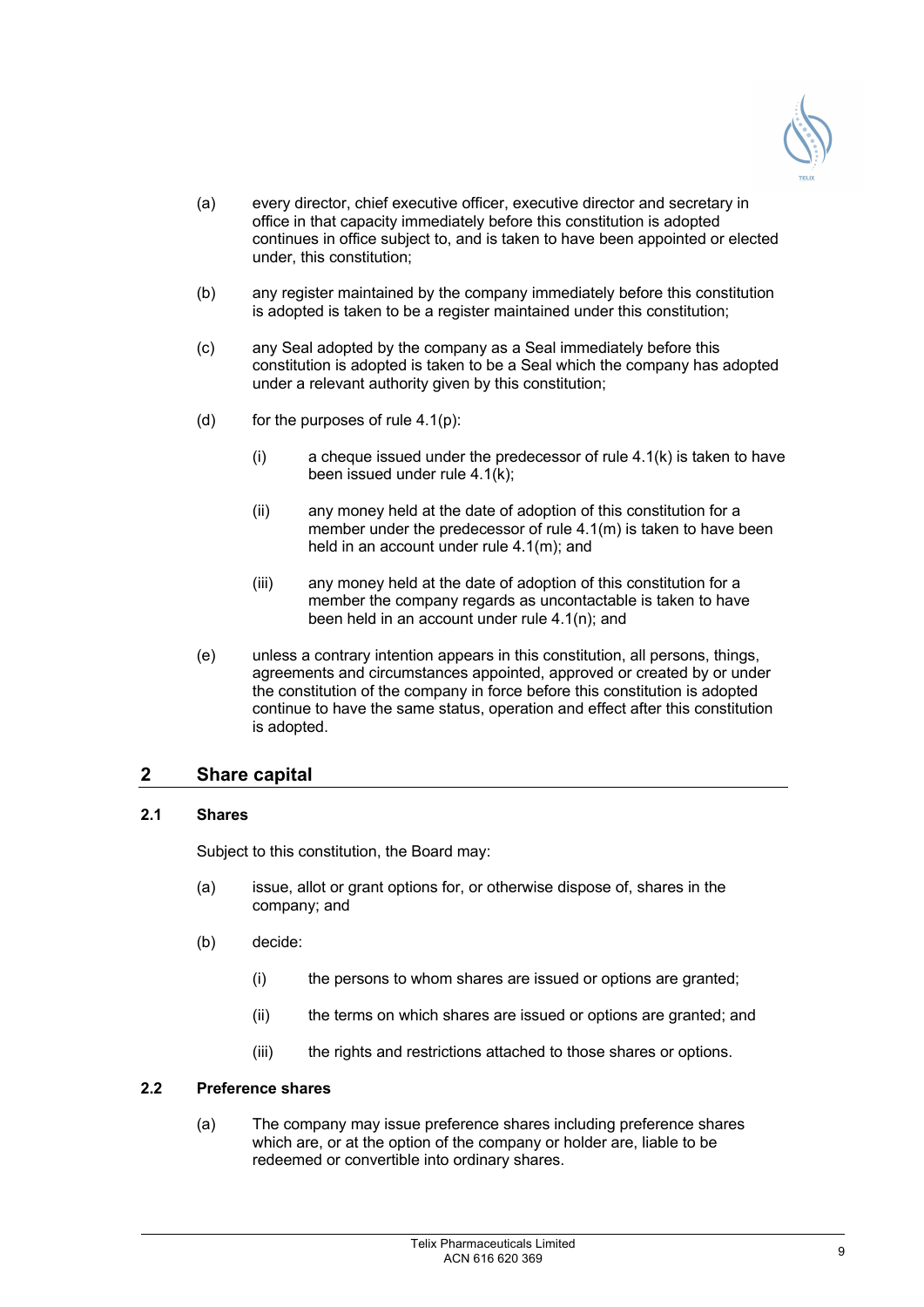(a) every director, chief executive officer, executive director and secretary in office in that capacity immediately before this constitution is adopted continues in office subject to, and is taken to have been appointed or elected under, this constitution;

(b) any register maintained by the company immediately before this constitution is adopted is taken to be a register maintained under this constitution;

(c) any Seal adopted by the company as a Seal immediately before this constitution is adopted is taken to be a Seal which the company has adopted under a relevant authority given by this constitution;

(d) for the purposes of rule 4.1(p):

   (i) a cheque issued under the predecessor of rule 4.1(k) is taken to have been issued under rule 4.1(k);

   (ii) any money held at the date of adoption of this constitution for a member under the predecessor of rule 4.1(m) is taken to have been held in an account under rule 4.1(m); and

   (iii) any money held at the date of adoption of this constitution for a member the company regards as uncontactable is taken to have been held in an account under rule 4.1(n); and

(e) unless a contrary intention appears in this constitution, all persons, things, agreements and circumstances appointed, approved or created by or under the constitution of the company in force before this constitution is adopted continue to have the same status, operation and effect after this constitution is adopted.

## 2 Share capital

### 2.1 Shares

Subject to this constitution, the Board may:

(a) issue, allot or grant options for, or otherwise dispose of, shares in the company; and

(b) decide:

   (i) the persons to whom shares are issued or options are granted;

   (ii) the terms on which shares are issued or options are granted; and

   (iii) the rights and restrictions attached to those shares or options.

### 2.2 Preference shares

(a) The company may issue preference shares including preference shares which are, or at the option of the company or holder are, liable to be redeemed or convertible into ordinary shares.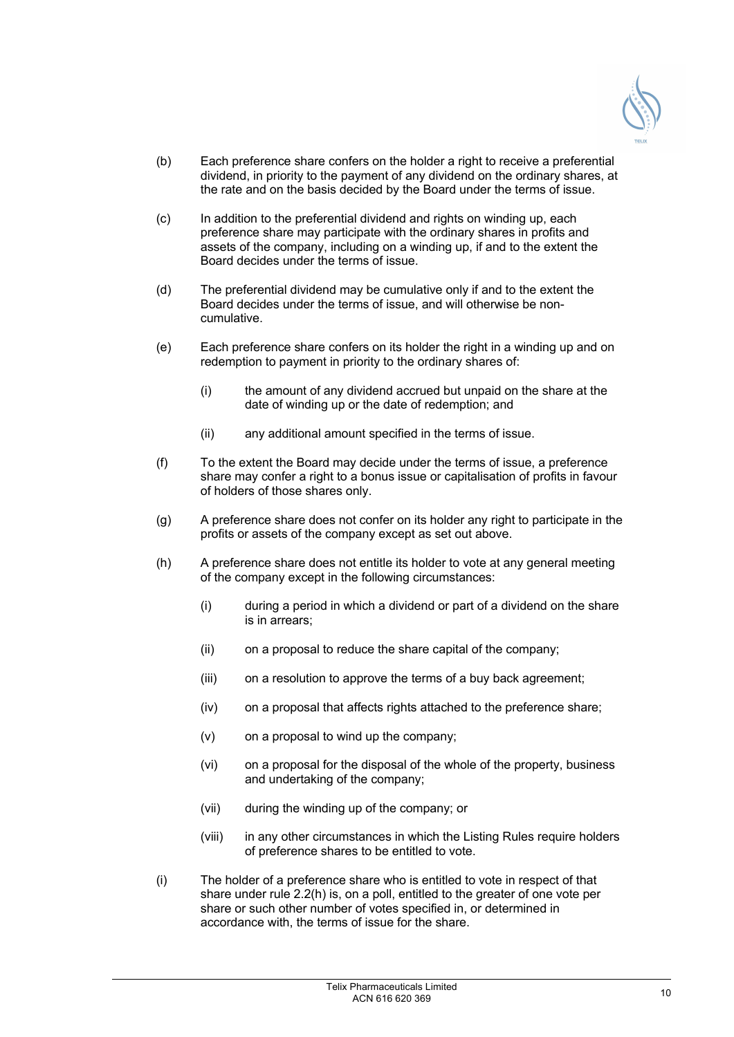(b) Each preference share confers on the holder a right to receive a preferential dividend, in priority to the payment of any dividend on the ordinary shares, at the rate and on the basis decided by the Board under the terms of issue.

(c) In addition to the preferential dividend and rights on winding up, each preference share may participate with the ordinary shares in profits and assets of the company, including on a winding up, if and to the extent the Board decides under the terms of issue.

(d) The preferential dividend may be cumulative only if and to the extent the Board decides under the terms of issue, and will otherwise be non-cumulative.

(e) Each preference share confers on its holder the right in a winding up and on redemption to payment in priority to the ordinary shares of:

   (i) the amount of any dividend accrued but unpaid on the share at the date of winding up or the date of redemption; and

   (ii) any additional amount specified in the terms of issue.

(f) To the extent the Board may decide under the terms of issue, a preference share may confer a right to a bonus issue or capitalisation of profits in favour of holders of those shares only.

(g) A preference share does not confer on its holder any right to participate in the profits or assets of the company except as set out above.

(h) A preference share does not entitle its holder to vote at any general meeting of the company except in the following circumstances:

   (i) during a period in which a dividend or part of a dividend on the share is in arrears;

   (ii) on a proposal to reduce the share capital of the company;

   (iii) on a resolution to approve the terms of a buy back agreement;

   (iv) on a proposal that affects rights attached to the preference share;

   (v) on a proposal to wind up the company;

   (vi) on a proposal for the disposal of the whole of the property, business and undertaking of the company;

   (vii) during the winding up of the company; or

   (viii) in any other circumstances in which the Listing Rules require holders of preference shares to be entitled to vote.

(i) The holder of a preference share who is entitled to vote in respect of that share under rule 2.2(h) is, on a poll, entitled to the greater of one vote per share or such other number of votes specified in, or determined in accordance with, the terms of issue for the share.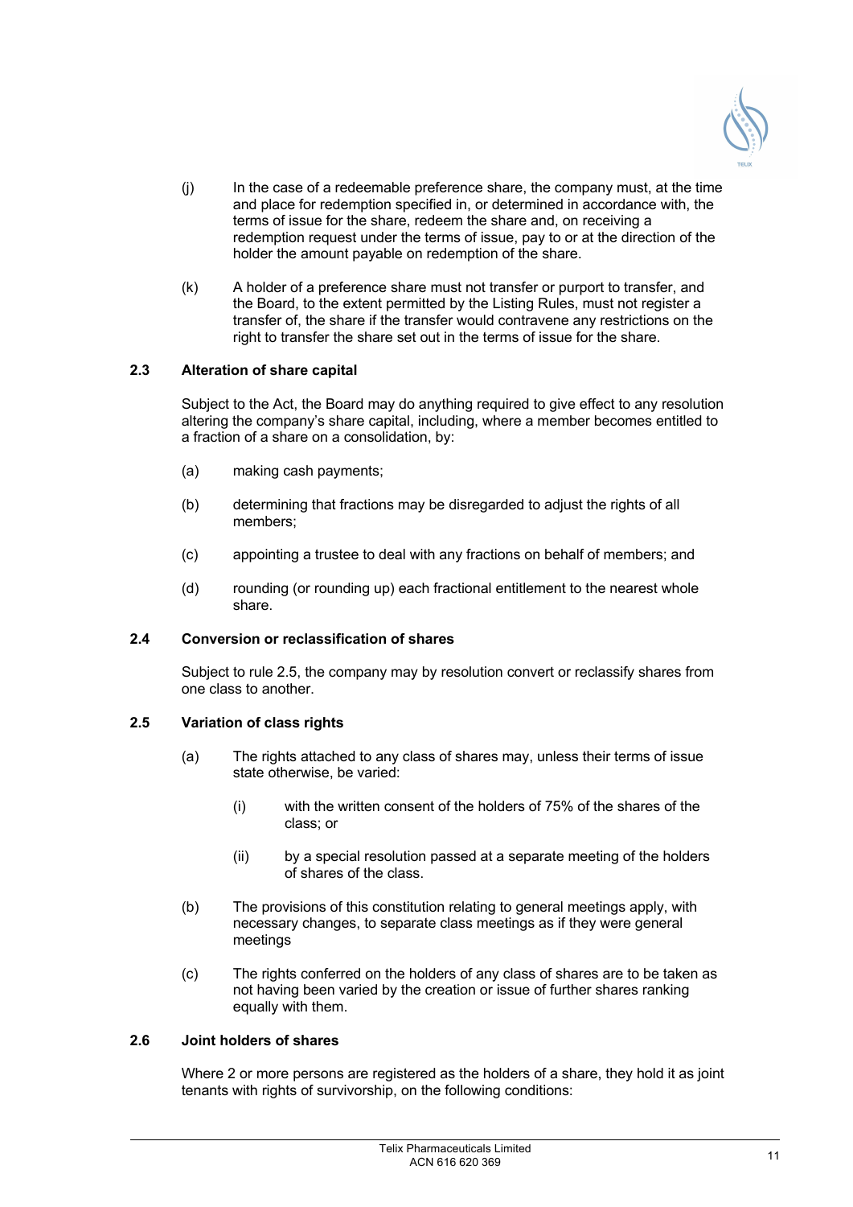(j) In the case of a redeemable preference share, the company must, at the time and place for redemption specified in, or determined in accordance with, the terms of issue for the share, redeem the share and, on receiving a redemption request under the terms of issue, pay to or at the direction of the holder the amount payable on redemption of the share.

(k) A holder of a preference share must not transfer or purport to transfer, and the Board, to the extent permitted by the Listing Rules, must not register a transfer of, the share if the transfer would contravene any restrictions on the right to transfer the share set out in the terms of issue for the share.

### 2.3 Alteration of share capital

Subject to the Act, the Board may do anything required to give effect to any resolution altering the company's share capital, including, where a member becomes entitled to a fraction of a share on a consolidation, by:

(a) making cash payments;

(b) determining that fractions may be disregarded to adjust the rights of all members;

(c) appointing a trustee to deal with any fractions on behalf of members; and

(d) rounding (or rounding up) each fractional entitlement to the nearest whole share.

### 2.4 Conversion or reclassification of shares

Subject to rule 2.5, the company may by resolution convert or reclassify shares from one class to another.

### 2.5 Variation of class rights

(a) The rights attached to any class of shares may, unless their terms of issue state otherwise, be varied:

  (i) with the written consent of the holders of 75% of the shares of the class; or

  (ii) by a special resolution passed at a separate meeting of the holders of shares of the class.

(b) The provisions of this constitution relating to general meetings apply, with necessary changes, to separate class meetings as if they were general meetings

(c) The rights conferred on the holders of any class of shares are to be taken as not having been varied by the creation or issue of further shares ranking equally with them.

### 2.6 Joint holders of shares

Where 2 or more persons are registered as the holders of a share, they hold it as joint tenants with rights of survivorship, on the following conditions: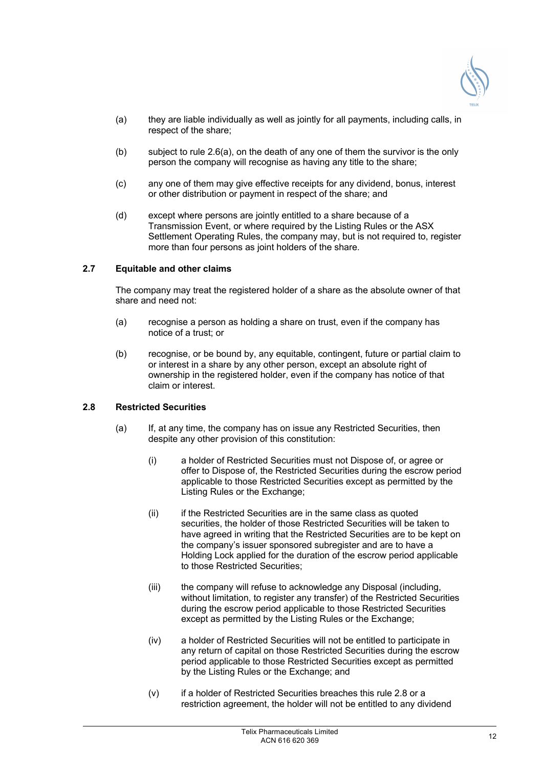(a) they are liable individually as well as jointly for all payments, including calls, in respect of the share;

(b) subject to rule 2.6(a), on the death of any one of them the survivor is the only person the company will recognise as having any title to the share;

(c) any one of them may give effective receipts for any dividend, bonus, interest or other distribution or payment in respect of the share; and

(d) except where persons are jointly entitled to a share because of a Transmission Event, or where required by the Listing Rules or the ASX Settlement Operating Rules, the company may, but is not required to, register more than four persons as joint holders of the share.

### 2.7 Equitable and other claims

The company may treat the registered holder of a share as the absolute owner of that share and need not:

(a) recognise a person as holding a share on trust, even if the company has notice of a trust; or

(b) recognise, or be bound by, any equitable, contingent, future or partial claim to or interest in a share by any other person, except an absolute right of ownership in the registered holder, even if the company has notice of that claim or interest.

### 2.8 Restricted Securities

(a) If, at any time, the company has on issue any Restricted Securities, then despite any other provision of this constitution:

  (i) a holder of Restricted Securities must not Dispose of, or agree or offer to Dispose of, the Restricted Securities during the escrow period applicable to those Restricted Securities except as permitted by the Listing Rules or the Exchange;

  (ii) if the Restricted Securities are in the same class as quoted securities, the holder of those Restricted Securities will be taken to have agreed in writing that the Restricted Securities are to be kept on the company's issuer sponsored subregister and are to have a Holding Lock applied for the duration of the escrow period applicable to those Restricted Securities;

  (iii) the company will refuse to acknowledge any Disposal (including, without limitation, to register any transfer) of the Restricted Securities during the escrow period applicable to those Restricted Securities except as permitted by the Listing Rules or the Exchange;

  (iv) a holder of Restricted Securities will not be entitled to participate in any return of capital on those Restricted Securities during the escrow period applicable to those Restricted Securities except as permitted by the Listing Rules or the Exchange; and

  (v) if a holder of Restricted Securities breaches this rule 2.8 or a restriction agreement, the holder will not be entitled to any dividend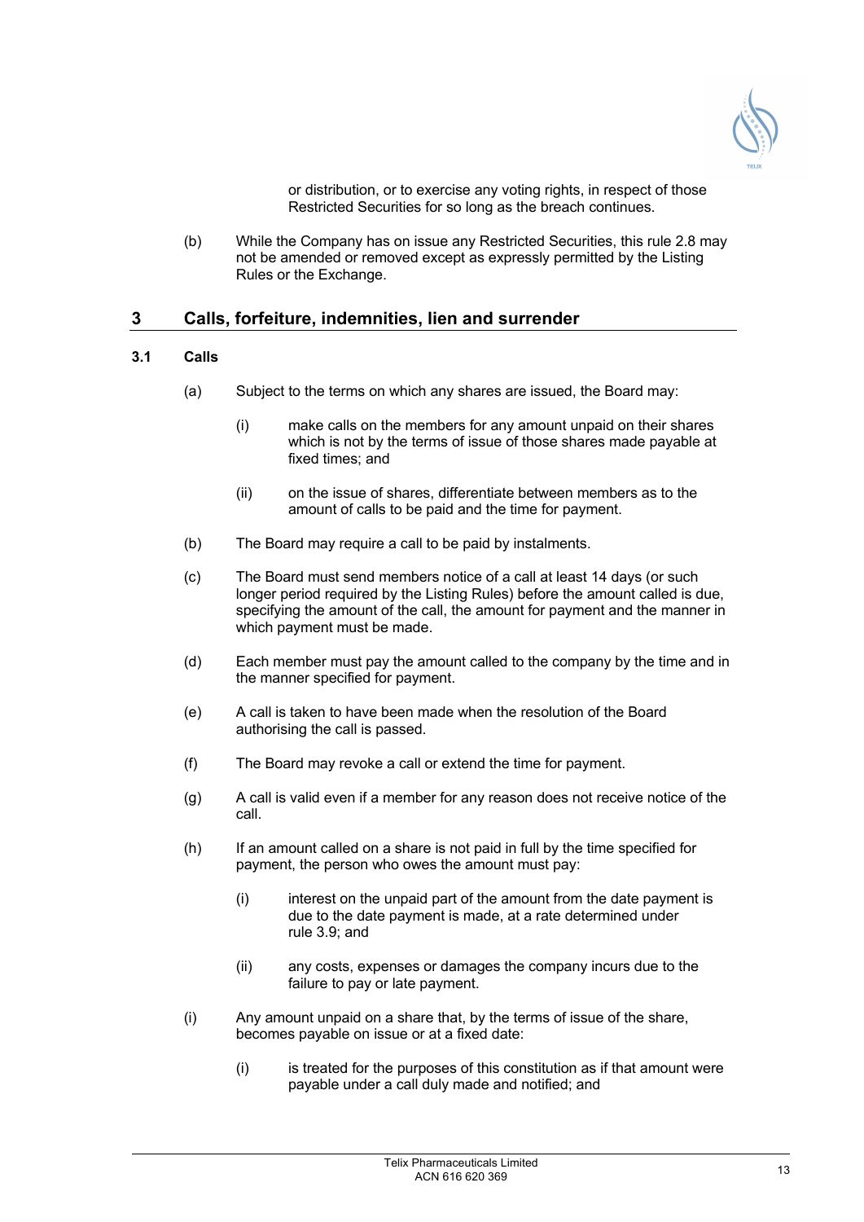or distribution, or to exercise any voting rights, in respect of those Restricted Securities for so long as the breach continues.

(b) While the Company has on issue any Restricted Securities, this rule 2.8 may not be amended or removed except as expressly permitted by the Listing Rules or the Exchange.

## 3 Calls, forfeiture, indemnities, lien and surrender

### 3.1 Calls

(a) Subject to the terms on which any shares are issued, the Board may:

   (i) make calls on the members for any amount unpaid on their shares which is not by the terms of issue of those shares made payable at fixed times; and

   (ii) on the issue of shares, differentiate between members as to the amount of calls to be paid and the time for payment.

(b) The Board may require a call to be paid by instalments.

(c) The Board must send members notice of a call at least 14 days (or such longer period required by the Listing Rules) before the amount called is due, specifying the amount of the call, the amount for payment and the manner in which payment must be made.

(d) Each member must pay the amount called to the company by the time and in the manner specified for payment.

(e) A call is taken to have been made when the resolution of the Board authorising the call is passed.

(f) The Board may revoke a call or extend the time for payment.

(g) A call is valid even if a member for any reason does not receive notice of the call.

(h) If an amount called on a share is not paid in full by the time specified for payment, the person who owes the amount must pay:

   (i) interest on the unpaid part of the amount from the date payment is due to the date payment is made, at a rate determined under rule 3.9; and

   (ii) any costs, expenses or damages the company incurs due to the failure to pay or late payment.

(i) Any amount unpaid on a share that, by the terms of issue of the share, becomes payable on issue or at a fixed date:

   (i) is treated for the purposes of this constitution as if that amount were payable under a call duly made and notified; and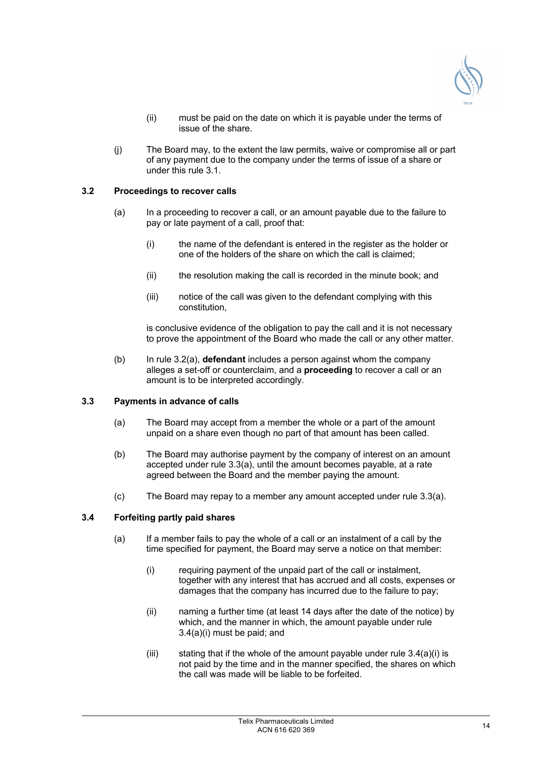(ii) must be paid on the date on which it is payable under the terms of issue of the share.

(j) The Board may, to the extent the law permits, waive or compromise all or part of any payment due to the company under the terms of issue of a share or under this rule 3.1.

### 3.2 Proceedings to recover calls

(a) In a proceeding to recover a call, or an amount payable due to the failure to pay or late payment of a call, proof that:

(i) the name of the defendant is entered in the register as the holder or one of the holders of the share on which the call is claimed;

(ii) the resolution making the call is recorded in the minute book; and

(iii) notice of the call was given to the defendant complying with this constitution,

is conclusive evidence of the obligation to pay the call and it is not necessary to prove the appointment of the Board who made the call or any other matter.

(b) In rule 3.2(a), **defendant** includes a person against whom the company alleges a set-off or counterclaim, and a **proceeding** to recover a call or an amount is to be interpreted accordingly.

### 3.3 Payments in advance of calls

(a) The Board may accept from a member the whole or a part of the amount unpaid on a share even though no part of that amount has been called.

(b) The Board may authorise payment by the company of interest on an amount accepted under rule 3.3(a), until the amount becomes payable, at a rate agreed between the Board and the member paying the amount.

(c) The Board may repay to a member any amount accepted under rule 3.3(a).

### 3.4 Forfeiting partly paid shares

(a) If a member fails to pay the whole of a call or an instalment of a call by the time specified for payment, the Board may serve a notice on that member:

(i) requiring payment of the unpaid part of the call or instalment, together with any interest that has accrued and all costs, expenses or damages that the company has incurred due to the failure to pay;

(ii) naming a further time (at least 14 days after the date of the notice) by which, and the manner in which, the amount payable under rule 3.4(a)(i) must be paid; and

(iii) stating that if the whole of the amount payable under rule 3.4(a)(i) is not paid by the time and in the manner specified, the shares on which the call was made will be liable to be forfeited.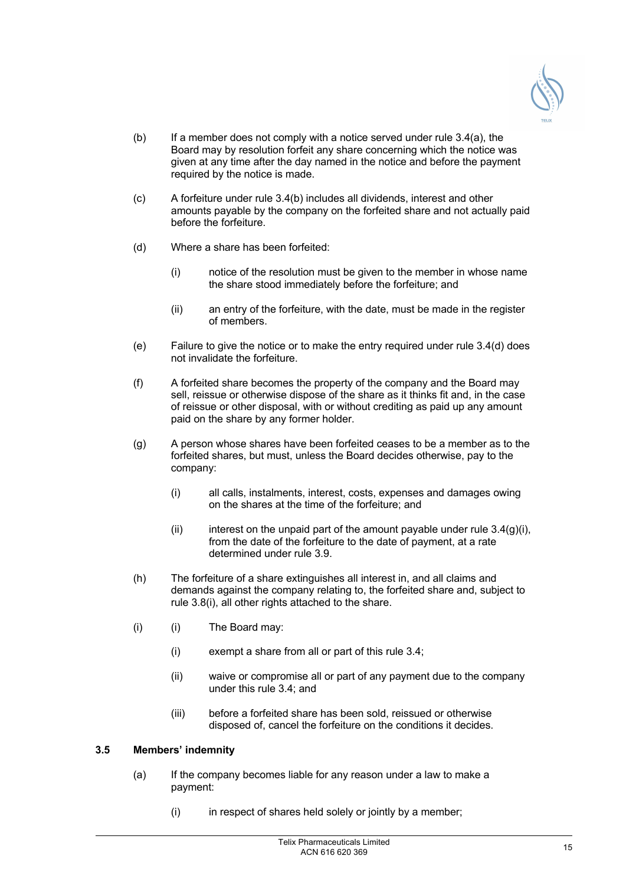(b) If a member does not comply with a notice served under rule 3.4(a), the Board may by resolution forfeit any share concerning which the notice was given at any time after the day named in the notice and before the payment required by the notice is made.

(c) A forfeiture under rule 3.4(b) includes all dividends, interest and other amounts payable by the company on the forfeited share and not actually paid before the forfeiture.

(d) Where a share has been forfeited:

 (i) notice of the resolution must be given to the member in whose name the share stood immediately before the forfeiture; and

 (ii) an entry of the forfeiture, with the date, must be made in the register of members.

(e) Failure to give the notice or to make the entry required under rule 3.4(d) does not invalidate the forfeiture.

(f) A forfeited share becomes the property of the company and the Board may sell, reissue or otherwise dispose of the share as it thinks fit and, in the case of reissue or other disposal, with or without crediting as paid up any amount paid on the share by any former holder.

(g) A person whose shares have been forfeited ceases to be a member as to the forfeited shares, but must, unless the Board decides otherwise, pay to the company:

 (i) all calls, instalments, interest, costs, expenses and damages owing on the shares at the time of the forfeiture; and

 (ii) interest on the unpaid part of the amount payable under rule 3.4(g)(i), from the date of the forfeiture to the date of payment, at a rate determined under rule 3.9.

(h) The forfeiture of a share extinguishes all interest in, and all claims and demands against the company relating to, the forfeited share and, subject to rule 3.8(i), all other rights attached to the share.

(i) (i) The Board may:

 (i) exempt a share from all or part of this rule 3.4;

 (ii) waive or compromise all or part of any payment due to the company under this rule 3.4; and

 (iii) before a forfeited share has been sold, reissued or otherwise disposed of, cancel the forfeiture on the conditions it decides.

### 3.5 Members' indemnity

(a) If the company becomes liable for any reason under a law to make a payment:

 (i) in respect of shares held solely or jointly by a member;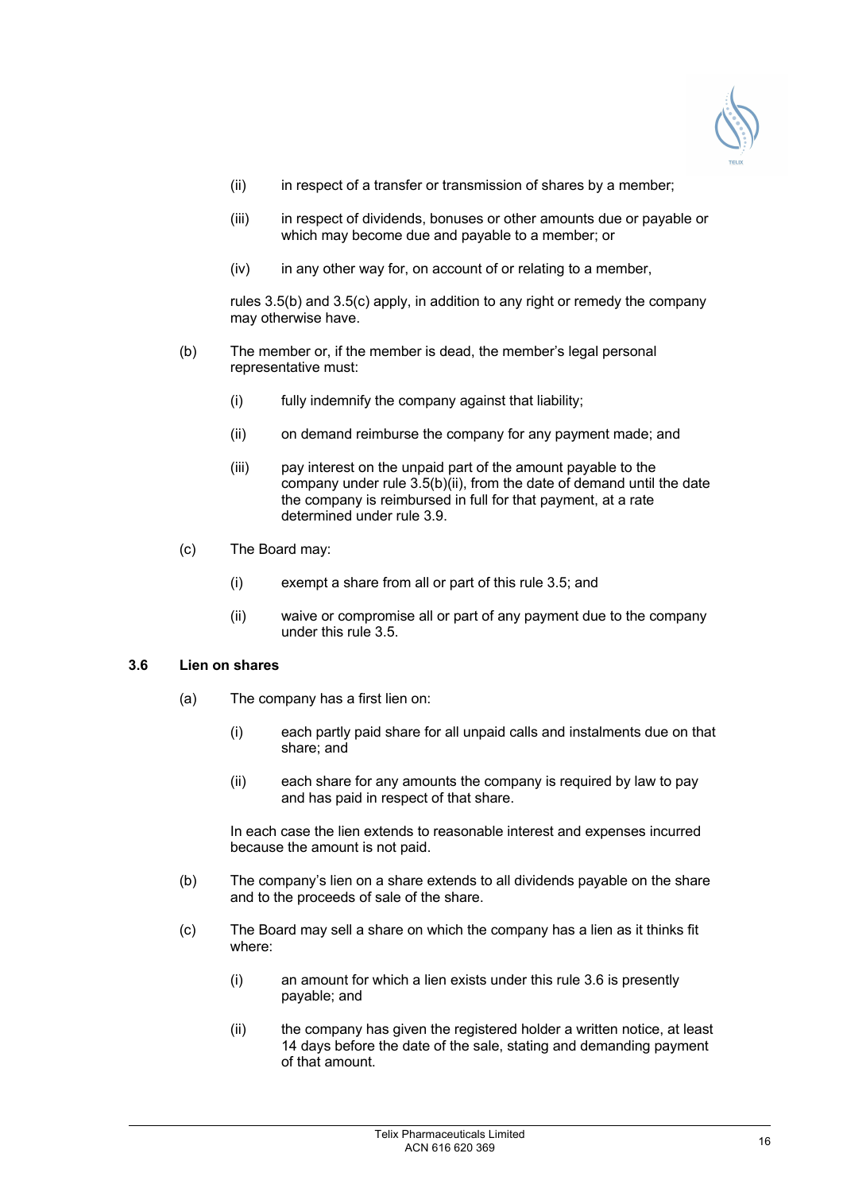(ii) in respect of a transfer or transmission of shares by a member;

(iii) in respect of dividends, bonuses or other amounts due or payable or which may become due and payable to a member; or

(iv) in any other way for, on account of or relating to a member,

rules 3.5(b) and 3.5(c) apply, in addition to any right or remedy the company may otherwise have.

(b) The member or, if the member is dead, the member's legal personal representative must:

(i) fully indemnify the company against that liability;

(ii) on demand reimburse the company for any payment made; and

(iii) pay interest on the unpaid part of the amount payable to the company under rule 3.5(b)(ii), from the date of demand until the date the company is reimbursed in full for that payment, at a rate determined under rule 3.9.

(c) The Board may:

(i) exempt a share from all or part of this rule 3.5; and

(ii) waive or compromise all or part of any payment due to the company under this rule 3.5.

### 3.6 Lien on shares

(a) The company has a first lien on:

(i) each partly paid share for all unpaid calls and instalments due on that share; and

(ii) each share for any amounts the company is required by law to pay and has paid in respect of that share.

In each case the lien extends to reasonable interest and expenses incurred because the amount is not paid.

(b) The company's lien on a share extends to all dividends payable on the share and to the proceeds of sale of the share.

(c) The Board may sell a share on which the company has a lien as it thinks fit where:

(i) an amount for which a lien exists under this rule 3.6 is presently payable; and

(ii) the company has given the registered holder a written notice, at least 14 days before the date of the sale, stating and demanding payment of that amount.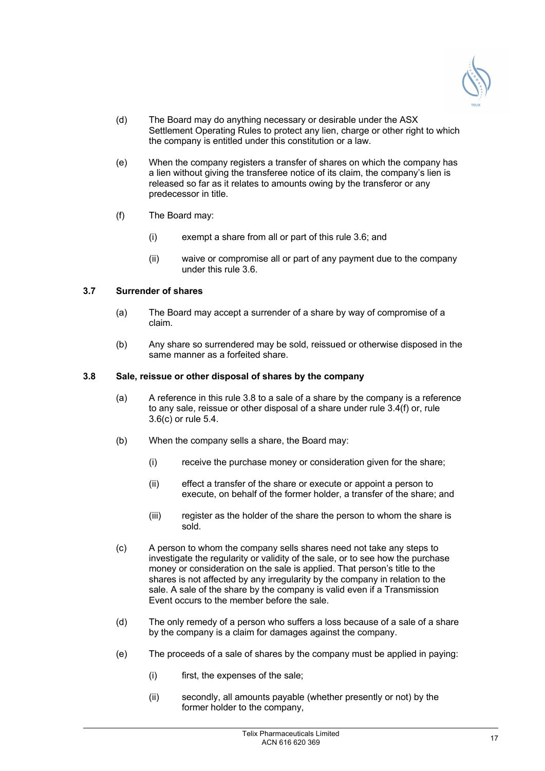(d) The Board may do anything necessary or desirable under the ASX Settlement Operating Rules to protect any lien, charge or other right to which the company is entitled under this constitution or a law.

(e) When the company registers a transfer of shares on which the company has a lien without giving the transferee notice of its claim, the company's lien is released so far as it relates to amounts owing by the transferor or any predecessor in title.

(f) The Board may:

  (i) exempt a share from all or part of this rule 3.6; and

  (ii) waive or compromise all or part of any payment due to the company under this rule 3.6.

### 3.7 Surrender of shares

(a) The Board may accept a surrender of a share by way of compromise of a claim.

(b) Any share so surrendered may be sold, reissued or otherwise disposed in the same manner as a forfeited share.

### 3.8 Sale, reissue or other disposal of shares by the company

(a) A reference in this rule 3.8 to a sale of a share by the company is a reference to any sale, reissue or other disposal of a share under rule 3.4(f) or, rule 3.6(c) or rule 5.4.

(b) When the company sells a share, the Board may:

  (i) receive the purchase money or consideration given for the share;

  (ii) effect a transfer of the share or execute or appoint a person to execute, on behalf of the former holder, a transfer of the share; and

  (iii) register as the holder of the share the person to whom the share is sold.

(c) A person to whom the company sells shares need not take any steps to investigate the regularity or validity of the sale, or to see how the purchase money or consideration on the sale is applied. That person's title to the shares is not affected by any irregularity by the company in relation to the sale. A sale of the share by the company is valid even if a Transmission Event occurs to the member before the sale.

(d) The only remedy of a person who suffers a loss because of a sale of a share by the company is a claim for damages against the company.

(e) The proceeds of a sale of shares by the company must be applied in paying:

  (i) first, the expenses of the sale;

  (ii) secondly, all amounts payable (whether presently or not) by the former holder to the company,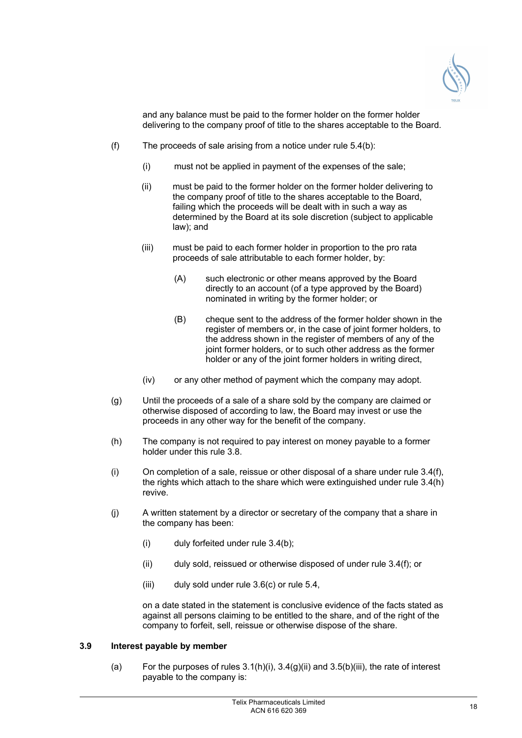and any balance must be paid to the former holder on the former holder delivering to the company proof of title to the shares acceptable to the Board.

(f) The proceeds of sale arising from a notice under rule 5.4(b):

  (i) must not be applied in payment of the expenses of the sale;

  (ii) must be paid to the former holder on the former holder delivering to the company proof of title to the shares acceptable to the Board, failing which the proceeds will be dealt with in such a way as determined by the Board at its sole discretion (subject to applicable law); and

  (iii) must be paid to each former holder in proportion to the pro rata proceeds of sale attributable to each former holder, by:

    (A) such electronic or other means approved by the Board directly to an account (of a type approved by the Board) nominated in writing by the former holder; or

    (B) cheque sent to the address of the former holder shown in the register of members or, in the case of joint former holders, to the address shown in the register of members of any of the joint former holders, or to such other address as the former holder or any of the joint former holders in writing direct,

  (iv) or any other method of payment which the company may adopt.

(g) Until the proceeds of a sale of a share sold by the company are claimed or otherwise disposed of according to law, the Board may invest or use the proceeds in any other way for the benefit of the company.

(h) The company is not required to pay interest on money payable to a former holder under this rule 3.8.

(i) On completion of a sale, reissue or other disposal of a share under rule 3.4(f), the rights which attach to the share which were extinguished under rule 3.4(h) revive.

(j) A written statement by a director or secretary of the company that a share in the company has been:

  (i) duly forfeited under rule 3.4(b);

  (ii) duly sold, reissued or otherwise disposed of under rule 3.4(f); or

  (iii) duly sold under rule 3.6(c) or rule 5.4,

  on a date stated in the statement is conclusive evidence of the facts stated as against all persons claiming to be entitled to the share, and of the right of the company to forfeit, sell, reissue or otherwise dispose of the share.

### 3.9 Interest payable by member

(a) For the purposes of rules 3.1(h)(i), 3.4(g)(ii) and 3.5(b)(iii), the rate of interest payable to the company is: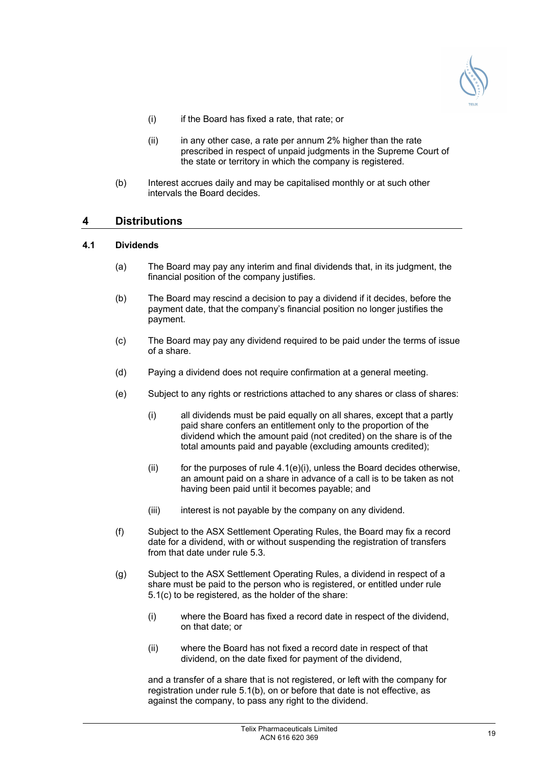(i) if the Board has fixed a rate, that rate; or

(ii) in any other case, a rate per annum 2% higher than the rate prescribed in respect of unpaid judgments in the Supreme Court of the state or territory in which the company is registered.

(b) Interest accrues daily and may be capitalised monthly or at such other intervals the Board decides.

## 4 Distributions

### 4.1 Dividends

(a) The Board may pay any interim and final dividends that, in its judgment, the financial position of the company justifies.

(b) The Board may rescind a decision to pay a dividend if it decides, before the payment date, that the company's financial position no longer justifies the payment.

(c) The Board may pay any dividend required to be paid under the terms of issue of a share.

(d) Paying a dividend does not require confirmation at a general meeting.

(e) Subject to any rights or restrictions attached to any shares or class of shares:

(i) all dividends must be paid equally on all shares, except that a partly paid share confers an entitlement only to the proportion of the dividend which the amount paid (not credited) on the share is of the total amounts paid and payable (excluding amounts credited);

(ii) for the purposes of rule 4.1(e)(i), unless the Board decides otherwise, an amount paid on a share in advance of a call is to be taken as not having been paid until it becomes payable; and

(iii) interest is not payable by the company on any dividend.

(f) Subject to the ASX Settlement Operating Rules, the Board may fix a record date for a dividend, with or without suspending the registration of transfers from that date under rule 5.3.

(g) Subject to the ASX Settlement Operating Rules, a dividend in respect of a share must be paid to the person who is registered, or entitled under rule 5.1(c) to be registered, as the holder of the share:

(i) where the Board has fixed a record date in respect of the dividend, on that date; or

(ii) where the Board has not fixed a record date in respect of that dividend, on the date fixed for payment of the dividend,

and a transfer of a share that is not registered, or left with the company for registration under rule 5.1(b), on or before that date is not effective, as against the company, to pass any right to the dividend.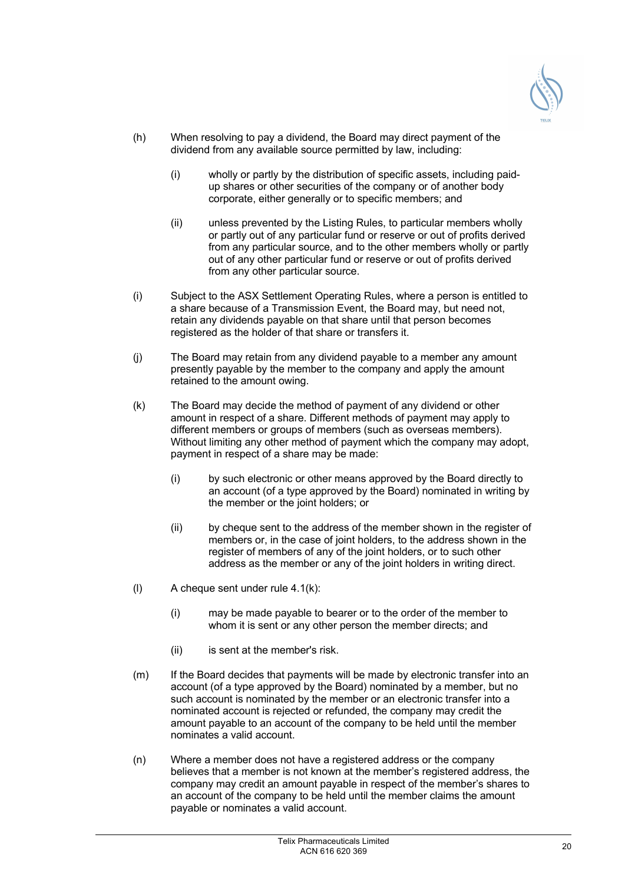(h) When resolving to pay a dividend, the Board may direct payment of the dividend from any available source permitted by law, including:

  (i) wholly or partly by the distribution of specific assets, including paid-up shares or other securities of the company or of another body corporate, either generally or to specific members; and

  (ii) unless prevented by the Listing Rules, to particular members wholly or partly out of any particular fund or reserve or out of profits derived from any particular source, and to the other members wholly or partly out of any other particular fund or reserve or out of profits derived from any other particular source.

(i) Subject to the ASX Settlement Operating Rules, where a person is entitled to a share because of a Transmission Event, the Board may, but need not, retain any dividends payable on that share until that person becomes registered as the holder of that share or transfers it.

(j) The Board may retain from any dividend payable to a member any amount presently payable by the member to the company and apply the amount retained to the amount owing.

(k) The Board may decide the method of payment of any dividend or other amount in respect of a share. Different methods of payment may apply to different members or groups of members (such as overseas members). Without limiting any other method of payment which the company may adopt, payment in respect of a share may be made:

  (i) by such electronic or other means approved by the Board directly to an account (of a type approved by the Board) nominated in writing by the member or the joint holders; or

  (ii) by cheque sent to the address of the member shown in the register of members or, in the case of joint holders, to the address shown in the register of members of any of the joint holders, or to such other address as the member or any of the joint holders in writing direct.

(l) A cheque sent under rule 4.1(k):

  (i) may be made payable to bearer or to the order of the member to whom it is sent or any other person the member directs; and

  (ii) is sent at the member's risk.

(m) If the Board decides that payments will be made by electronic transfer into an account (of a type approved by the Board) nominated by a member, but no such account is nominated by the member or an electronic transfer into a nominated account is rejected or refunded, the company may credit the amount payable to an account of the company to be held until the member nominates a valid account.

(n) Where a member does not have a registered address or the company believes that a member is not known at the member's registered address, the company may credit an amount payable in respect of the member's shares to an account of the company to be held until the member claims the amount payable or nominates a valid account.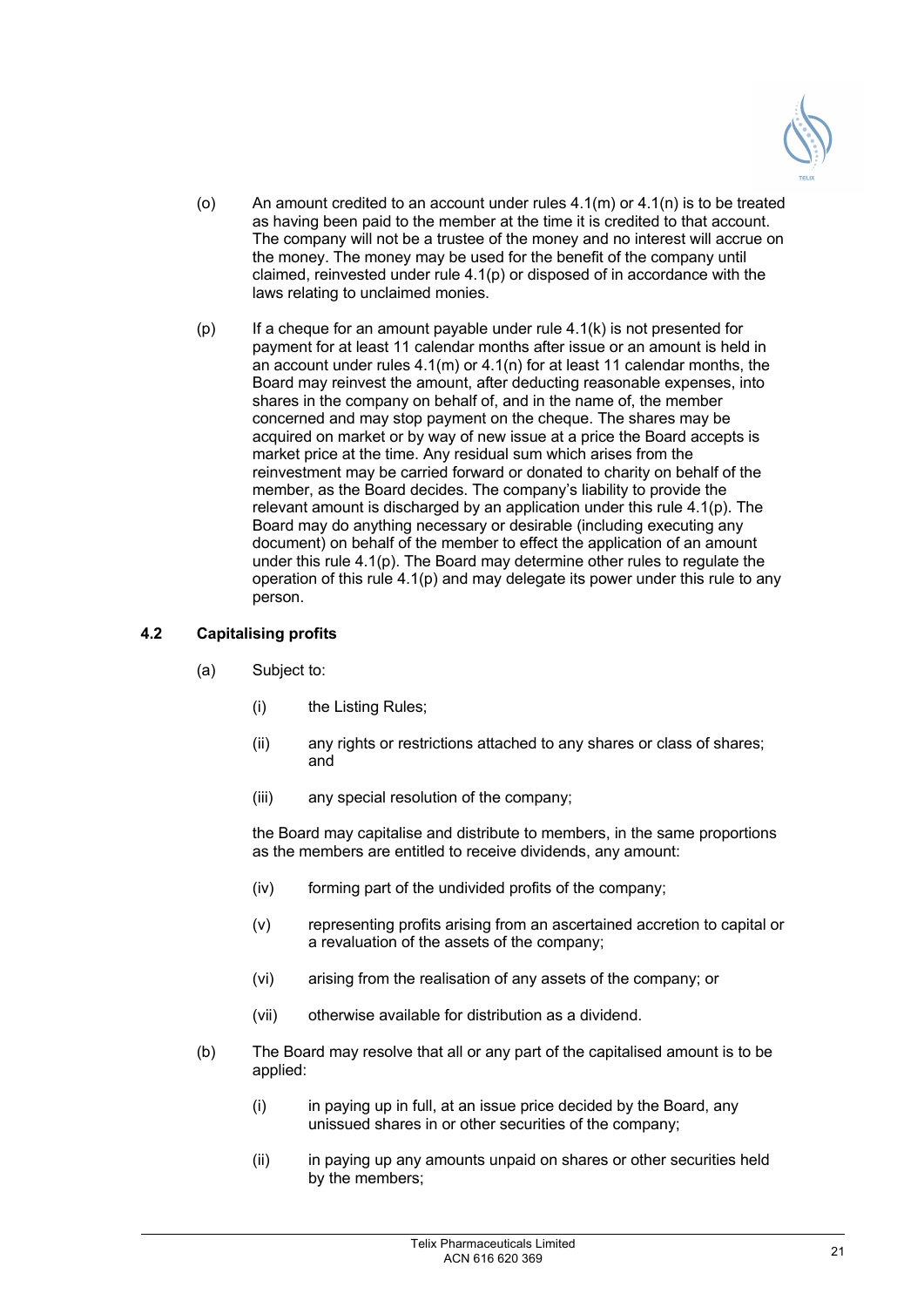(o) An amount credited to an account under rules 4.1(m) or 4.1(n) is to be treated as having been paid to the member at the time it is credited to that account. The company will not be a trustee of the money and no interest will accrue on the money. The money may be used for the benefit of the company until claimed, reinvested under rule 4.1(p) or disposed of in accordance with the laws relating to unclaimed monies.

(p) If a cheque for an amount payable under rule 4.1(k) is not presented for payment for at least 11 calendar months after issue or an amount is held in an account under rules 4.1(m) or 4.1(n) for at least 11 calendar months, the Board may reinvest the amount, after deducting reasonable expenses, into shares in the company on behalf of, and in the name of, the member concerned and may stop payment on the cheque. The shares may be acquired on market or by way of new issue at a price the Board accepts is market price at the time. Any residual sum which arises from the reinvestment may be carried forward or donated to charity on behalf of the member, as the Board decides. The company's liability to provide the relevant amount is discharged by an application under this rule 4.1(p). The Board may do anything necessary or desirable (including executing any document) on behalf of the member to effect the application of an amount under this rule 4.1(p). The Board may determine other rules to regulate the operation of this rule 4.1(p) and may delegate its power under this rule to any person.

### 4.2 Capitalising profits

(a) Subject to:

(i) the Listing Rules;

(ii) any rights or restrictions attached to any shares or class of shares; and

(iii) any special resolution of the company;

the Board may capitalise and distribute to members, in the same proportions as the members are entitled to receive dividends, any amount:

(iv) forming part of the undivided profits of the company;

(v) representing profits arising from an ascertained accretion to capital or a revaluation of the assets of the company;

(vi) arising from the realisation of any assets of the company; or

(vii) otherwise available for distribution as a dividend.

(b) The Board may resolve that all or any part of the capitalised amount is to be applied:

(i) in paying up in full, at an issue price decided by the Board, any unissued shares in or other securities of the company;

(ii) in paying up any amounts unpaid on shares or other securities held by the members;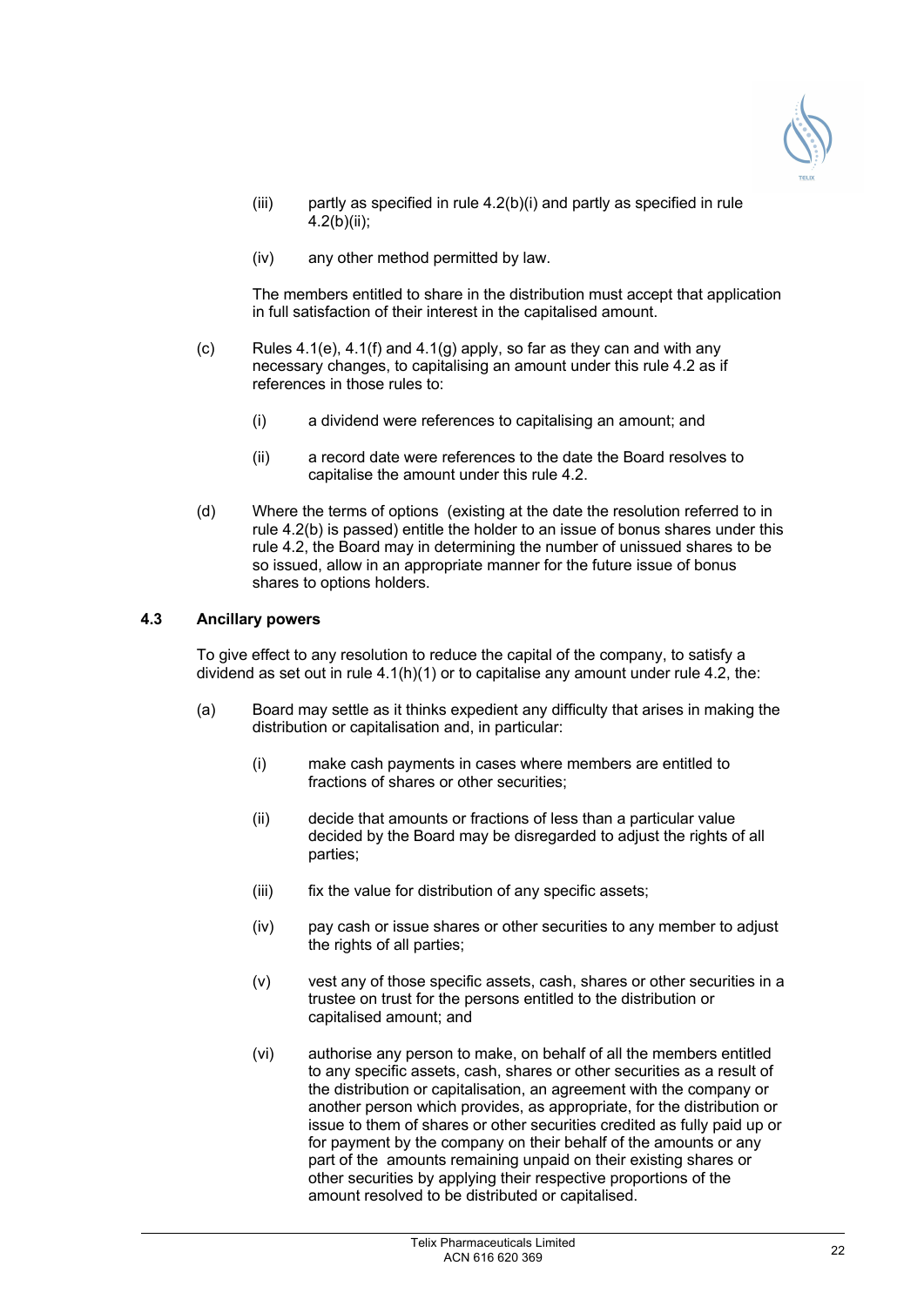(iii) partly as specified in rule 4.2(b)(i) and partly as specified in rule 4.2(b)(ii);

(iv) any other method permitted by law.

The members entitled to share in the distribution must accept that application in full satisfaction of their interest in the capitalised amount.

(c) Rules 4.1(e), 4.1(f) and 4.1(g) apply, so far as they can and with any necessary changes, to capitalising an amount under this rule 4.2 as if references in those rules to:

(i) a dividend were references to capitalising an amount; and

(ii) a record date were references to the date the Board resolves to capitalise the amount under this rule 4.2.

(d) Where the terms of options (existing at the date the resolution referred to in rule 4.2(b) is passed) entitle the holder to an issue of bonus shares under this rule 4.2, the Board may in determining the number of unissued shares to be so issued, allow in an appropriate manner for the future issue of bonus shares to options holders.

### 4.3 Ancillary powers

To give effect to any resolution to reduce the capital of the company, to satisfy a dividend as set out in rule 4.1(h)(1) or to capitalise any amount under rule 4.2, the:

(a) Board may settle as it thinks expedient any difficulty that arises in making the distribution or capitalisation and, in particular:

(i) make cash payments in cases where members are entitled to fractions of shares or other securities;

(ii) decide that amounts or fractions of less than a particular value decided by the Board may be disregarded to adjust the rights of all parties;

(iii) fix the value for distribution of any specific assets;

(iv) pay cash or issue shares or other securities to any member to adjust the rights of all parties;

(v) vest any of those specific assets, cash, shares or other securities in a trustee on trust for the persons entitled to the distribution or capitalised amount; and

(vi) authorise any person to make, on behalf of all the members entitled to any specific assets, cash, shares or other securities as a result of the distribution or capitalisation, an agreement with the company or another person which provides, as appropriate, for the distribution or issue to them of shares or other securities credited as fully paid up or for payment by the company on their behalf of the amounts or any part of the amounts remaining unpaid on their existing shares or other securities by applying their respective proportions of the amount resolved to be distributed or capitalised.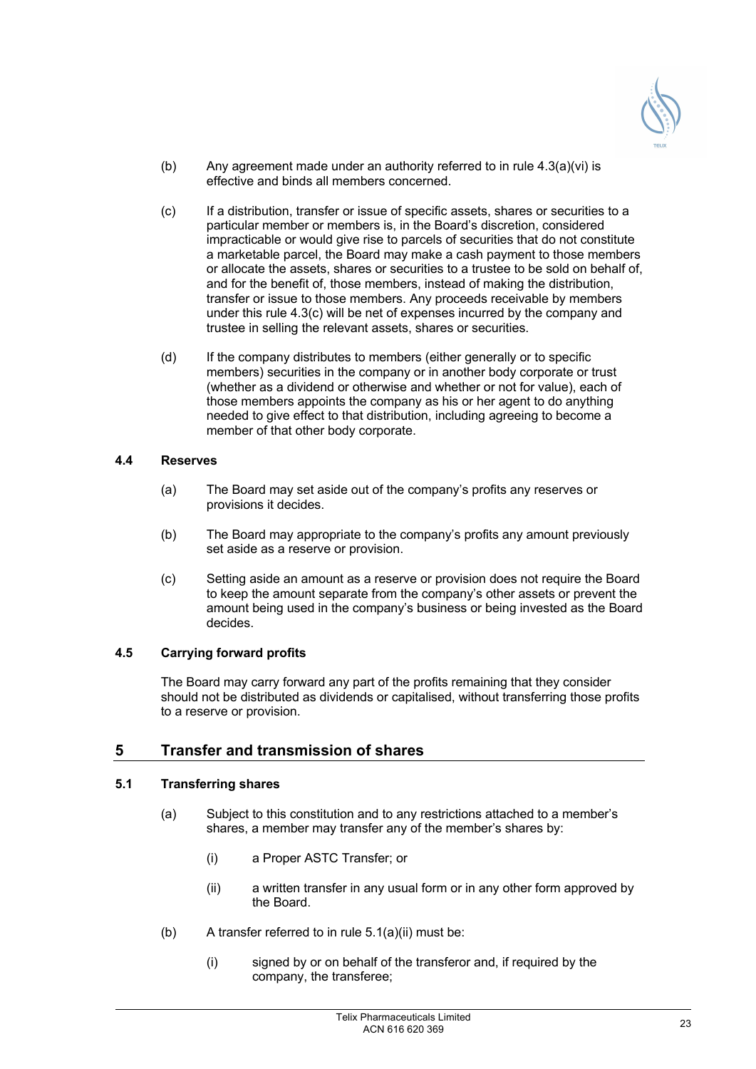(b) Any agreement made under an authority referred to in rule 4.3(a)(vi) is effective and binds all members concerned.

(c) If a distribution, transfer or issue of specific assets, shares or securities to a particular member or members is, in the Board's discretion, considered impracticable or would give rise to parcels of securities that do not constitute a marketable parcel, the Board may make a cash payment to those members or allocate the assets, shares or securities to a trustee to be sold on behalf of, and for the benefit of, those members, instead of making the distribution, transfer or issue to those members. Any proceeds receivable by members under this rule 4.3(c) will be net of expenses incurred by the company and trustee in selling the relevant assets, shares or securities.

(d) If the company distributes to members (either generally or to specific members) securities in the company or in another body corporate or trust (whether as a dividend or otherwise and whether or not for value), each of those members appoints the company as his or her agent to do anything needed to give effect to that distribution, including agreeing to become a member of that other body corporate.

### 4.4 Reserves

(a) The Board may set aside out of the company's profits any reserves or provisions it decides.

(b) The Board may appropriate to the company's profits any amount previously set aside as a reserve or provision.

(c) Setting aside an amount as a reserve or provision does not require the Board to keep the amount separate from the company's other assets or prevent the amount being used in the company's business or being invested as the Board decides.

### 4.5 Carrying forward profits

The Board may carry forward any part of the profits remaining that they consider should not be distributed as dividends or capitalised, without transferring those profits to a reserve or provision.

## 5 Transfer and transmission of shares

### 5.1 Transferring shares

(a) Subject to this constitution and to any restrictions attached to a member's shares, a member may transfer any of the member's shares by:

  (i) a Proper ASTC Transfer; or

  (ii) a written transfer in any usual form or in any other form approved by the Board.

(b) A transfer referred to in rule 5.1(a)(ii) must be:

  (i) signed by or on behalf of the transferor and, if required by the company, the transferee;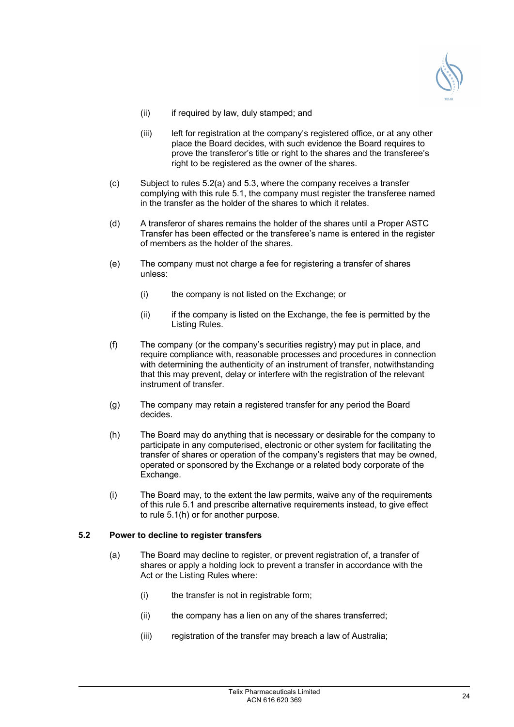(ii) if required by law, duly stamped; and

(iii) left for registration at the company's registered office, or at any other place the Board decides, with such evidence the Board requires to prove the transferor's title or right to the shares and the transferee's right to be registered as the owner of the shares.

(c) Subject to rules 5.2(a) and 5.3, where the company receives a transfer complying with this rule 5.1, the company must register the transferee named in the transfer as the holder of the shares to which it relates.

(d) A transferor of shares remains the holder of the shares until a Proper ASTC Transfer has been effected or the transferee's name is entered in the register of members as the holder of the shares.

(e) The company must not charge a fee for registering a transfer of shares unless:

(i) the company is not listed on the Exchange; or

(ii) if the company is listed on the Exchange, the fee is permitted by the Listing Rules.

(f) The company (or the company's securities registry) may put in place, and require compliance with, reasonable processes and procedures in connection with determining the authenticity of an instrument of transfer, notwithstanding that this may prevent, delay or interfere with the registration of the relevant instrument of transfer.

(g) The company may retain a registered transfer for any period the Board decides.

(h) The Board may do anything that is necessary or desirable for the company to participate in any computerised, electronic or other system for facilitating the transfer of shares or operation of the company's registers that may be owned, operated or sponsored by the Exchange or a related body corporate of the Exchange.

(i) The Board may, to the extent the law permits, waive any of the requirements of this rule 5.1 and prescribe alternative requirements instead, to give effect to rule 5.1(h) or for another purpose.

### 5.2 Power to decline to register transfers

(a) The Board may decline to register, or prevent registration of, a transfer of shares or apply a holding lock to prevent a transfer in accordance with the Act or the Listing Rules where:

(i) the transfer is not in registrable form;

(ii) the company has a lien on any of the shares transferred;

(iii) registration of the transfer may breach a law of Australia;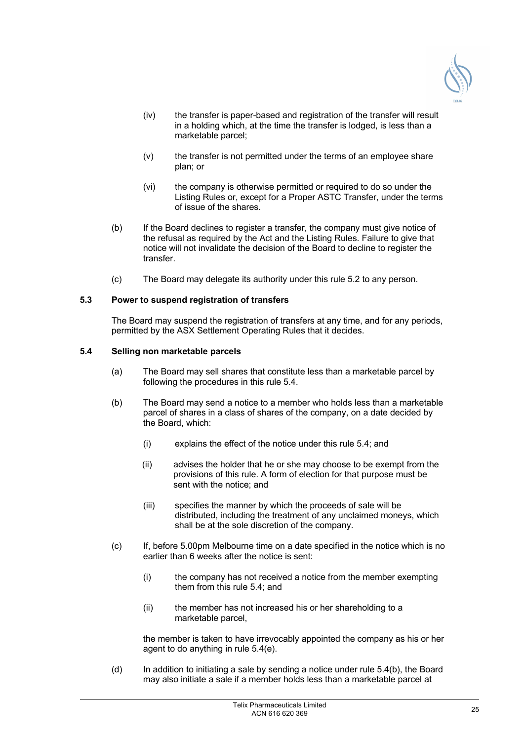(iv) the transfer is paper-based and registration of the transfer will result in a holding which, at the time the transfer is lodged, is less than a marketable parcel;

(v) the transfer is not permitted under the terms of an employee share plan; or

(vi) the company is otherwise permitted or required to do so under the Listing Rules or, except for a Proper ASTC Transfer, under the terms of issue of the shares.

(b) If the Board declines to register a transfer, the company must give notice of the refusal as required by the Act and the Listing Rules. Failure to give that notice will not invalidate the decision of the Board to decline to register the transfer.

(c) The Board may delegate its authority under this rule 5.2 to any person.

### 5.3 Power to suspend registration of transfers

The Board may suspend the registration of transfers at any time, and for any periods, permitted by the ASX Settlement Operating Rules that it decides.

### 5.4 Selling non marketable parcels

(a) The Board may sell shares that constitute less than a marketable parcel by following the procedures in this rule 5.4.

(b) The Board may send a notice to a member who holds less than a marketable parcel of shares in a class of shares of the company, on a date decided by the Board, which:

(i) explains the effect of the notice under this rule 5.4; and

(ii) advises the holder that he or she may choose to be exempt from the provisions of this rule. A form of election for that purpose must be sent with the notice; and

(iii) specifies the manner by which the proceeds of sale will be distributed, including the treatment of any unclaimed moneys, which shall be at the sole discretion of the company.

(c) If, before 5.00pm Melbourne time on a date specified in the notice which is no earlier than 6 weeks after the notice is sent:

(i) the company has not received a notice from the member exempting them from this rule 5.4; and

(ii) the member has not increased his or her shareholding to a marketable parcel,

the member is taken to have irrevocably appointed the company as his or her agent to do anything in rule 5.4(e).

(d) In addition to initiating a sale by sending a notice under rule 5.4(b), the Board may also initiate a sale if a member holds less than a marketable parcel at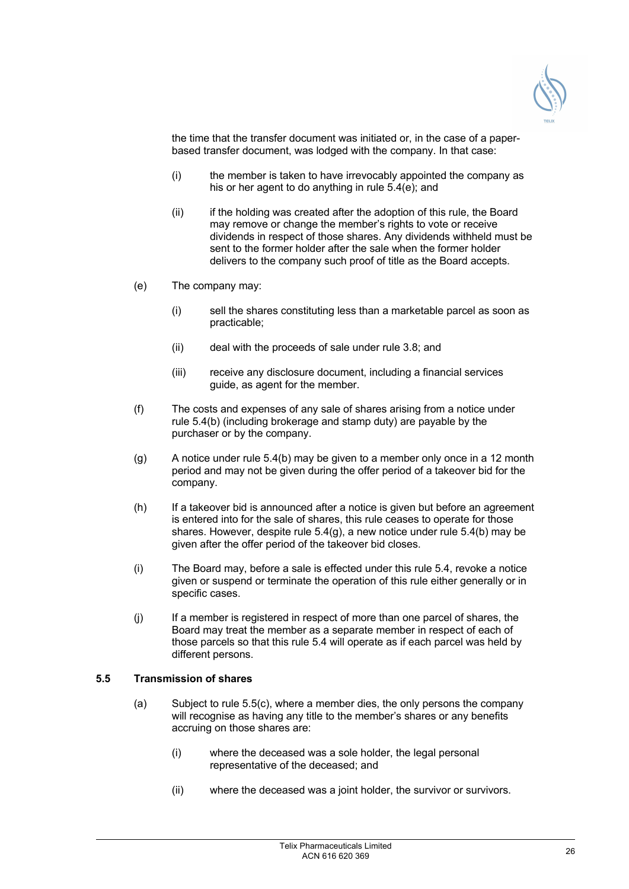the time that the transfer document was initiated or, in the case of a paper-based transfer document, was lodged with the company. In that case:

(i) the member is taken to have irrevocably appointed the company as his or her agent to do anything in rule 5.4(e); and

(ii) if the holding was created after the adoption of this rule, the Board may remove or change the member's rights to vote or receive dividends in respect of those shares. Any dividends withheld must be sent to the former holder after the sale when the former holder delivers to the company such proof of title as the Board accepts.

(e) The company may:

(i) sell the shares constituting less than a marketable parcel as soon as practicable;

(ii) deal with the proceeds of sale under rule 3.8; and

(iii) receive any disclosure document, including a financial services guide, as agent for the member.

(f) The costs and expenses of any sale of shares arising from a notice under rule 5.4(b) (including brokerage and stamp duty) are payable by the purchaser or by the company.

(g) A notice under rule 5.4(b) may be given to a member only once in a 12 month period and may not be given during the offer period of a takeover bid for the company.

(h) If a takeover bid is announced after a notice is given but before an agreement is entered into for the sale of shares, this rule ceases to operate for those shares. However, despite rule 5.4(g), a new notice under rule 5.4(b) may be given after the offer period of the takeover bid closes.

(i) The Board may, before a sale is effected under this rule 5.4, revoke a notice given or suspend or terminate the operation of this rule either generally or in specific cases.

(j) If a member is registered in respect of more than one parcel of shares, the Board may treat the member as a separate member in respect of each of those parcels so that this rule 5.4 will operate as if each parcel was held by different persons.

### 5.5 Transmission of shares

(a) Subject to rule 5.5(c), where a member dies, the only persons the company will recognise as having any title to the member's shares or any benefits accruing on those shares are:

(i) where the deceased was a sole holder, the legal personal representative of the deceased; and

(ii) where the deceased was a joint holder, the survivor or survivors.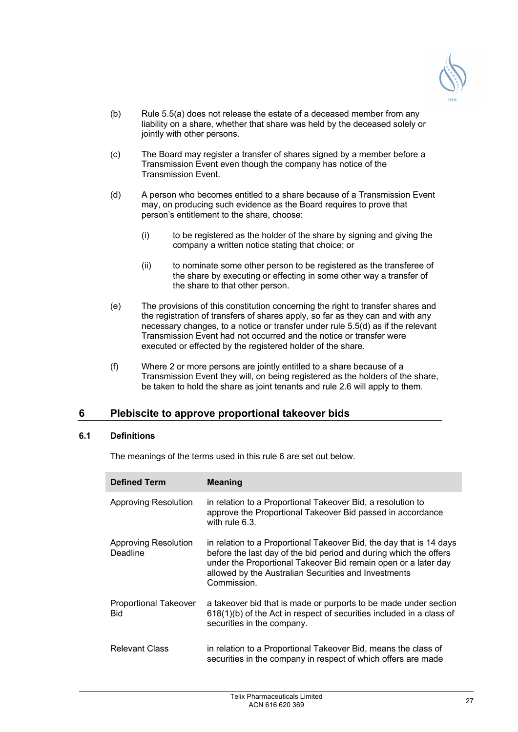(b) Rule 5.5(a) does not release the estate of a deceased member from any liability on a share, whether that share was held by the deceased solely or jointly with other persons.

(c) The Board may register a transfer of shares signed by a member before a Transmission Event even though the company has notice of the Transmission Event.

(d) A person who becomes entitled to a share because of a Transmission Event may, on producing such evidence as the Board requires to prove that person's entitlement to the share, choose:

  (i) to be registered as the holder of the share by signing and giving the company a written notice stating that choice; or

  (ii) to nominate some other person to be registered as the transferee of the share by executing or effecting in some other way a transfer of the share to that other person.

(e) The provisions of this constitution concerning the right to transfer shares and the registration of transfers of shares apply, so far as they can and with any necessary changes, to a notice or transfer under rule 5.5(d) as if the relevant Transmission Event had not occurred and the notice or transfer were executed or effected by the registered holder of the share.

(f) Where 2 or more persons are jointly entitled to a share because of a Transmission Event they will, on being registered as the holders of the share, be taken to hold the share as joint tenants and rule 2.6 will apply to them.

## 6 Plebiscite to approve proportional takeover bids

### 6.1 Definitions

The meanings of the terms used in this rule 6 are set out below.

| Defined Term | Meaning |
|---|---|
| Approving Resolution | in relation to a Proportional Takeover Bid, a resolution to approve the Proportional Takeover Bid passed in accordance with rule 6.3. |
| Approving Resolution Deadline | in relation to a Proportional Takeover Bid, the day that is 14 days before the last day of the bid period and during which the offers under the Proportional Takeover Bid remain open or a later day allowed by the Australian Securities and Investments Commission. |
| Proportional Takeover Bid | a takeover bid that is made or purports to be made under section 618(1)(b) of the Act in respect of securities included in a class of securities in the company. |
| Relevant Class | in relation to a Proportional Takeover Bid, means the class of securities in the company in respect of which offers are made |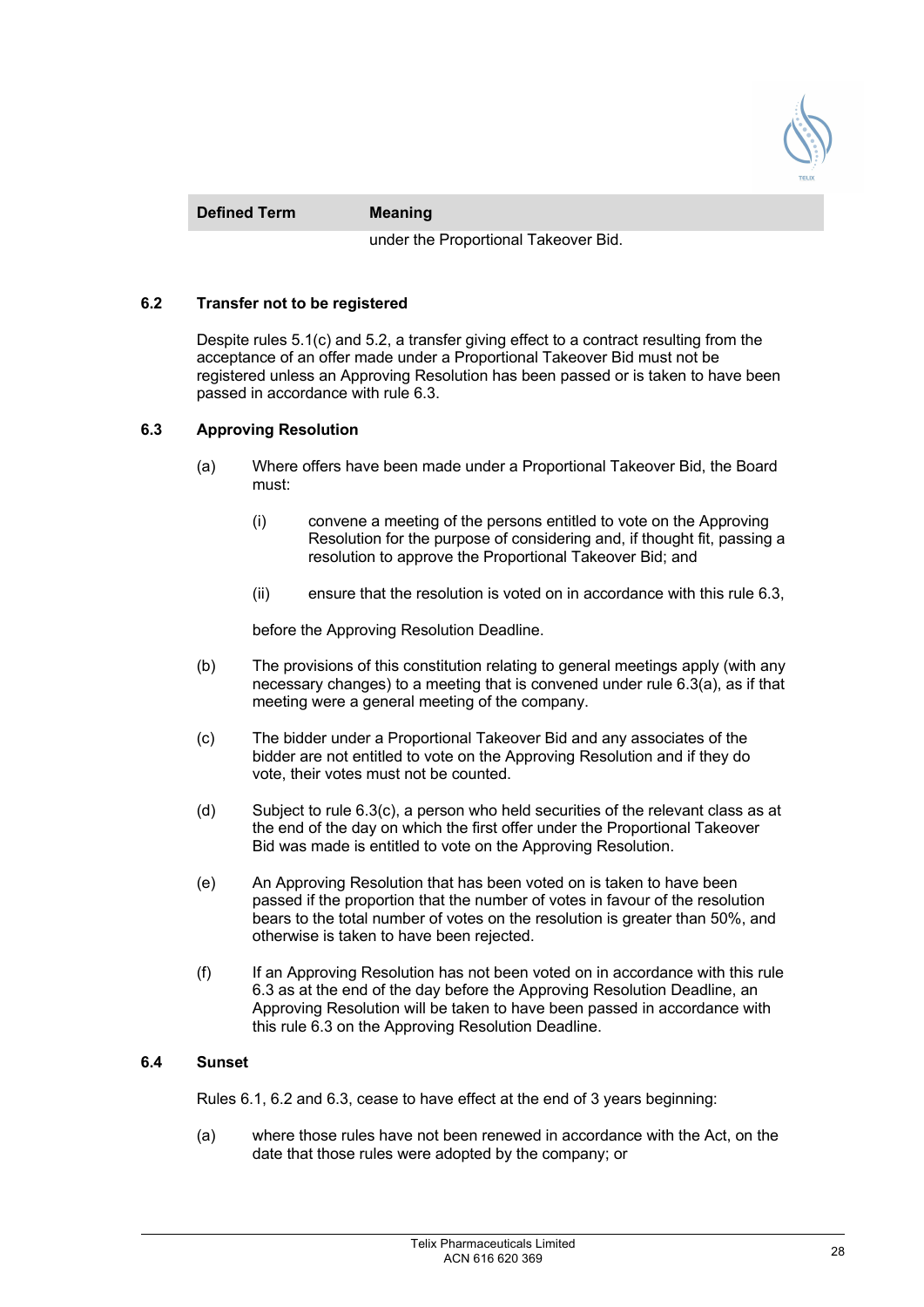| Defined Term | Meaning |
| --- | --- |
| | under the Proportional Takeover Bid. |

### 6.2 Transfer not to be registered

Despite rules 5.1(c) and 5.2, a transfer giving effect to a contract resulting from the acceptance of an offer made under a Proportional Takeover Bid must not be registered unless an Approving Resolution has been passed or is taken to have been passed in accordance with rule 6.3.

### 6.3 Approving Resolution

(a) Where offers have been made under a Proportional Takeover Bid, the Board must:

   (i) convene a meeting of the persons entitled to vote on the Approving Resolution for the purpose of considering and, if thought fit, passing a resolution to approve the Proportional Takeover Bid; and

   (ii) ensure that the resolution is voted on in accordance with this rule 6.3,

   before the Approving Resolution Deadline.

(b) The provisions of this constitution relating to general meetings apply (with any necessary changes) to a meeting that is convened under rule 6.3(a), as if that meeting were a general meeting of the company.

(c) The bidder under a Proportional Takeover Bid and any associates of the bidder are not entitled to vote on the Approving Resolution and if they do vote, their votes must not be counted.

(d) Subject to rule 6.3(c), a person who held securities of the relevant class as at the end of the day on which the first offer under the Proportional Takeover Bid was made is entitled to vote on the Approving Resolution.

(e) An Approving Resolution that has been voted on is taken to have been passed if the proportion that the number of votes in favour of the resolution bears to the total number of votes on the resolution is greater than 50%, and otherwise is taken to have been rejected.

(f) If an Approving Resolution has not been voted on in accordance with this rule 6.3 as at the end of the day before the Approving Resolution Deadline, an Approving Resolution will be taken to have been passed in accordance with this rule 6.3 on the Approving Resolution Deadline.

### 6.4 Sunset

Rules 6.1, 6.2 and 6.3, cease to have effect at the end of 3 years beginning:

(a) where those rules have not been renewed in accordance with the Act, on the date that those rules were adopted by the company; or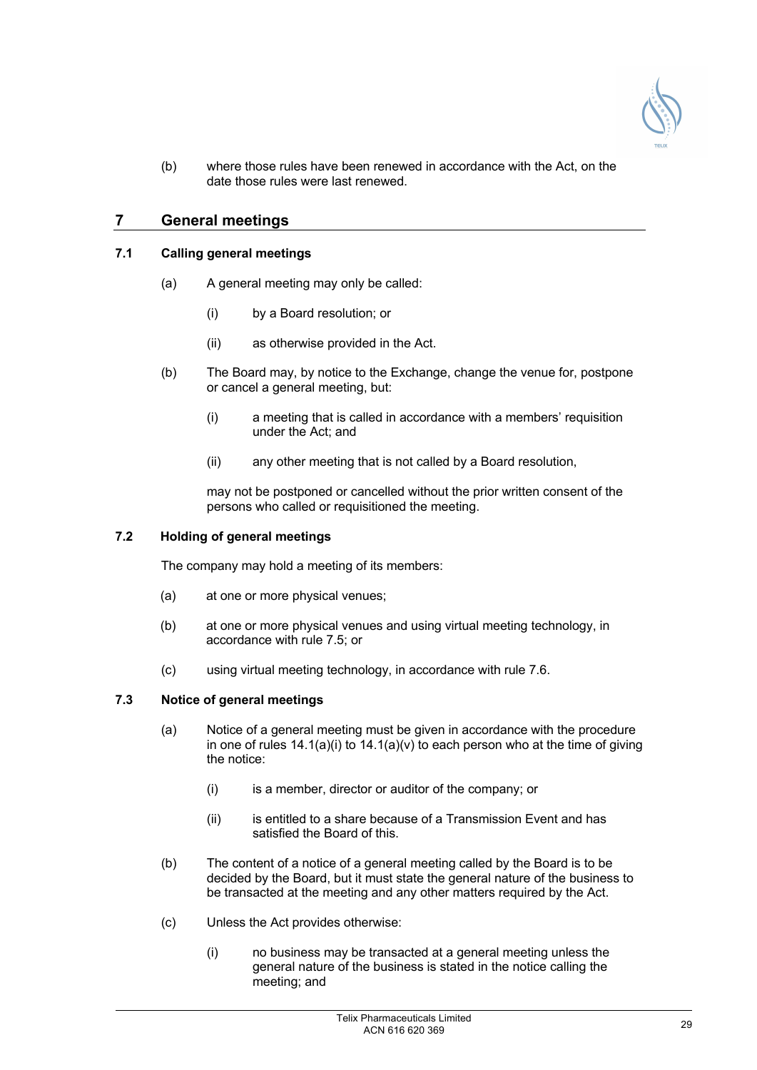(b) where those rules have been renewed in accordance with the Act, on the date those rules were last renewed.

## 7 General meetings

### 7.1 Calling general meetings

(a) A general meeting may only be called:

(i) by a Board resolution; or

(ii) as otherwise provided in the Act.

(b) The Board may, by notice to the Exchange, change the venue for, postpone or cancel a general meeting, but:

(i) a meeting that is called in accordance with a members' requisition under the Act; and

(ii) any other meeting that is not called by a Board resolution,

may not be postponed or cancelled without the prior written consent of the persons who called or requisitioned the meeting.

### 7.2 Holding of general meetings

The company may hold a meeting of its members:

(a) at one or more physical venues;

(b) at one or more physical venues and using virtual meeting technology, in accordance with rule 7.5; or

(c) using virtual meeting technology, in accordance with rule 7.6.

### 7.3 Notice of general meetings

(a) Notice of a general meeting must be given in accordance with the procedure in one of rules 14.1(a)(i) to 14.1(a)(v) to each person who at the time of giving the notice:

(i) is a member, director or auditor of the company; or

(ii) is entitled to a share because of a Transmission Event and has satisfied the Board of this.

(b) The content of a notice of a general meeting called by the Board is to be decided by the Board, but it must state the general nature of the business to be transacted at the meeting and any other matters required by the Act.

(c) Unless the Act provides otherwise:

(i) no business may be transacted at a general meeting unless the general nature of the business is stated in the notice calling the meeting; and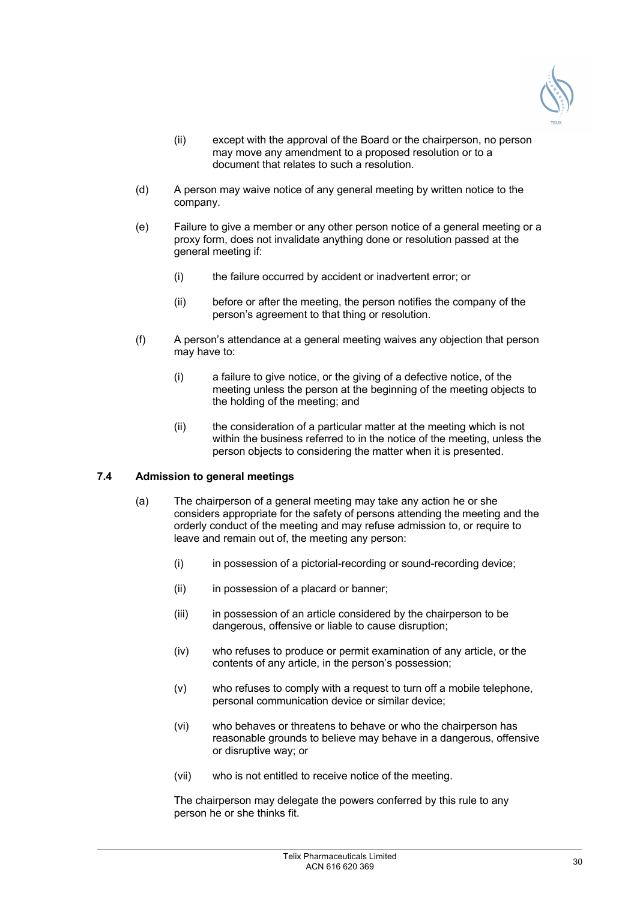(ii) except with the approval of the Board or the chairperson, no person may move any amendment to a proposed resolution or to a document that relates to such a resolution.

(d) A person may waive notice of any general meeting by written notice to the company.

(e) Failure to give a member or any other person notice of a general meeting or a proxy form, does not invalidate anything done or resolution passed at the general meeting if:

(i) the failure occurred by accident or inadvertent error; or

(ii) before or after the meeting, the person notifies the company of the person's agreement to that thing or resolution.

(f) A person's attendance at a general meeting waives any objection that person may have to:

(i) a failure to give notice, or the giving of a defective notice, of the meeting unless the person at the beginning of the meeting objects to the holding of the meeting; and

(ii) the consideration of a particular matter at the meeting which is not within the business referred to in the notice of the meeting, unless the person objects to considering the matter when it is presented.

### 7.4 Admission to general meetings

(a) The chairperson of a general meeting may take any action he or she considers appropriate for the safety of persons attending the meeting and the orderly conduct of the meeting and may refuse admission to, or require to leave and remain out of, the meeting any person:

(i) in possession of a pictorial-recording or sound-recording device;

(ii) in possession of a placard or banner;

(iii) in possession of an article considered by the chairperson to be dangerous, offensive or liable to cause disruption;

(iv) who refuses to produce or permit examination of any article, or the contents of any article, in the person's possession;

(v) who refuses to comply with a request to turn off a mobile telephone, personal communication device or similar device;

(vi) who behaves or threatens to behave or who the chairperson has reasonable grounds to believe may behave in a dangerous, offensive or disruptive way; or

(vii) who is not entitled to receive notice of the meeting.

The chairperson may delegate the powers conferred by this rule to any person he or she thinks fit.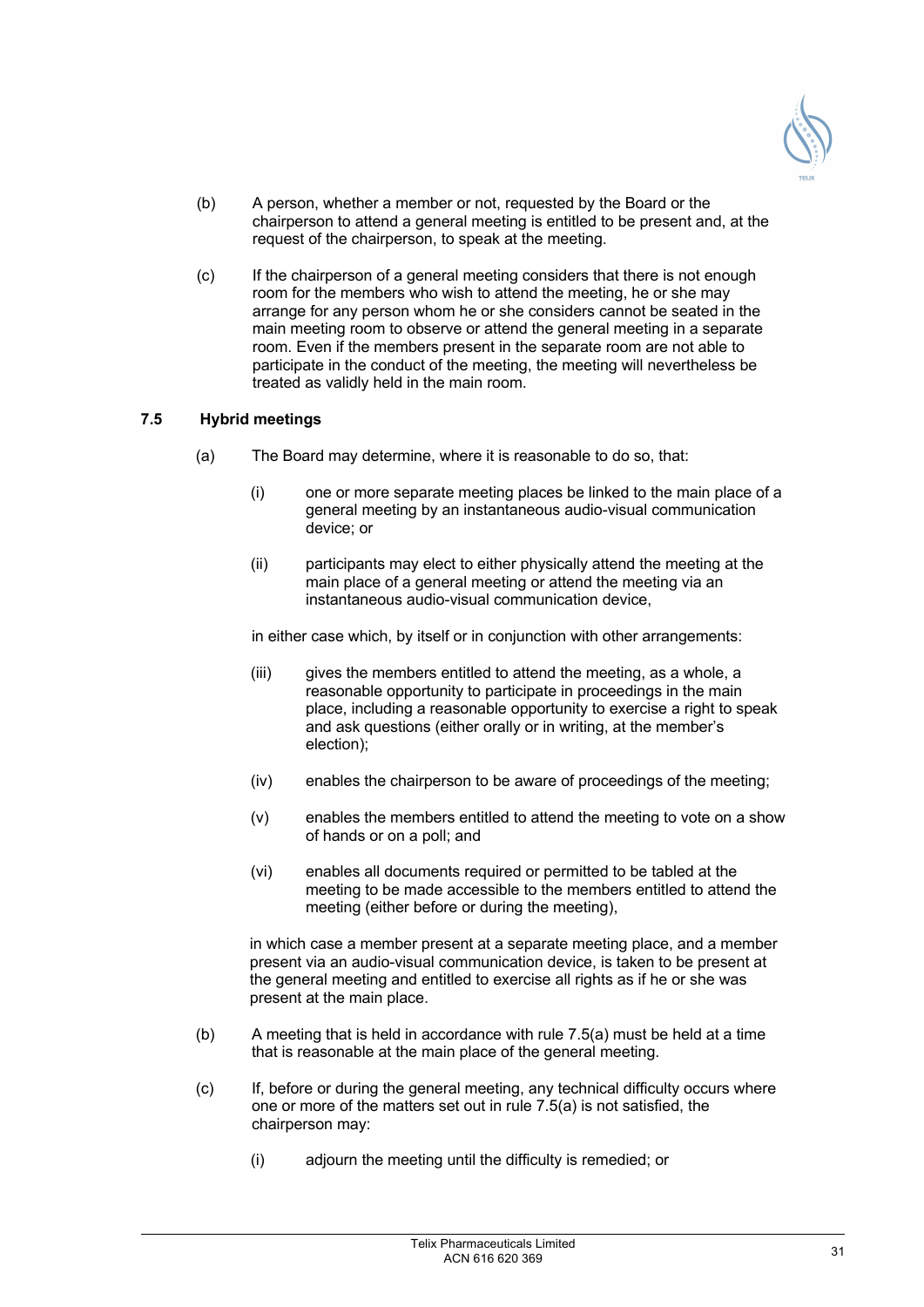(b) A person, whether a member or not, requested by the Board or the chairperson to attend a general meeting is entitled to be present and, at the request of the chairperson, to speak at the meeting.

(c) If the chairperson of a general meeting considers that there is not enough room for the members who wish to attend the meeting, he or she may arrange for any person whom he or she considers cannot be seated in the main meeting room to observe or attend the general meeting in a separate room. Even if the members present in the separate room are not able to participate in the conduct of the meeting, the meeting will nevertheless be treated as validly held in the main room.

### 7.5 Hybrid meetings

(a) The Board may determine, where it is reasonable to do so, that:

  (i) one or more separate meeting places be linked to the main place of a general meeting by an instantaneous audio-visual communication device; or

  (ii) participants may elect to either physically attend the meeting at the main place of a general meeting or attend the meeting via an instantaneous audio-visual communication device,

in either case which, by itself or in conjunction with other arrangements:

  (iii) gives the members entitled to attend the meeting, as a whole, a reasonable opportunity to participate in proceedings in the main place, including a reasonable opportunity to exercise a right to speak and ask questions (either orally or in writing, at the member's election);

  (iv) enables the chairperson to be aware of proceedings of the meeting;

  (v) enables the members entitled to attend the meeting to vote on a show of hands or on a poll; and

  (vi) enables all documents required or permitted to be tabled at the meeting to be made accessible to the members entitled to attend the meeting (either before or during the meeting),

in which case a member present at a separate meeting place, and a member present via an audio-visual communication device, is taken to be present at the general meeting and entitled to exercise all rights as if he or she was present at the main place.

(b) A meeting that is held in accordance with rule 7.5(a) must be held at a time that is reasonable at the main place of the general meeting.

(c) If, before or during the general meeting, any technical difficulty occurs where one or more of the matters set out in rule 7.5(a) is not satisfied, the chairperson may:

  (i) adjourn the meeting until the difficulty is remedied; or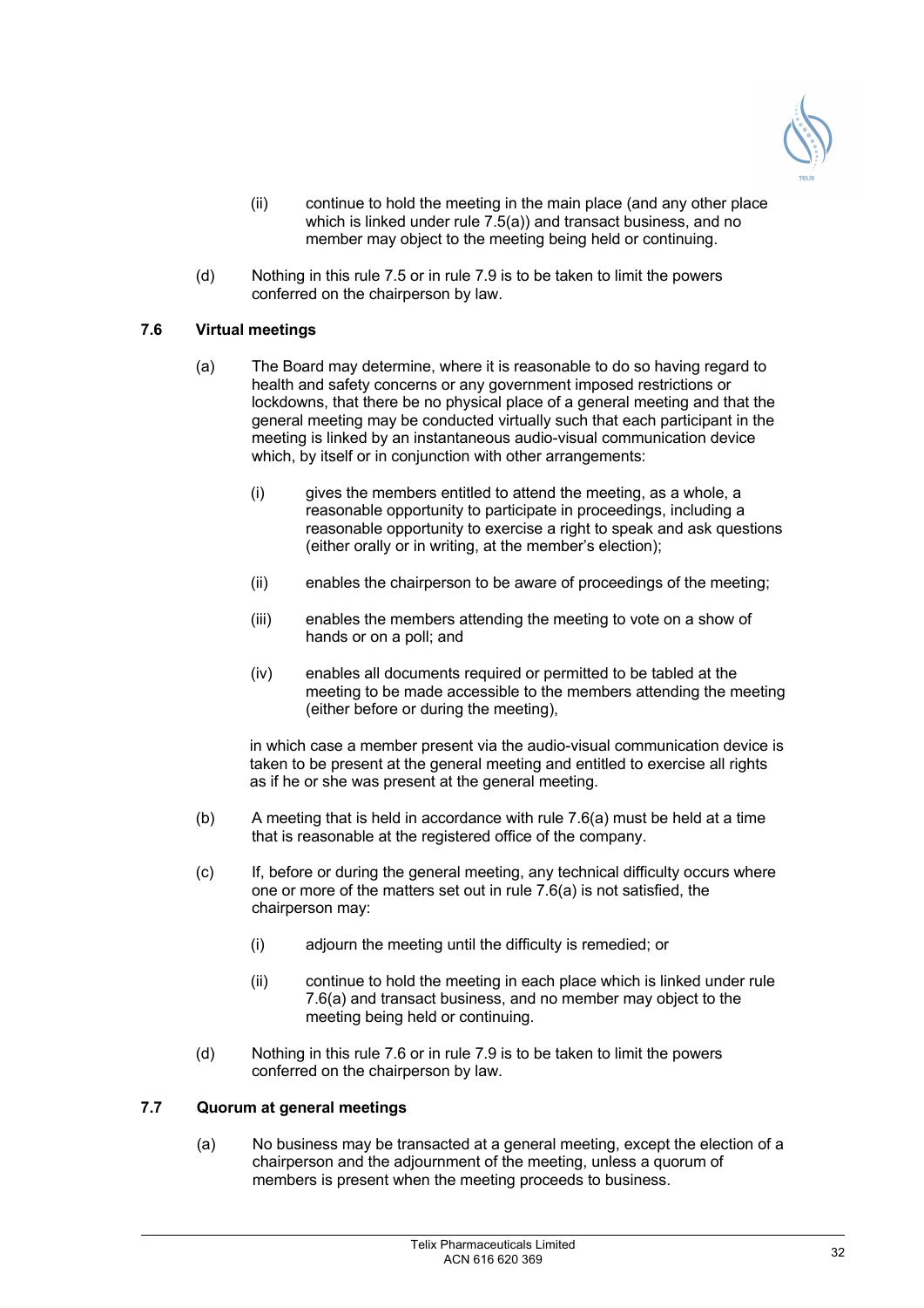(ii) continue to hold the meeting in the main place (and any other place which is linked under rule 7.5(a)) and transact business, and no member may object to the meeting being held or continuing.

(d) Nothing in this rule 7.5 or in rule 7.9 is to be taken to limit the powers conferred on the chairperson by law.

### 7.6 Virtual meetings

(a) The Board may determine, where it is reasonable to do so having regard to health and safety concerns or any government imposed restrictions or lockdowns, that there be no physical place of a general meeting and that the general meeting may be conducted virtually such that each participant in the meeting is linked by an instantaneous audio-visual communication device which, by itself or in conjunction with other arrangements:

(i) gives the members entitled to attend the meeting, as a whole, a reasonable opportunity to participate in proceedings, including a reasonable opportunity to exercise a right to speak and ask questions (either orally or in writing, at the member's election);

(ii) enables the chairperson to be aware of proceedings of the meeting;

(iii) enables the members attending the meeting to vote on a show of hands or on a poll; and

(iv) enables all documents required or permitted to be tabled at the meeting to be made accessible to the members attending the meeting (either before or during the meeting),

in which case a member present via the audio-visual communication device is taken to be present at the general meeting and entitled to exercise all rights as if he or she was present at the general meeting.

(b) A meeting that is held in accordance with rule 7.6(a) must be held at a time that is reasonable at the registered office of the company.

(c) If, before or during the general meeting, any technical difficulty occurs where one or more of the matters set out in rule 7.6(a) is not satisfied, the chairperson may:

(i) adjourn the meeting until the difficulty is remedied; or

(ii) continue to hold the meeting in each place which is linked under rule 7.6(a) and transact business, and no member may object to the meeting being held or continuing.

(d) Nothing in this rule 7.6 or in rule 7.9 is to be taken to limit the powers conferred on the chairperson by law.

### 7.7 Quorum at general meetings

(a) No business may be transacted at a general meeting, except the election of a chairperson and the adjournment of the meeting, unless a quorum of members is present when the meeting proceeds to business.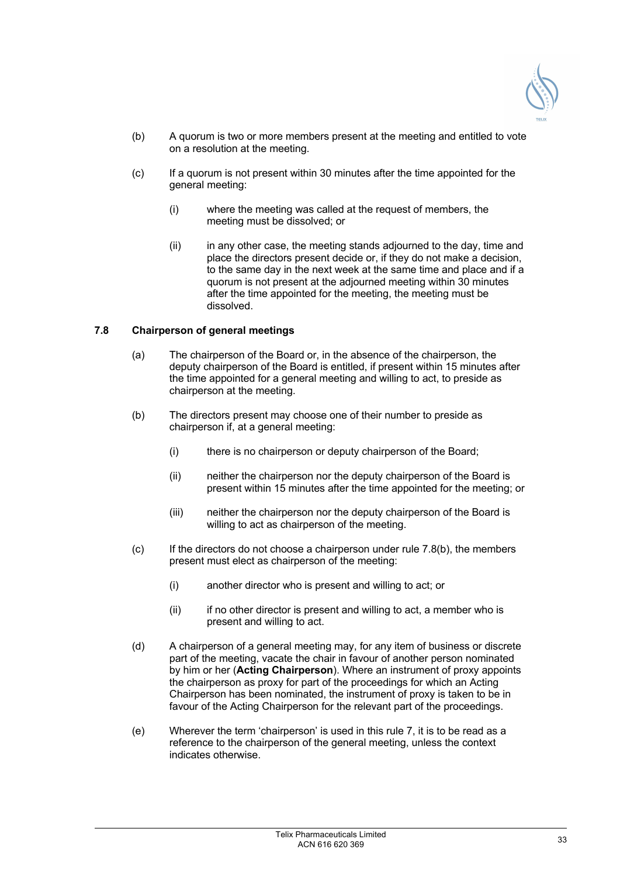(b) A quorum is two or more members present at the meeting and entitled to vote on a resolution at the meeting.

(c) If a quorum is not present within 30 minutes after the time appointed for the general meeting:

   (i) where the meeting was called at the request of members, the meeting must be dissolved; or

   (ii) in any other case, the meeting stands adjourned to the day, time and place the directors present decide or, if they do not make a decision, to the same day in the next week at the same time and place and if a quorum is not present at the adjourned meeting within 30 minutes after the time appointed for the meeting, the meeting must be dissolved.

### 7.8 Chairperson of general meetings

(a) The chairperson of the Board or, in the absence of the chairperson, the deputy chairperson of the Board is entitled, if present within 15 minutes after the time appointed for a general meeting and willing to act, to preside as chairperson at the meeting.

(b) The directors present may choose one of their number to preside as chairperson if, at a general meeting:

   (i) there is no chairperson or deputy chairperson of the Board;

   (ii) neither the chairperson nor the deputy chairperson of the Board is present within 15 minutes after the time appointed for the meeting; or

   (iii) neither the chairperson nor the deputy chairperson of the Board is willing to act as chairperson of the meeting.

(c) If the directors do not choose a chairperson under rule 7.8(b), the members present must elect as chairperson of the meeting:

   (i) another director who is present and willing to act; or

   (ii) if no other director is present and willing to act, a member who is present and willing to act.

(d) A chairperson of a general meeting may, for any item of business or discrete part of the meeting, vacate the chair in favour of another person nominated by him or her (**Acting Chairperson**). Where an instrument of proxy appoints the chairperson as proxy for part of the proceedings for which an Acting Chairperson has been nominated, the instrument of proxy is taken to be in favour of the Acting Chairperson for the relevant part of the proceedings.

(e) Wherever the term 'chairperson' is used in this rule 7, it is to be read as a reference to the chairperson of the general meeting, unless the context indicates otherwise.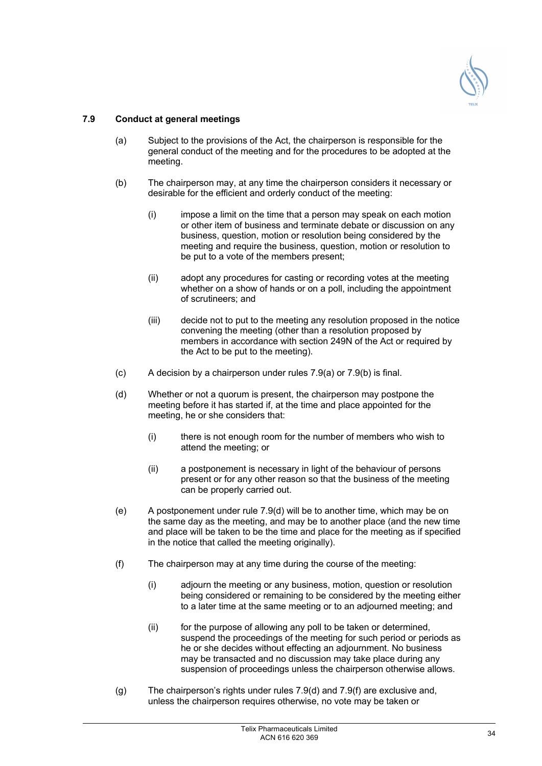### 7.9 Conduct at general meetings

(a) Subject to the provisions of the Act, the chairperson is responsible for the general conduct of the meeting and for the procedures to be adopted at the meeting.

(b) The chairperson may, at any time the chairperson considers it necessary or desirable for the efficient and orderly conduct of the meeting:

(i) impose a limit on the time that a person may speak on each motion or other item of business and terminate debate or discussion on any business, question, motion or resolution being considered by the meeting and require the business, question, motion or resolution to be put to a vote of the members present;

(ii) adopt any procedures for casting or recording votes at the meeting whether on a show of hands or on a poll, including the appointment of scrutineers; and

(iii) decide not to put to the meeting any resolution proposed in the notice convening the meeting (other than a resolution proposed by members in accordance with section 249N of the Act or required by the Act to be put to the meeting).

(c) A decision by a chairperson under rules 7.9(a) or 7.9(b) is final.

(d) Whether or not a quorum is present, the chairperson may postpone the meeting before it has started if, at the time and place appointed for the meeting, he or she considers that:

(i) there is not enough room for the number of members who wish to attend the meeting; or

(ii) a postponement is necessary in light of the behaviour of persons present or for any other reason so that the business of the meeting can be properly carried out.

(e) A postponement under rule 7.9(d) will be to another time, which may be on the same day as the meeting, and may be to another place (and the new time and place will be taken to be the time and place for the meeting as if specified in the notice that called the meeting originally).

(f) The chairperson may at any time during the course of the meeting:

(i) adjourn the meeting or any business, motion, question or resolution being considered or remaining to be considered by the meeting either to a later time at the same meeting or to an adjourned meeting; and

(ii) for the purpose of allowing any poll to be taken or determined, suspend the proceedings of the meeting for such period or periods as he or she decides without effecting an adjournment. No business may be transacted and no discussion may take place during any suspension of proceedings unless the chairperson otherwise allows.

(g) The chairperson's rights under rules 7.9(d) and 7.9(f) are exclusive and, unless the chairperson requires otherwise, no vote may be taken or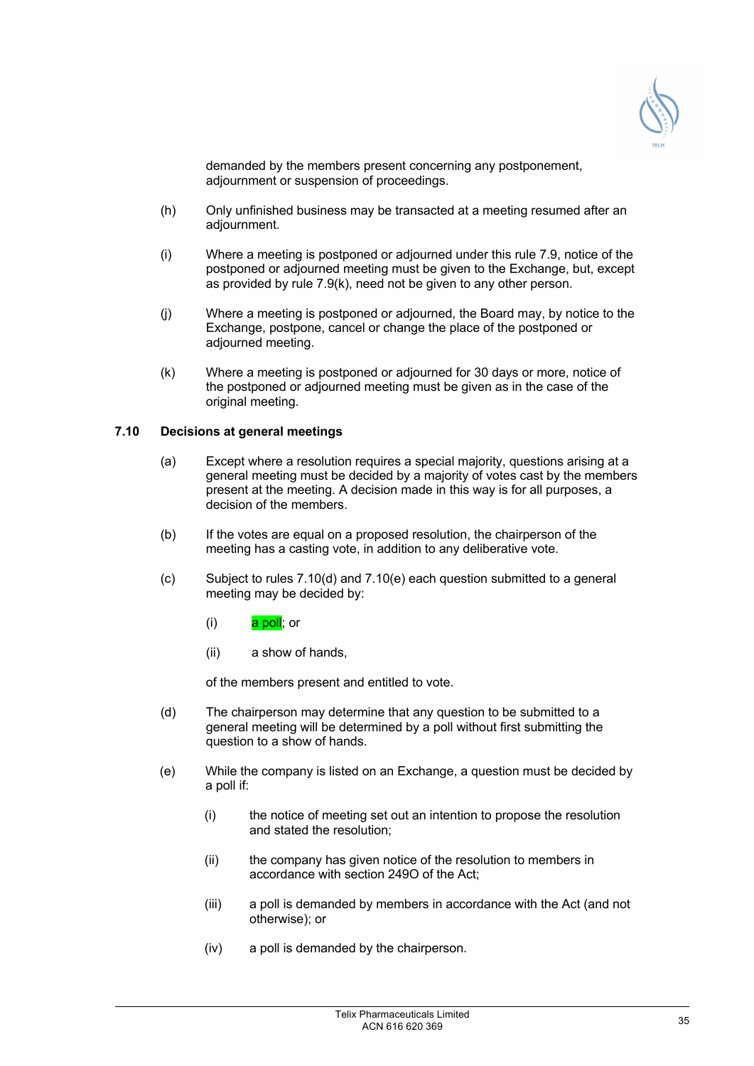demanded by the members present concerning any postponement, adjournment or suspension of proceedings.

(h) Only unfinished business may be transacted at a meeting resumed after an adjournment.

(i) Where a meeting is postponed or adjourned under this rule 7.9, notice of the postponed or adjourned meeting must be given to the Exchange, but, except as provided by rule 7.9(k), need not be given to any other person.

(j) Where a meeting is postponed or adjourned, the Board may, by notice to the Exchange, postpone, cancel or change the place of the postponed or adjourned meeting.

(k) Where a meeting is postponed or adjourned for 30 days or more, notice of the postponed or adjourned meeting must be given as in the case of the original meeting.

### 7.10 Decisions at general meetings

(a) Except where a resolution requires a special majority, questions arising at a general meeting must be decided by a majority of votes cast by the members present at the meeting. A decision made in this way is for all purposes, a decision of the members.

(b) If the votes are equal on a proposed resolution, the chairperson of the meeting has a casting vote, in addition to any deliberative vote.

(c) Subject to rules 7.10(d) and 7.10(e) each question submitted to a general meeting may be decided by:

  (i) a poll; or

  (ii) a show of hands,

  of the members present and entitled to vote.

(d) The chairperson may determine that any question to be submitted to a general meeting will be determined by a poll without first submitting the question to a show of hands.

(e) While the company is listed on an Exchange, a question must be decided by a poll if:

  (i) the notice of meeting set out an intention to propose the resolution and stated the resolution;

  (ii) the company has given notice of the resolution to members in accordance with section 249O of the Act;

  (iii) a poll is demanded by members in accordance with the Act (and not otherwise); or

  (iv) a poll is demanded by the chairperson.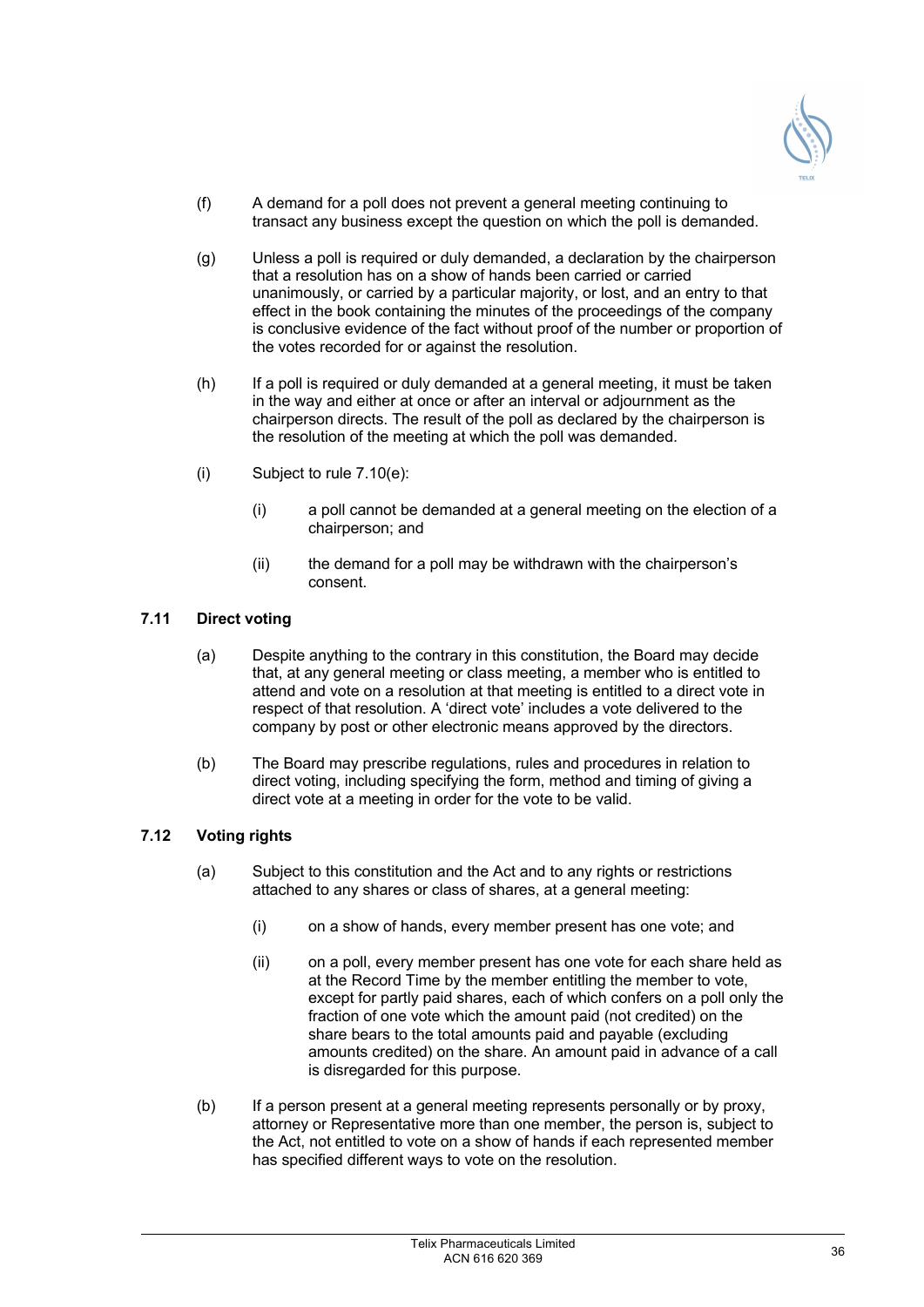(f) A demand for a poll does not prevent a general meeting continuing to transact any business except the question on which the poll is demanded.

(g) Unless a poll is required or duly demanded, a declaration by the chairperson that a resolution has on a show of hands been carried or carried unanimously, or carried by a particular majority, or lost, and an entry to that effect in the book containing the minutes of the proceedings of the company is conclusive evidence of the fact without proof of the number or proportion of the votes recorded for or against the resolution.

(h) If a poll is required or duly demanded at a general meeting, it must be taken in the way and either at once or after an interval or adjournment as the chairperson directs. The result of the poll as declared by the chairperson is the resolution of the meeting at which the poll was demanded.

(i) Subject to rule 7.10(e):

   (i) a poll cannot be demanded at a general meeting on the election of a chairperson; and

   (ii) the demand for a poll may be withdrawn with the chairperson's consent.

### 7.11 Direct voting

(a) Despite anything to the contrary in this constitution, the Board may decide that, at any general meeting or class meeting, a member who is entitled to attend and vote on a resolution at that meeting is entitled to a direct vote in respect of that resolution. A 'direct vote' includes a vote delivered to the company by post or other electronic means approved by the directors.

(b) The Board may prescribe regulations, rules and procedures in relation to direct voting, including specifying the form, method and timing of giving a direct vote at a meeting in order for the vote to be valid.

### 7.12 Voting rights

(a) Subject to this constitution and the Act and to any rights or restrictions attached to any shares or class of shares, at a general meeting:

   (i) on a show of hands, every member present has one vote; and

   (ii) on a poll, every member present has one vote for each share held as at the Record Time by the member entitling the member to vote, except for partly paid shares, each of which confers on a poll only the fraction of one vote which the amount paid (not credited) on the share bears to the total amounts paid and payable (excluding amounts credited) on the share. An amount paid in advance of a call is disregarded for this purpose.

(b) If a person present at a general meeting represents personally or by proxy, attorney or Representative more than one member, the person is, subject to the Act, not entitled to vote on a show of hands if each represented member has specified different ways to vote on the resolution.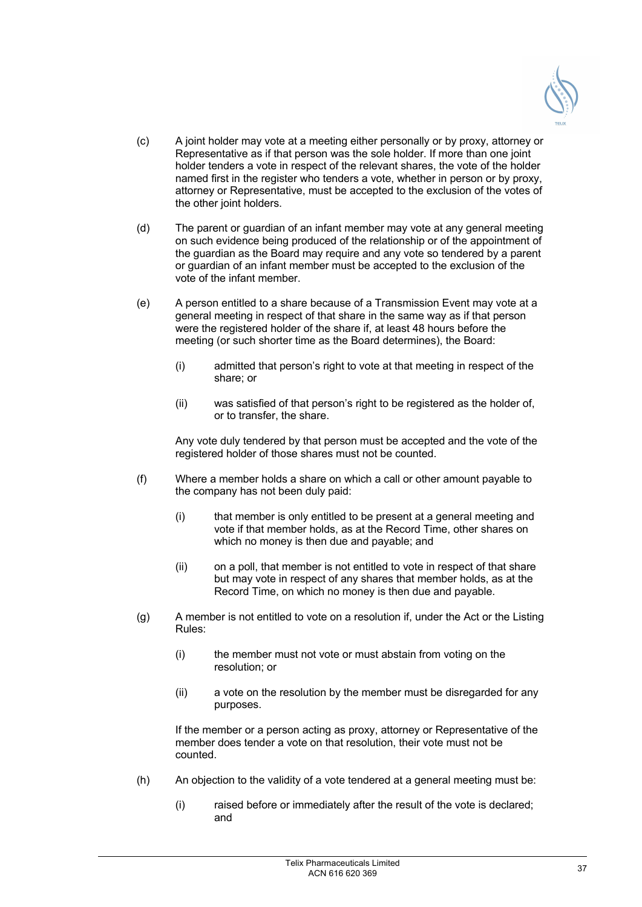(c) A joint holder may vote at a meeting either personally or by proxy, attorney or Representative as if that person was the sole holder. If more than one joint holder tenders a vote in respect of the relevant shares, the vote of the holder named first in the register who tenders a vote, whether in person or by proxy, attorney or Representative, must be accepted to the exclusion of the votes of the other joint holders.

(d) The parent or guardian of an infant member may vote at any general meeting on such evidence being produced of the relationship or of the appointment of the guardian as the Board may require and any vote so tendered by a parent or guardian of an infant member must be accepted to the exclusion of the vote of the infant member.

(e) A person entitled to a share because of a Transmission Event may vote at a general meeting in respect of that share in the same way as if that person were the registered holder of the share if, at least 48 hours before the meeting (or such shorter time as the Board determines), the Board:

  (i) admitted that person's right to vote at that meeting in respect of the share; or

  (ii) was satisfied of that person's right to be registered as the holder of, or to transfer, the share.

  Any vote duly tendered by that person must be accepted and the vote of the registered holder of those shares must not be counted.

(f) Where a member holds a share on which a call or other amount payable to the company has not been duly paid:

  (i) that member is only entitled to be present at a general meeting and vote if that member holds, as at the Record Time, other shares on which no money is then due and payable; and

  (ii) on a poll, that member is not entitled to vote in respect of that share but may vote in respect of any shares that member holds, as at the Record Time, on which no money is then due and payable.

(g) A member is not entitled to vote on a resolution if, under the Act or the Listing Rules:

  (i) the member must not vote or must abstain from voting on the resolution; or

  (ii) a vote on the resolution by the member must be disregarded for any purposes.

  If the member or a person acting as proxy, attorney or Representative of the member does tender a vote on that resolution, their vote must not be counted.

(h) An objection to the validity of a vote tendered at a general meeting must be:

  (i) raised before or immediately after the result of the vote is declared; and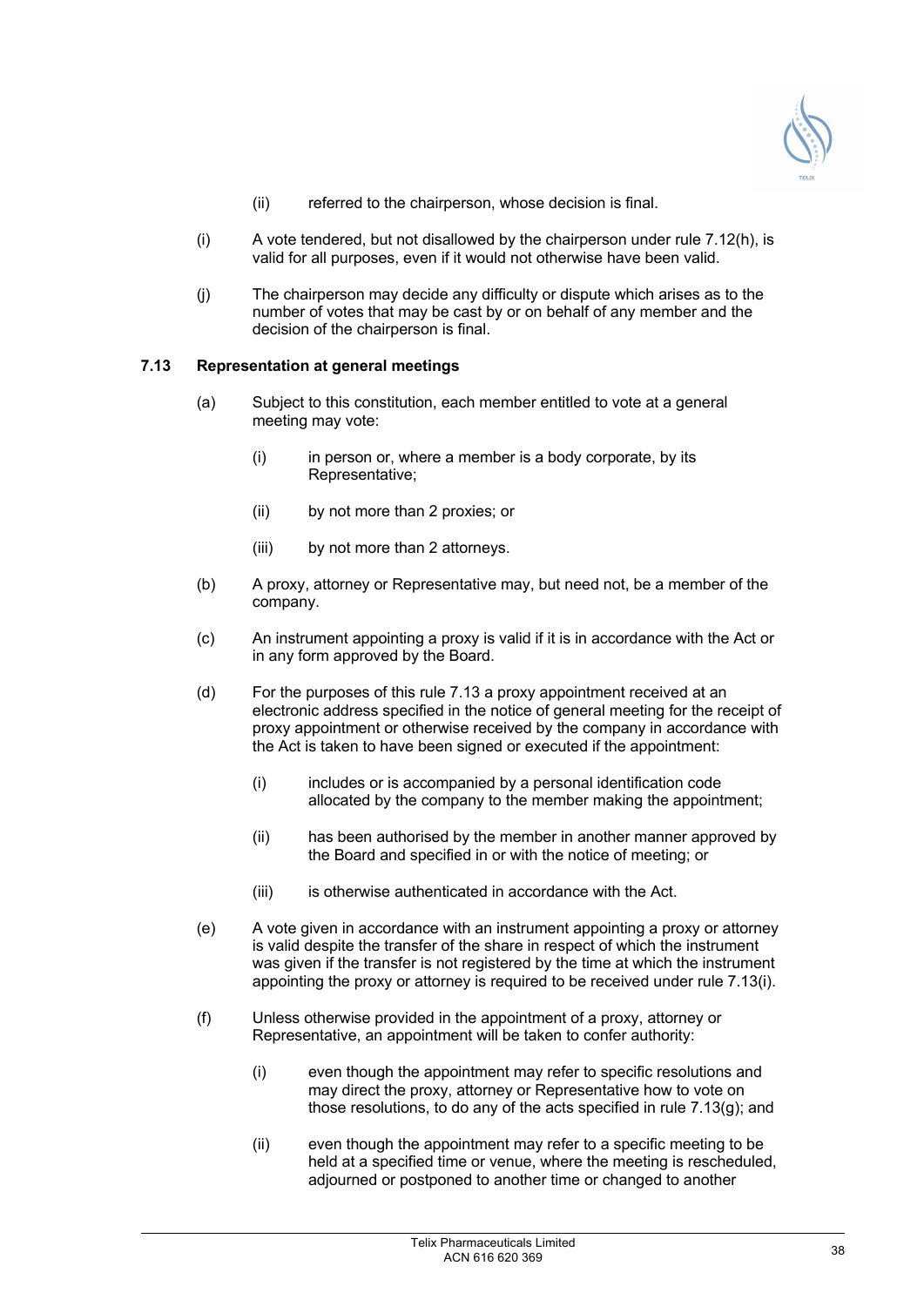(ii) referred to the chairperson, whose decision is final.

(i) A vote tendered, but not disallowed by the chairperson under rule 7.12(h), is valid for all purposes, even if it would not otherwise have been valid.

(j) The chairperson may decide any difficulty or dispute which arises as to the number of votes that may be cast by or on behalf of any member and the decision of the chairperson is final.

### 7.13 Representation at general meetings

(a) Subject to this constitution, each member entitled to vote at a general meeting may vote:

(i) in person or, where a member is a body corporate, by its Representative;

(ii) by not more than 2 proxies; or

(iii) by not more than 2 attorneys.

(b) A proxy, attorney or Representative may, but need not, be a member of the company.

(c) An instrument appointing a proxy is valid if it is in accordance with the Act or in any form approved by the Board.

(d) For the purposes of this rule 7.13 a proxy appointment received at an electronic address specified in the notice of general meeting for the receipt of proxy appointment or otherwise received by the company in accordance with the Act is taken to have been signed or executed if the appointment:

(i) includes or is accompanied by a personal identification code allocated by the company to the member making the appointment;

(ii) has been authorised by the member in another manner approved by the Board and specified in or with the notice of meeting; or

(iii) is otherwise authenticated in accordance with the Act.

(e) A vote given in accordance with an instrument appointing a proxy or attorney is valid despite the transfer of the share in respect of which the instrument was given if the transfer is not registered by the time at which the instrument appointing the proxy or attorney is required to be received under rule 7.13(i).

(f) Unless otherwise provided in the appointment of a proxy, attorney or Representative, an appointment will be taken to confer authority:

(i) even though the appointment may refer to specific resolutions and may direct the proxy, attorney or Representative how to vote on those resolutions, to do any of the acts specified in rule 7.13(g); and

(ii) even though the appointment may refer to a specific meeting to be held at a specified time or venue, where the meeting is rescheduled, adjourned or postponed to another time or changed to another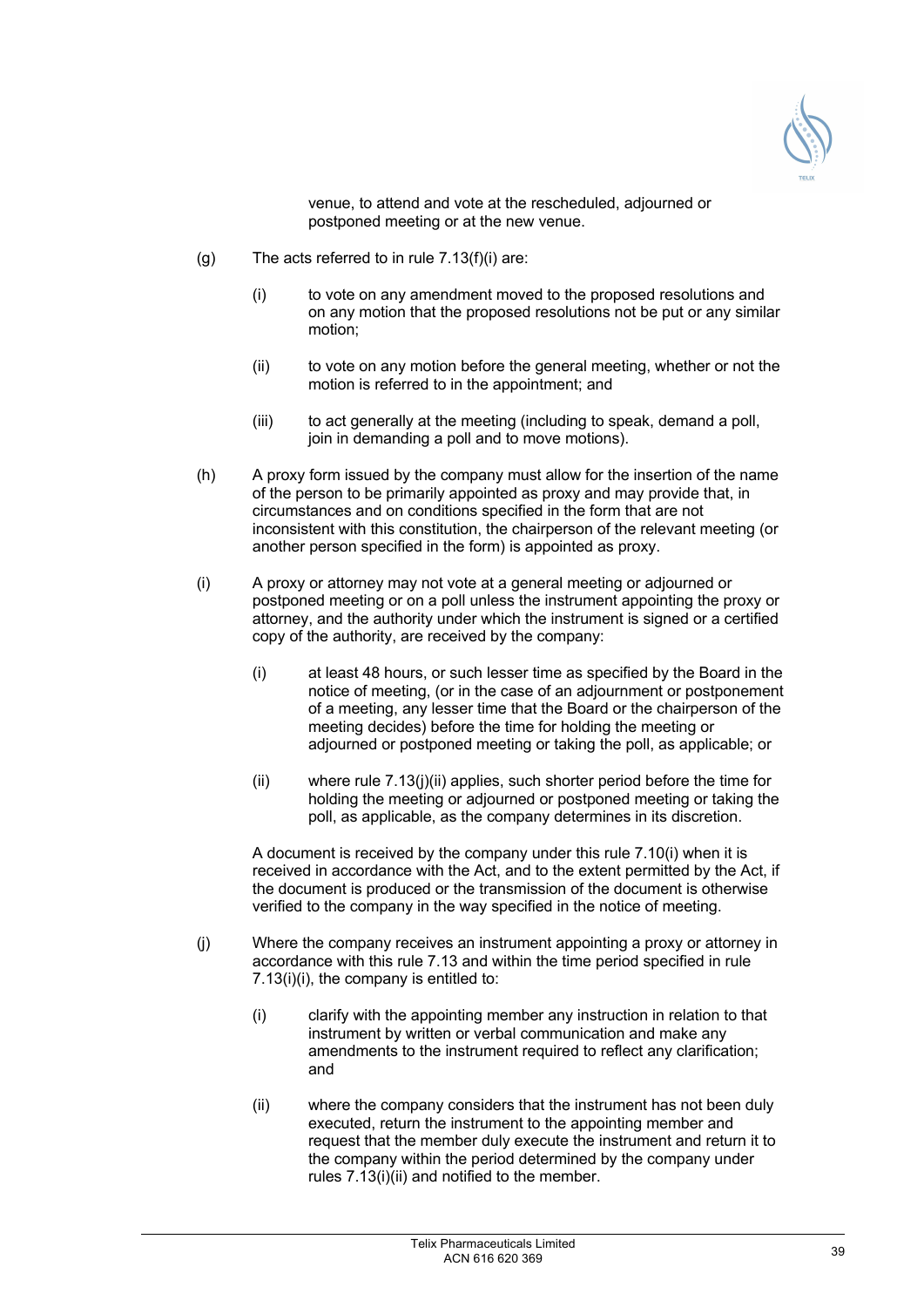venue, to attend and vote at the rescheduled, adjourned or postponed meeting or at the new venue.

(g) The acts referred to in rule 7.13(f)(i) are:

(i) to vote on any amendment moved to the proposed resolutions and on any motion that the proposed resolutions not be put or any similar motion;

(ii) to vote on any motion before the general meeting, whether or not the motion is referred to in the appointment; and

(iii) to act generally at the meeting (including to speak, demand a poll, join in demanding a poll and to move motions).

(h) A proxy form issued by the company must allow for the insertion of the name of the person to be primarily appointed as proxy and may provide that, in circumstances and on conditions specified in the form that are not inconsistent with this constitution, the chairperson of the relevant meeting (or another person specified in the form) is appointed as proxy.

(i) A proxy or attorney may not vote at a general meeting or adjourned or postponed meeting or on a poll unless the instrument appointing the proxy or attorney, and the authority under which the instrument is signed or a certified copy of the authority, are received by the company:

(i) at least 48 hours, or such lesser time as specified by the Board in the notice of meeting, (or in the case of an adjournment or postponement of a meeting, any lesser time that the Board or the chairperson of the meeting decides) before the time for holding the meeting or adjourned or postponed meeting or taking the poll, as applicable; or

(ii) where rule 7.13(j)(ii) applies, such shorter period before the time for holding the meeting or adjourned or postponed meeting or taking the poll, as applicable, as the company determines in its discretion.

A document is received by the company under this rule 7.10(i) when it is received in accordance with the Act, and to the extent permitted by the Act, if the document is produced or the transmission of the document is otherwise verified to the company in the way specified in the notice of meeting.

(j) Where the company receives an instrument appointing a proxy or attorney in accordance with this rule 7.13 and within the time period specified in rule 7.13(i)(i), the company is entitled to:

(i) clarify with the appointing member any instruction in relation to that instrument by written or verbal communication and make any amendments to the instrument required to reflect any clarification; and

(ii) where the company considers that the instrument has not been duly executed, return the instrument to the appointing member and request that the member duly execute the instrument and return it to the company within the period determined by the company under rules 7.13(i)(ii) and notified to the member.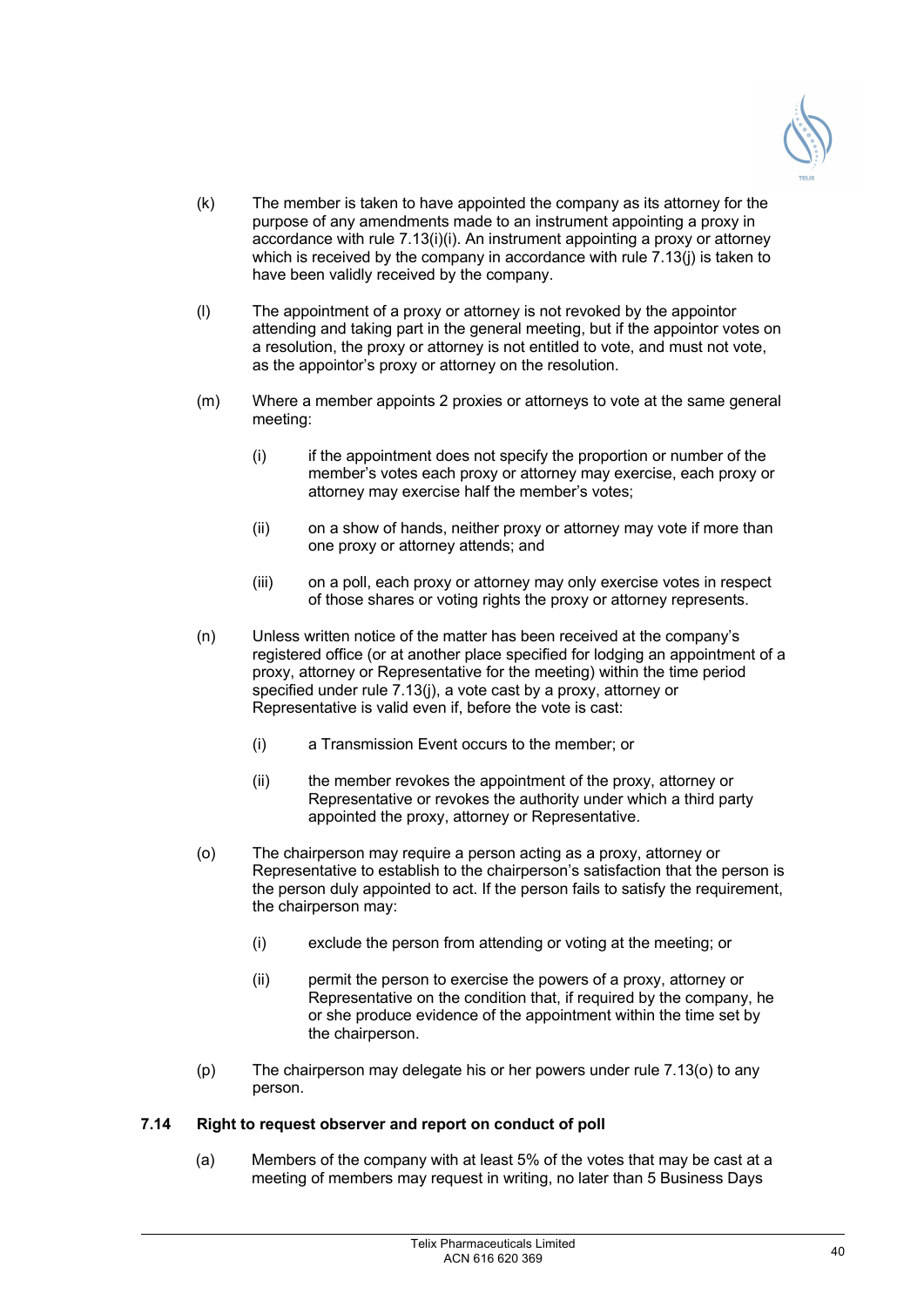(k) The member is taken to have appointed the company as its attorney for the purpose of any amendments made to an instrument appointing a proxy in accordance with rule 7.13(i)(i). An instrument appointing a proxy or attorney which is received by the company in accordance with rule 7.13(j) is taken to have been validly received by the company.

(l) The appointment of a proxy or attorney is not revoked by the appointor attending and taking part in the general meeting, but if the appointor votes on a resolution, the proxy or attorney is not entitled to vote, and must not vote, as the appointor's proxy or attorney on the resolution.

(m) Where a member appoints 2 proxies or attorneys to vote at the same general meeting:

   (i) if the appointment does not specify the proportion or number of the member's votes each proxy or attorney may exercise, each proxy or attorney may exercise half the member's votes;

   (ii) on a show of hands, neither proxy or attorney may vote if more than one proxy or attorney attends; and

   (iii) on a poll, each proxy or attorney may only exercise votes in respect of those shares or voting rights the proxy or attorney represents.

(n) Unless written notice of the matter has been received at the company's registered office (or at another place specified for lodging an appointment of a proxy, attorney or Representative for the meeting) within the time period specified under rule 7.13(j), a vote cast by a proxy, attorney or Representative is valid even if, before the vote is cast:

   (i) a Transmission Event occurs to the member; or

   (ii) the member revokes the appointment of the proxy, attorney or Representative or revokes the authority under which a third party appointed the proxy, attorney or Representative.

(o) The chairperson may require a person acting as a proxy, attorney or Representative to establish to the chairperson's satisfaction that the person is the person duly appointed to act. If the person fails to satisfy the requirement, the chairperson may:

   (i) exclude the person from attending or voting at the meeting; or

   (ii) permit the person to exercise the powers of a proxy, attorney or Representative on the condition that, if required by the company, he or she produce evidence of the appointment within the time set by the chairperson.

(p) The chairperson may delegate his or her powers under rule 7.13(o) to any person.

### 7.14 Right to request observer and report on conduct of poll

(a) Members of the company with at least 5% of the votes that may be cast at a meeting of members may request in writing, no later than 5 Business Days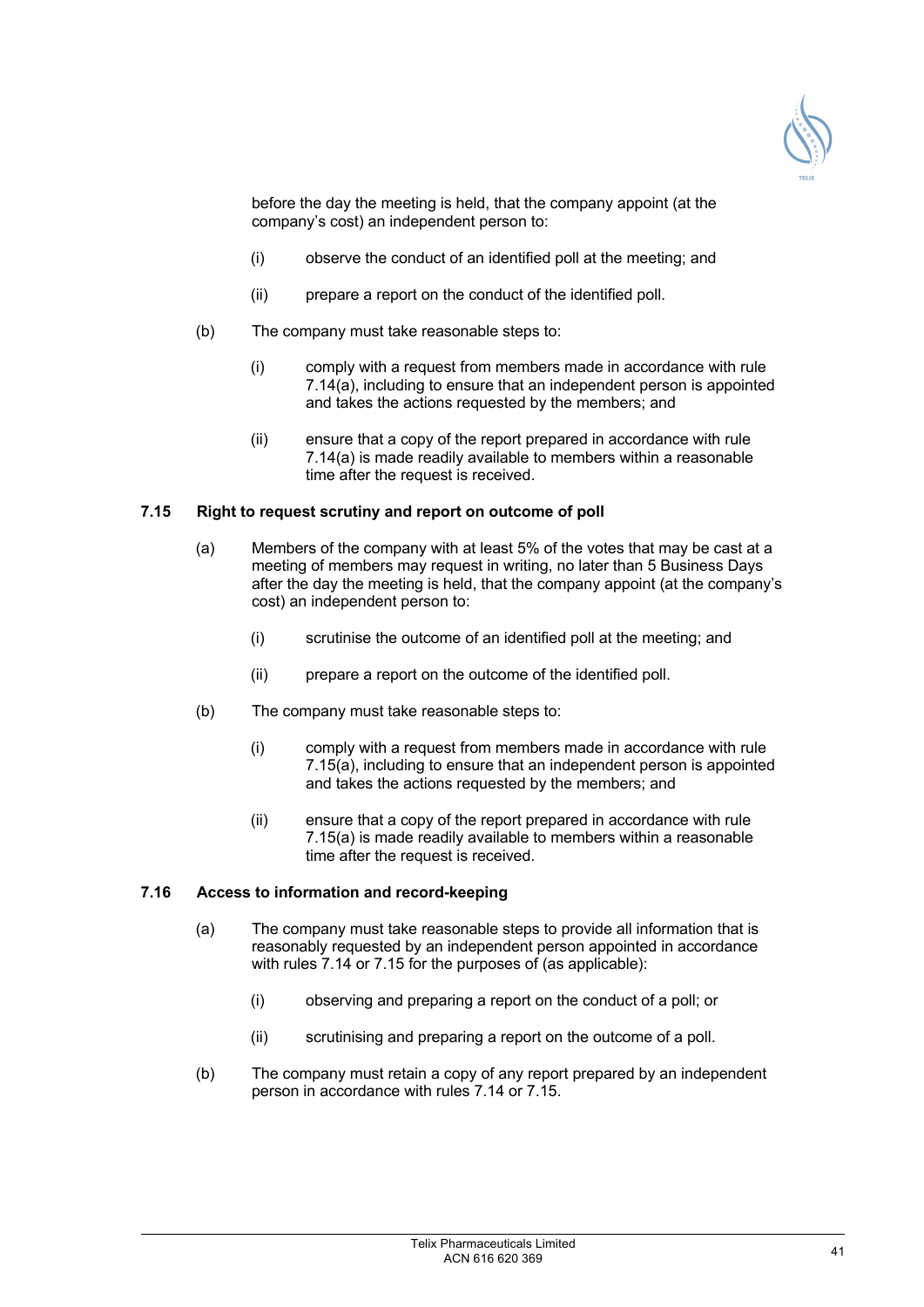before the day the meeting is held, that the company appoint (at the company's cost) an independent person to:

(i) observe the conduct of an identified poll at the meeting; and

(ii) prepare a report on the conduct of the identified poll.

(b) The company must take reasonable steps to:

(i) comply with a request from members made in accordance with rule 7.14(a), including to ensure that an independent person is appointed and takes the actions requested by the members; and

(ii) ensure that a copy of the report prepared in accordance with rule 7.14(a) is made readily available to members within a reasonable time after the request is received.

### 7.15 Right to request scrutiny and report on outcome of poll

(a) Members of the company with at least 5% of the votes that may be cast at a meeting of members may request in writing, no later than 5 Business Days after the day the meeting is held, that the company appoint (at the company's cost) an independent person to:

(i) scrutinise the outcome of an identified poll at the meeting; and

(ii) prepare a report on the outcome of the identified poll.

(b) The company must take reasonable steps to:

(i) comply with a request from members made in accordance with rule 7.15(a), including to ensure that an independent person is appointed and takes the actions requested by the members; and

(ii) ensure that a copy of the report prepared in accordance with rule 7.15(a) is made readily available to members within a reasonable time after the request is received.

### 7.16 Access to information and record-keeping

(a) The company must take reasonable steps to provide all information that is reasonably requested by an independent person appointed in accordance with rules 7.14 or 7.15 for the purposes of (as applicable):

(i) observing and preparing a report on the conduct of a poll; or

(ii) scrutinising and preparing a report on the outcome of a poll.

(b) The company must retain a copy of any report prepared by an independent person in accordance with rules 7.14 or 7.15.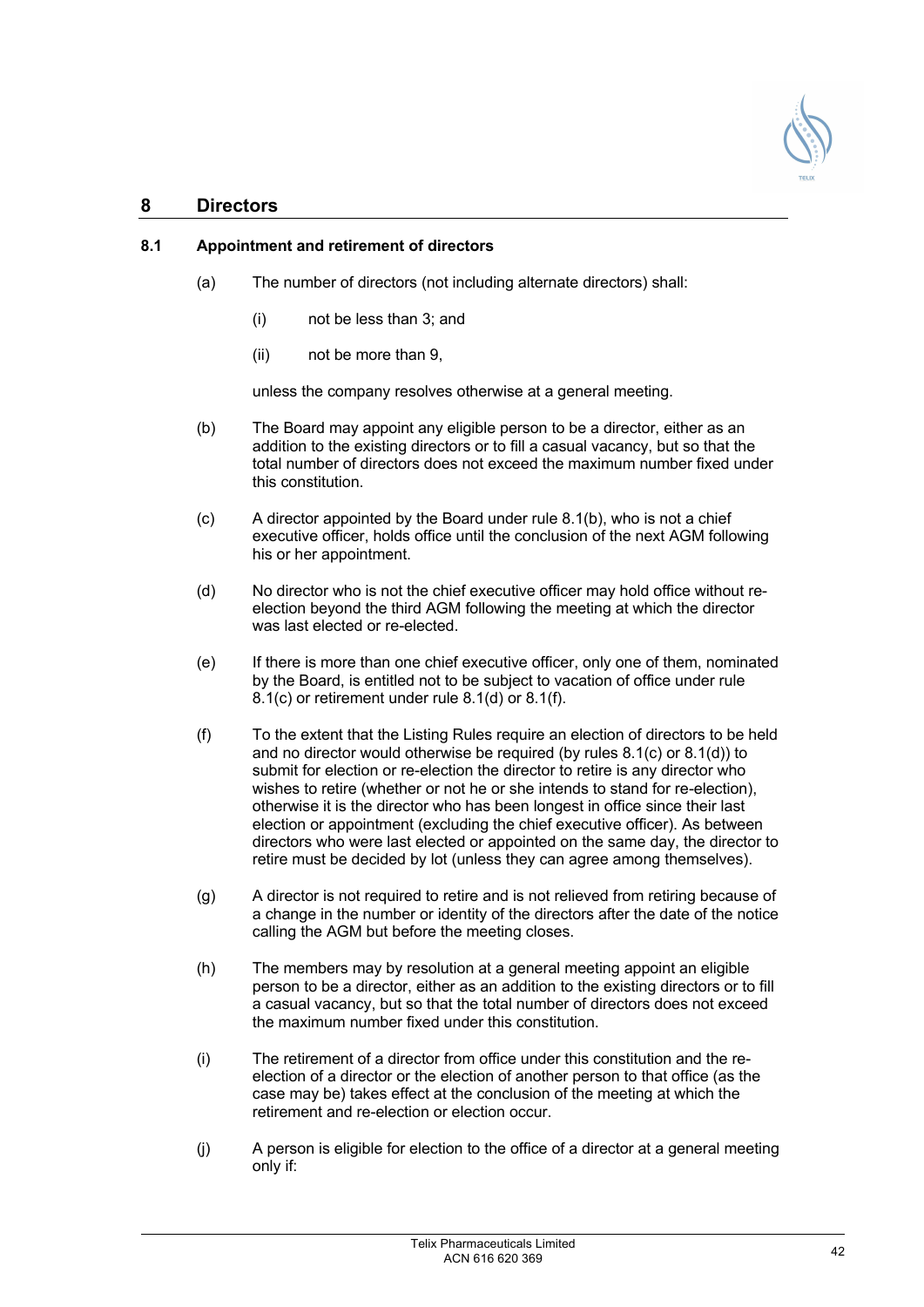## 8 Directors

### 8.1 Appointment and retirement of directors

(a) The number of directors (not including alternate directors) shall:

(i) not be less than 3; and

(ii) not be more than 9,

unless the company resolves otherwise at a general meeting.

(b) The Board may appoint any eligible person to be a director, either as an addition to the existing directors or to fill a casual vacancy, but so that the total number of directors does not exceed the maximum number fixed under this constitution.

(c) A director appointed by the Board under rule 8.1(b), who is not a chief executive officer, holds office until the conclusion of the next AGM following his or her appointment.

(d) No director who is not the chief executive officer may hold office without re-election beyond the third AGM following the meeting at which the director was last elected or re-elected.

(e) If there is more than one chief executive officer, only one of them, nominated by the Board, is entitled not to be subject to vacation of office under rule 8.1(c) or retirement under rule 8.1(d) or 8.1(f).

(f) To the extent that the Listing Rules require an election of directors to be held and no director would otherwise be required (by rules 8.1(c) or 8.1(d)) to submit for election or re-election the director to retire is any director who wishes to retire (whether or not he or she intends to stand for re-election), otherwise it is the director who has been longest in office since their last election or appointment (excluding the chief executive officer). As between directors who were last elected or appointed on the same day, the director to retire must be decided by lot (unless they can agree among themselves).

(g) A director is not required to retire and is not relieved from retiring because of a change in the number or identity of the directors after the date of the notice calling the AGM but before the meeting closes.

(h) The members may by resolution at a general meeting appoint an eligible person to be a director, either as an addition to the existing directors or to fill a casual vacancy, but so that the total number of directors does not exceed the maximum number fixed under this constitution.

(i) The retirement of a director from office under this constitution and the re-election of a director or the election of another person to that office (as the case may be) takes effect at the conclusion of the meeting at which the retirement and re-election or election occur.

(j) A person is eligible for election to the office of a director at a general meeting only if: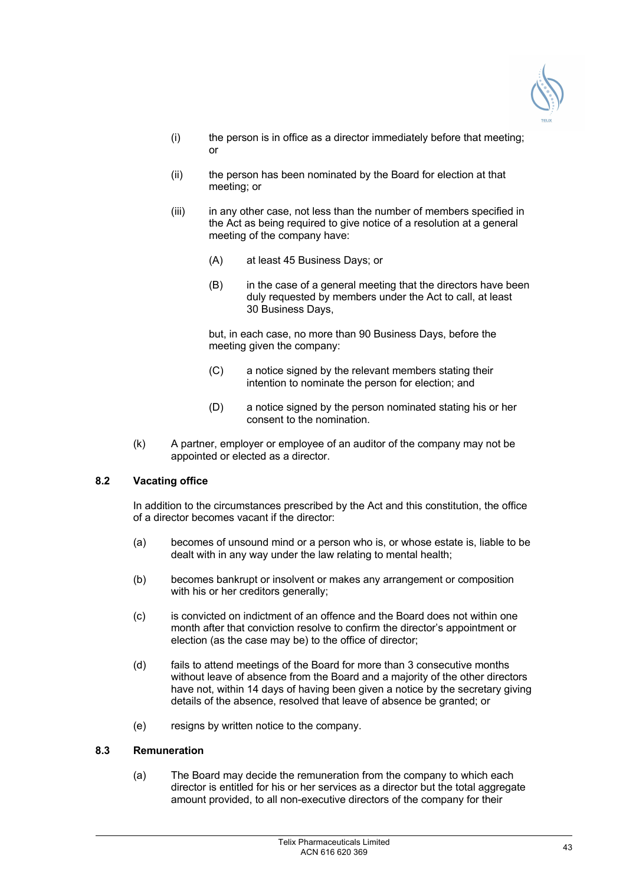(i) the person is in office as a director immediately before that meeting; or

(ii) the person has been nominated by the Board for election at that meeting; or

(iii) in any other case, not less than the number of members specified in the Act as being required to give notice of a resolution at a general meeting of the company have:

(A) at least 45 Business Days; or

(B) in the case of a general meeting that the directors have been duly requested by members under the Act to call, at least 30 Business Days,

but, in each case, no more than 90 Business Days, before the meeting given the company:

(C) a notice signed by the relevant members stating their intention to nominate the person for election; and

(D) a notice signed by the person nominated stating his or her consent to the nomination.

(k) A partner, employer or employee of an auditor of the company may not be appointed or elected as a director.

### 8.2 Vacating office

In addition to the circumstances prescribed by the Act and this constitution, the office of a director becomes vacant if the director:

(a) becomes of unsound mind or a person who is, or whose estate is, liable to be dealt with in any way under the law relating to mental health;

(b) becomes bankrupt or insolvent or makes any arrangement or composition with his or her creditors generally;

(c) is convicted on indictment of an offence and the Board does not within one month after that conviction resolve to confirm the director's appointment or election (as the case may be) to the office of director;

(d) fails to attend meetings of the Board for more than 3 consecutive months without leave of absence from the Board and a majority of the other directors have not, within 14 days of having been given a notice by the secretary giving details of the absence, resolved that leave of absence be granted; or

(e) resigns by written notice to the company.

### 8.3 Remuneration

(a) The Board may decide the remuneration from the company to which each director is entitled for his or her services as a director but the total aggregate amount provided, to all non-executive directors of the company for their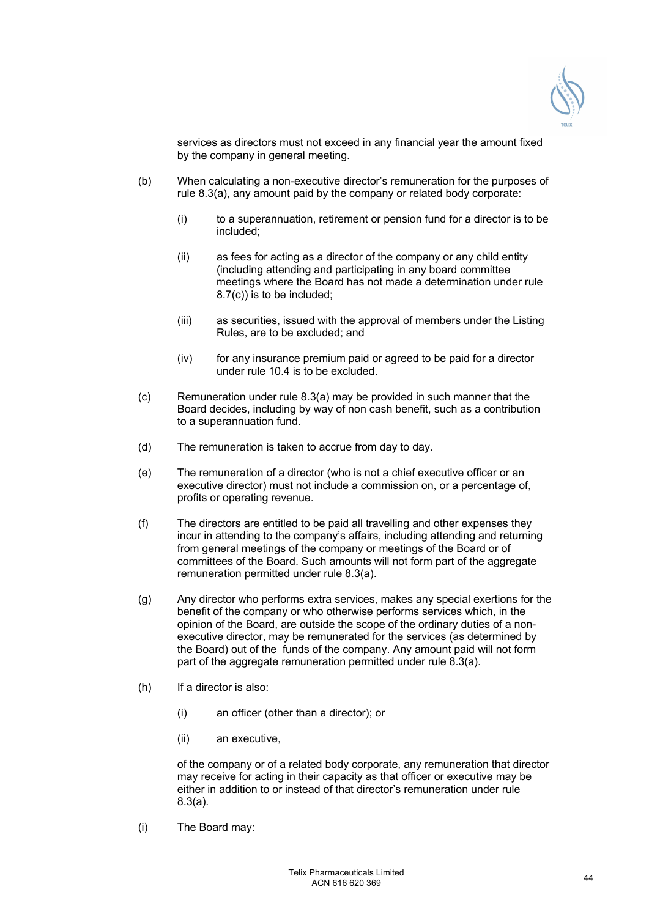services as directors must not exceed in any financial year the amount fixed by the company in general meeting.

(b) When calculating a non-executive director's remuneration for the purposes of rule 8.3(a), any amount paid by the company or related body corporate:

   (i) to a superannuation, retirement or pension fund for a director is to be included;

   (ii) as fees for acting as a director of the company or any child entity (including attending and participating in any board committee meetings where the Board has not made a determination under rule 8.7(c)) is to be included;

   (iii) as securities, issued with the approval of members under the Listing Rules, are to be excluded; and

   (iv) for any insurance premium paid or agreed to be paid for a director under rule 10.4 is to be excluded.

(c) Remuneration under rule 8.3(a) may be provided in such manner that the Board decides, including by way of non cash benefit, such as a contribution to a superannuation fund.

(d) The remuneration is taken to accrue from day to day.

(e) The remuneration of a director (who is not a chief executive officer or an executive director) must not include a commission on, or a percentage of, profits or operating revenue.

(f) The directors are entitled to be paid all travelling and other expenses they incur in attending to the company's affairs, including attending and returning from general meetings of the company or meetings of the Board or of committees of the Board. Such amounts will not form part of the aggregate remuneration permitted under rule 8.3(a).

(g) Any director who performs extra services, makes any special exertions for the benefit of the company or who otherwise performs services which, in the opinion of the Board, are outside the scope of the ordinary duties of a non-executive director, may be remunerated for the services (as determined by the Board) out of the funds of the company. Any amount paid will not form part of the aggregate remuneration permitted under rule 8.3(a).

(h) If a director is also:

   (i) an officer (other than a director); or

   (ii) an executive,

   of the company or of a related body corporate, any remuneration that director may receive for acting in their capacity as that officer or executive may be either in addition to or instead of that director's remuneration under rule 8.3(a).

(i) The Board may: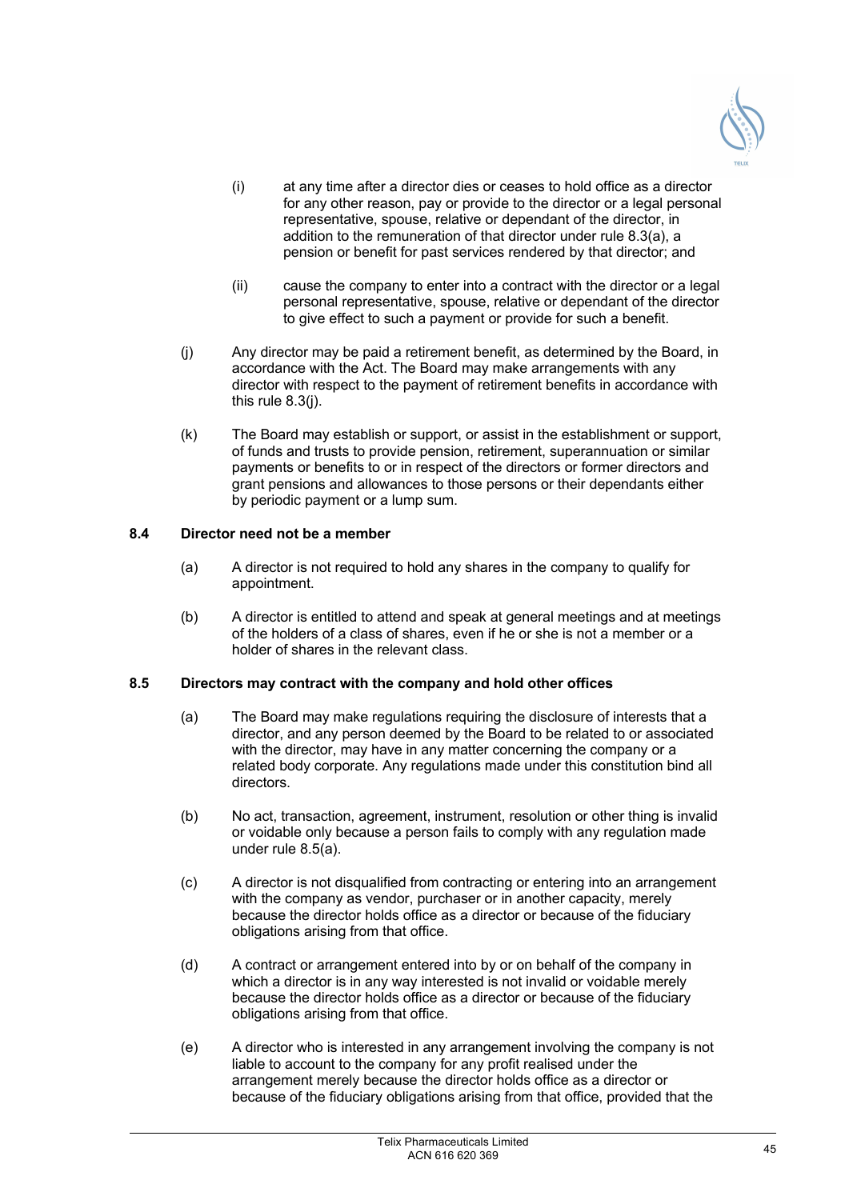(i) at any time after a director dies or ceases to hold office as a director for any other reason, pay or provide to the director or a legal personal representative, spouse, relative or dependant of the director, in addition to the remuneration of that director under rule 8.3(a), a pension or benefit for past services rendered by that director; and

(ii) cause the company to enter into a contract with the director or a legal personal representative, spouse, relative or dependant of the director to give effect to such a payment or provide for such a benefit.

(j) Any director may be paid a retirement benefit, as determined by the Board, in accordance with the Act. The Board may make arrangements with any director with respect to the payment of retirement benefits in accordance with this rule 8.3(j).

(k) The Board may establish or support, or assist in the establishment or support, of funds and trusts to provide pension, retirement, superannuation or similar payments or benefits to or in respect of the directors or former directors and grant pensions and allowances to those persons or their dependants either by periodic payment or a lump sum.

### 8.4 Director need not be a member

(a) A director is not required to hold any shares in the company to qualify for appointment.

(b) A director is entitled to attend and speak at general meetings and at meetings of the holders of a class of shares, even if he or she is not a member or a holder of shares in the relevant class.

### 8.5 Directors may contract with the company and hold other offices

(a) The Board may make regulations requiring the disclosure of interests that a director, and any person deemed by the Board to be related to or associated with the director, may have in any matter concerning the company or a related body corporate. Any regulations made under this constitution bind all directors.

(b) No act, transaction, agreement, instrument, resolution or other thing is invalid or voidable only because a person fails to comply with any regulation made under rule 8.5(a).

(c) A director is not disqualified from contracting or entering into an arrangement with the company as vendor, purchaser or in another capacity, merely because the director holds office as a director or because of the fiduciary obligations arising from that office.

(d) A contract or arrangement entered into by or on behalf of the company in which a director is in any way interested is not invalid or voidable merely because the director holds office as a director or because of the fiduciary obligations arising from that office.

(e) A director who is interested in any arrangement involving the company is not liable to account to the company for any profit realised under the arrangement merely because the director holds office as a director or because of the fiduciary obligations arising from that office, provided that the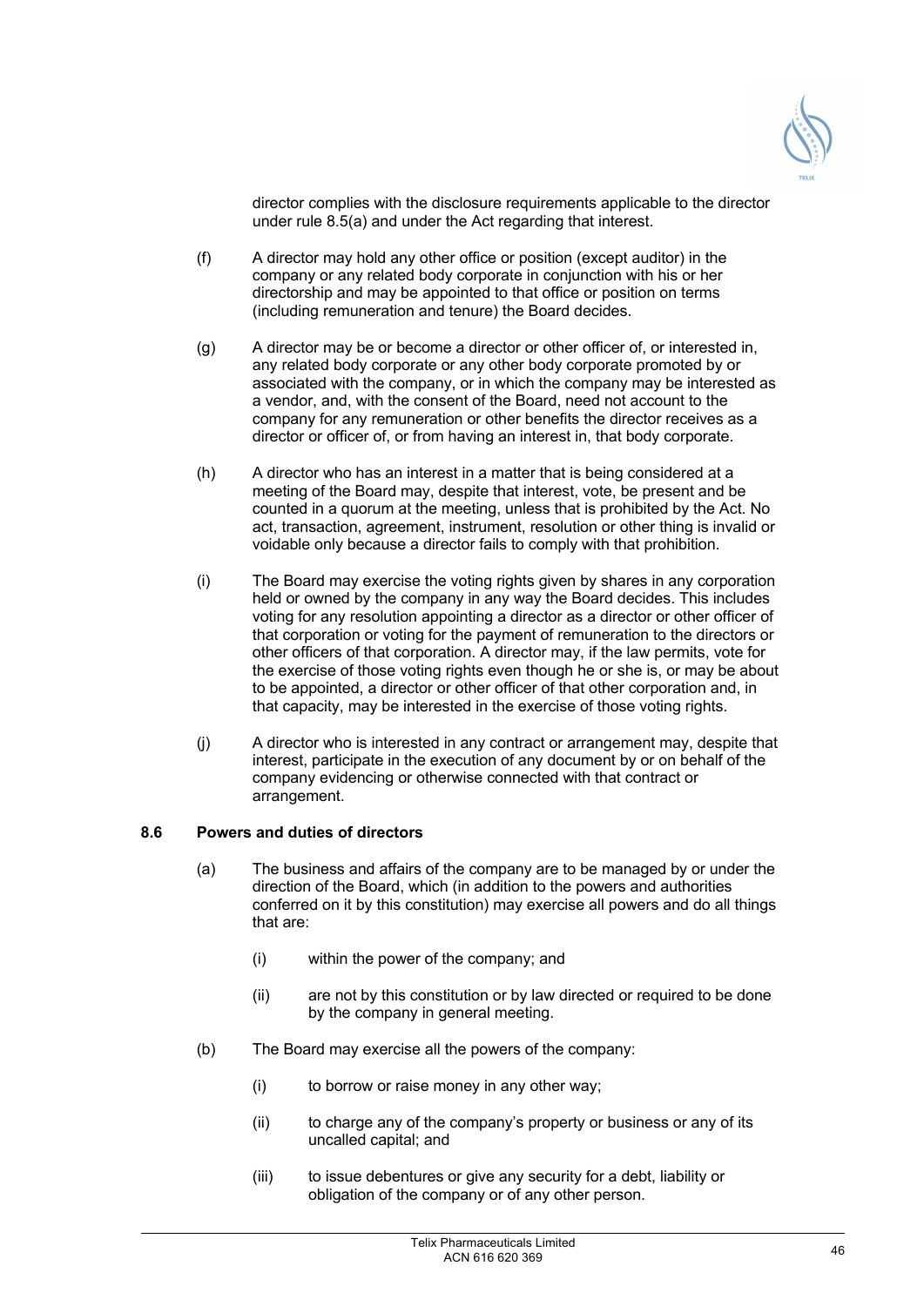director complies with the disclosure requirements applicable to the director under rule 8.5(a) and under the Act regarding that interest.

(f) A director may hold any other office or position (except auditor) in the company or any related body corporate in conjunction with his or her directorship and may be appointed to that office or position on terms (including remuneration and tenure) the Board decides.

(g) A director may be or become a director or other officer of, or interested in, any related body corporate or any other body corporate promoted by or associated with the company, or in which the company may be interested as a vendor, and, with the consent of the Board, need not account to the company for any remuneration or other benefits the director receives as a director or officer of, or from having an interest in, that body corporate.

(h) A director who has an interest in a matter that is being considered at a meeting of the Board may, despite that interest, vote, be present and be counted in a quorum at the meeting, unless that is prohibited by the Act. No act, transaction, agreement, instrument, resolution or other thing is invalid or voidable only because a director fails to comply with that prohibition.

(i) The Board may exercise the voting rights given by shares in any corporation held or owned by the company in any way the Board decides. This includes voting for any resolution appointing a director as a director or other officer of that corporation or voting for the payment of remuneration to the directors or other officers of that corporation. A director may, if the law permits, vote for the exercise of those voting rights even though he or she is, or may be about to be appointed, a director or other officer of that other corporation and, in that capacity, may be interested in the exercise of those voting rights.

(j) A director who is interested in any contract or arrangement may, despite that interest, participate in the execution of any document by or on behalf of the company evidencing or otherwise connected with that contract or arrangement.

**8.6 Powers and duties of directors**

(a) The business and affairs of the company are to be managed by or under the direction of the Board, which (in addition to the powers and authorities conferred on it by this constitution) may exercise all powers and do all things that are:

(i) within the power of the company; and

(ii) are not by this constitution or by law directed or required to be done by the company in general meeting.

(b) The Board may exercise all the powers of the company:

(i) to borrow or raise money in any other way;

(ii) to charge any of the company's property or business or any of its uncalled capital; and

(iii) to issue debentures or give any security for a debt, liability or obligation of the company or of any other person.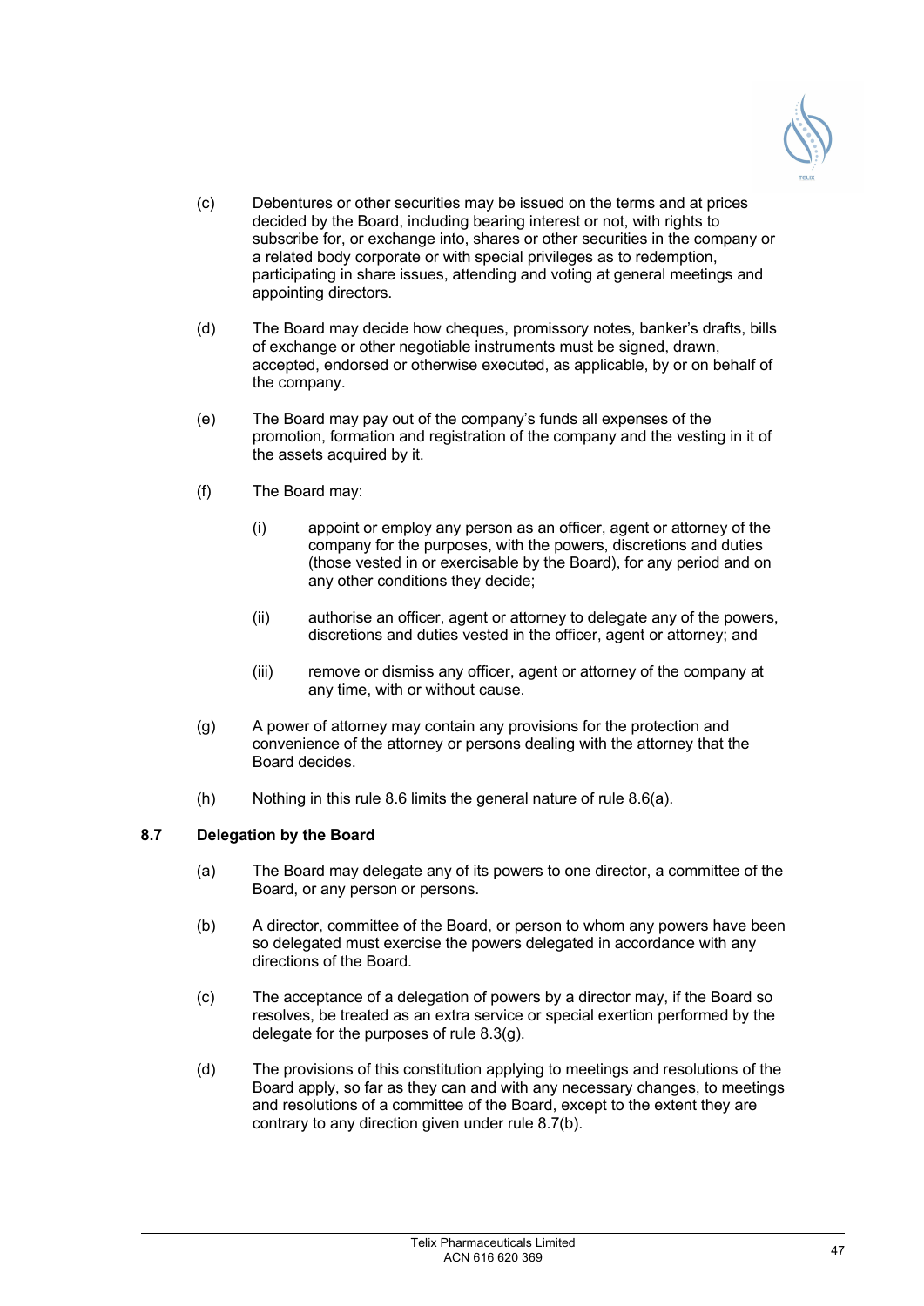(c) Debentures or other securities may be issued on the terms and at prices decided by the Board, including bearing interest or not, with rights to subscribe for, or exchange into, shares or other securities in the company or a related body corporate or with special privileges as to redemption, participating in share issues, attending and voting at general meetings and appointing directors.

(d) The Board may decide how cheques, promissory notes, banker's drafts, bills of exchange or other negotiable instruments must be signed, drawn, accepted, endorsed or otherwise executed, as applicable, by or on behalf of the company.

(e) The Board may pay out of the company's funds all expenses of the promotion, formation and registration of the company and the vesting in it of the assets acquired by it.

(f) The Board may:

  (i) appoint or employ any person as an officer, agent or attorney of the company for the purposes, with the powers, discretions and duties (those vested in or exercisable by the Board), for any period and on any other conditions they decide;

  (ii) authorise an officer, agent or attorney to delegate any of the powers, discretions and duties vested in the officer, agent or attorney; and

  (iii) remove or dismiss any officer, agent or attorney of the company at any time, with or without cause.

(g) A power of attorney may contain any provisions for the protection and convenience of the attorney or persons dealing with the attorney that the Board decides.

(h) Nothing in this rule 8.6 limits the general nature of rule 8.6(a).

### 8.7 Delegation by the Board

(a) The Board may delegate any of its powers to one director, a committee of the Board, or any person or persons.

(b) A director, committee of the Board, or person to whom any powers have been so delegated must exercise the powers delegated in accordance with any directions of the Board.

(c) The acceptance of a delegation of powers by a director may, if the Board so resolves, be treated as an extra service or special exertion performed by the delegate for the purposes of rule 8.3(g).

(d) The provisions of this constitution applying to meetings and resolutions of the Board apply, so far as they can and with any necessary changes, to meetings and resolutions of a committee of the Board, except to the extent they are contrary to any direction given under rule 8.7(b).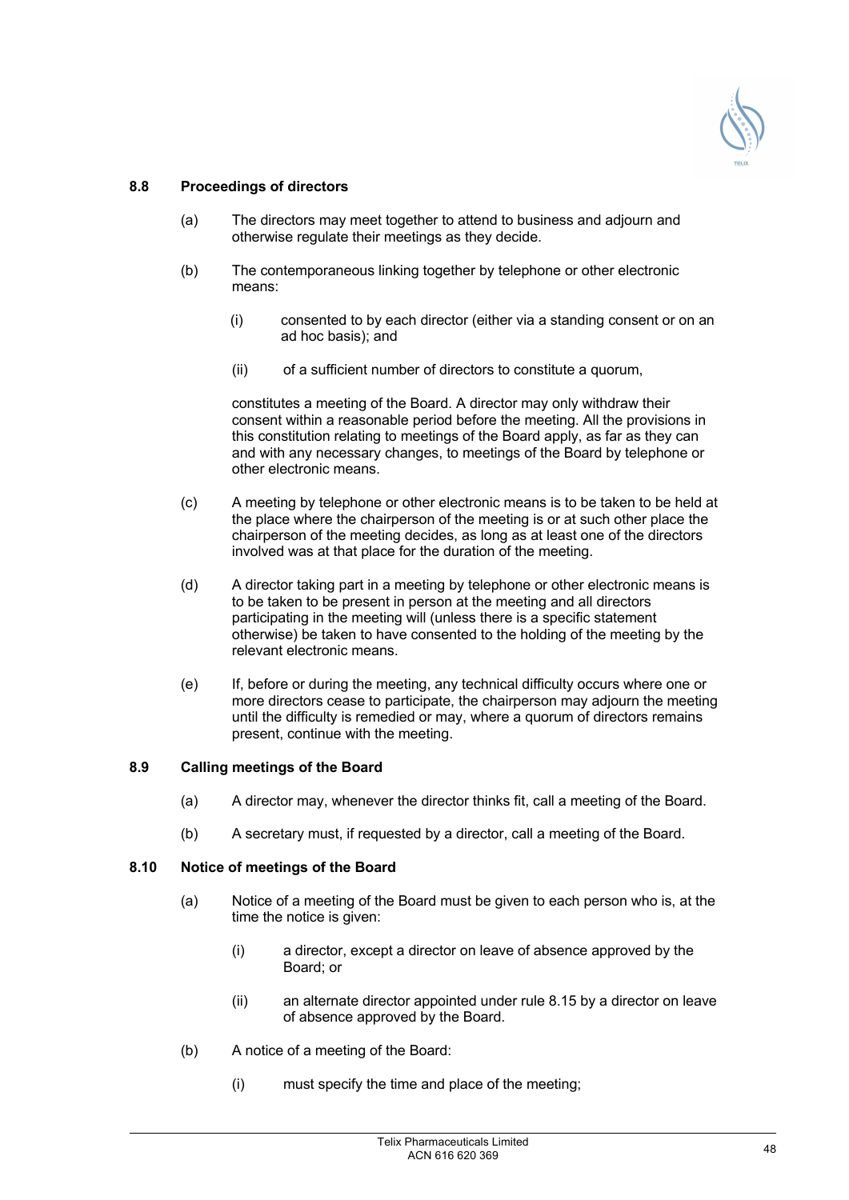### 8.8 Proceedings of directors

(a) The directors may meet together to attend to business and adjourn and otherwise regulate their meetings as they decide.

(b) The contemporaneous linking together by telephone or other electronic means:

   (i) consented to by each director (either via a standing consent or on an ad hoc basis); and

   (ii) of a sufficient number of directors to constitute a quorum,

   constitutes a meeting of the Board. A director may only withdraw their consent within a reasonable period before the meeting. All the provisions in this constitution relating to meetings of the Board apply, as far as they can and with any necessary changes, to meetings of the Board by telephone or other electronic means.

(c) A meeting by telephone or other electronic means is to be taken to be held at the place where the chairperson of the meeting is or at such other place the chairperson of the meeting decides, as long as at least one of the directors involved was at that place for the duration of the meeting.

(d) A director taking part in a meeting by telephone or other electronic means is to be taken to be present in person at the meeting and all directors participating in the meeting will (unless there is a specific statement otherwise) be taken to have consented to the holding of the meeting by the relevant electronic means.

(e) If, before or during the meeting, any technical difficulty occurs where one or more directors cease to participate, the chairperson may adjourn the meeting until the difficulty is remedied or may, where a quorum of directors remains present, continue with the meeting.

### 8.9 Calling meetings of the Board

(a) A director may, whenever the director thinks fit, call a meeting of the Board.

(b) A secretary must, if requested by a director, call a meeting of the Board.

### 8.10 Notice of meetings of the Board

(a) Notice of a meeting of the Board must be given to each person who is, at the time the notice is given:

   (i) a director, except a director on leave of absence approved by the Board; or

   (ii) an alternate director appointed under rule 8.15 by a director on leave of absence approved by the Board.

(b) A notice of a meeting of the Board:

   (i) must specify the time and place of the meeting;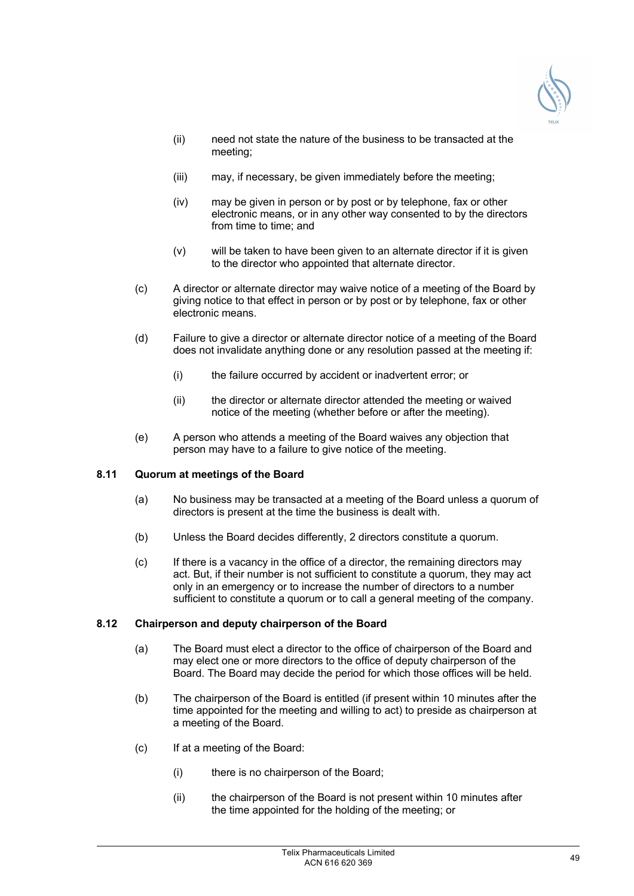(ii) need not state the nature of the business to be transacted at the meeting;

(iii) may, if necessary, be given immediately before the meeting;

(iv) may be given in person or by post or by telephone, fax or other electronic means, or in any other way consented to by the directors from time to time; and

(v) will be taken to have been given to an alternate director if it is given to the director who appointed that alternate director.

(c) A director or alternate director may waive notice of a meeting of the Board by giving notice to that effect in person or by post or by telephone, fax or other electronic means.

(d) Failure to give a director or alternate director notice of a meeting of the Board does not invalidate anything done or any resolution passed at the meeting if:

(i) the failure occurred by accident or inadvertent error; or

(ii) the director or alternate director attended the meeting or waived notice of the meeting (whether before or after the meeting).

(e) A person who attends a meeting of the Board waives any objection that person may have to a failure to give notice of the meeting.

### 8.11 Quorum at meetings of the Board

(a) No business may be transacted at a meeting of the Board unless a quorum of directors is present at the time the business is dealt with.

(b) Unless the Board decides differently, 2 directors constitute a quorum.

(c) If there is a vacancy in the office of a director, the remaining directors may act. But, if their number is not sufficient to constitute a quorum, they may act only in an emergency or to increase the number of directors to a number sufficient to constitute a quorum or to call a general meeting of the company.

### 8.12 Chairperson and deputy chairperson of the Board

(a) The Board must elect a director to the office of chairperson of the Board and may elect one or more directors to the office of deputy chairperson of the Board. The Board may decide the period for which those offices will be held.

(b) The chairperson of the Board is entitled (if present within 10 minutes after the time appointed for the meeting and willing to act) to preside as chairperson at a meeting of the Board.

(c) If at a meeting of the Board:

(i) there is no chairperson of the Board;

(ii) the chairperson of the Board is not present within 10 minutes after the time appointed for the holding of the meeting; or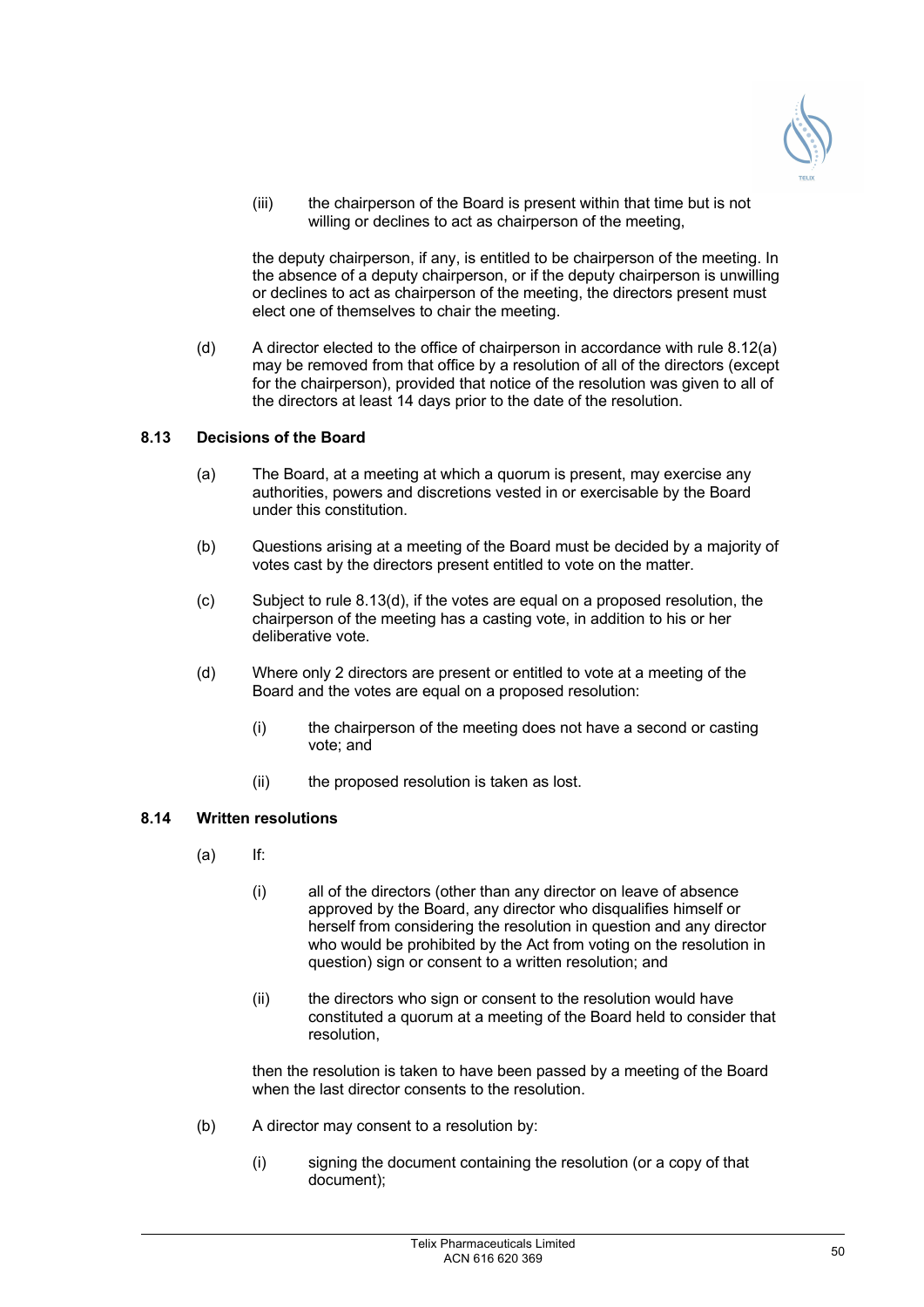(iii) the chairperson of the Board is present within that time but is not willing or declines to act as chairperson of the meeting,

the deputy chairperson, if any, is entitled to be chairperson of the meeting. In the absence of a deputy chairperson, or if the deputy chairperson is unwilling or declines to act as chairperson of the meeting, the directors present must elect one of themselves to chair the meeting.

(d) A director elected to the office of chairperson in accordance with rule 8.12(a) may be removed from that office by a resolution of all of the directors (except for the chairperson), provided that notice of the resolution was given to all of the directors at least 14 days prior to the date of the resolution.

### 8.13 Decisions of the Board

(a) The Board, at a meeting at which a quorum is present, may exercise any authorities, powers and discretions vested in or exercisable by the Board under this constitution.

(b) Questions arising at a meeting of the Board must be decided by a majority of votes cast by the directors present entitled to vote on the matter.

(c) Subject to rule 8.13(d), if the votes are equal on a proposed resolution, the chairperson of the meeting has a casting vote, in addition to his or her deliberative vote.

(d) Where only 2 directors are present or entitled to vote at a meeting of the Board and the votes are equal on a proposed resolution:

(i) the chairperson of the meeting does not have a second or casting vote; and

(ii) the proposed resolution is taken as lost.

### 8.14 Written resolutions

(a) If:

(i) all of the directors (other than any director on leave of absence approved by the Board, any director who disqualifies himself or herself from considering the resolution in question and any director who would be prohibited by the Act from voting on the resolution in question) sign or consent to a written resolution; and

(ii) the directors who sign or consent to the resolution would have constituted a quorum at a meeting of the Board held to consider that resolution,

then the resolution is taken to have been passed by a meeting of the Board when the last director consents to the resolution.

(b) A director may consent to a resolution by:

(i) signing the document containing the resolution (or a copy of that document);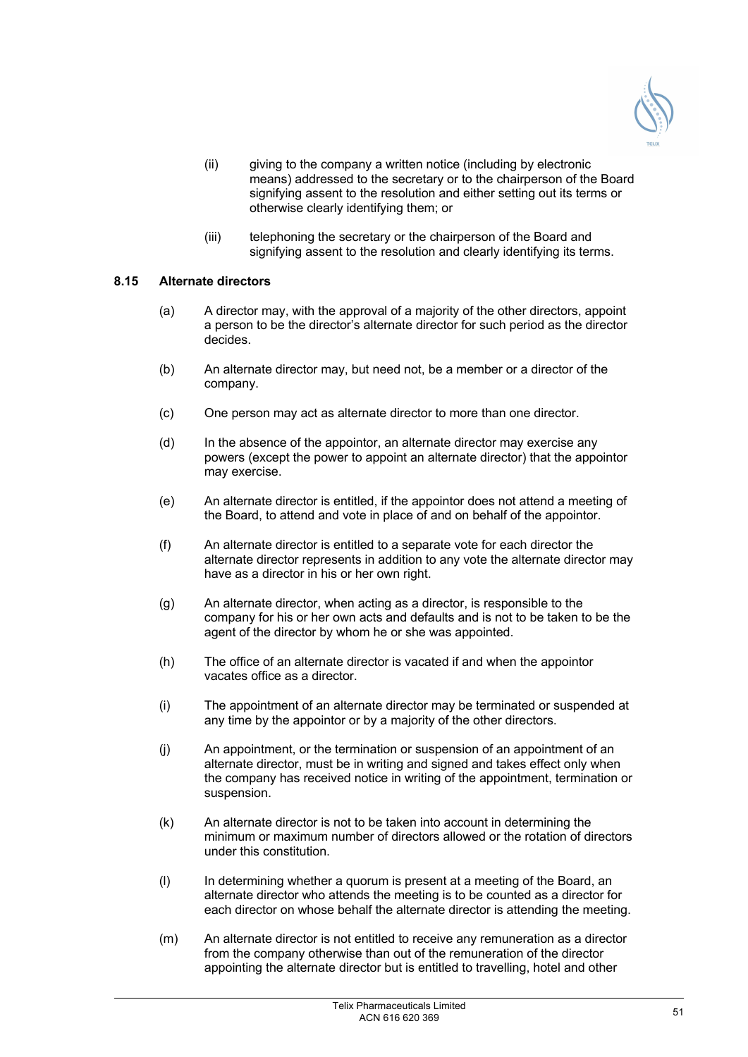(ii) giving to the company a written notice (including by electronic means) addressed to the secretary or to the chairperson of the Board signifying assent to the resolution and either setting out its terms or otherwise clearly identifying them; or

(iii) telephoning the secretary or the chairperson of the Board and signifying assent to the resolution and clearly identifying its terms.

### 8.15 Alternate directors

(a) A director may, with the approval of a majority of the other directors, appoint a person to be the director's alternate director for such period as the director decides.

(b) An alternate director may, but need not, be a member or a director of the company.

(c) One person may act as alternate director to more than one director.

(d) In the absence of the appointor, an alternate director may exercise any powers (except the power to appoint an alternate director) that the appointor may exercise.

(e) An alternate director is entitled, if the appointor does not attend a meeting of the Board, to attend and vote in place of and on behalf of the appointor.

(f) An alternate director is entitled to a separate vote for each director the alternate director represents in addition to any vote the alternate director may have as a director in his or her own right.

(g) An alternate director, when acting as a director, is responsible to the company for his or her own acts and defaults and is not to be taken to be the agent of the director by whom he or she was appointed.

(h) The office of an alternate director is vacated if and when the appointor vacates office as a director.

(i) The appointment of an alternate director may be terminated or suspended at any time by the appointor or by a majority of the other directors.

(j) An appointment, or the termination or suspension of an appointment of an alternate director, must be in writing and signed and takes effect only when the company has received notice in writing of the appointment, termination or suspension.

(k) An alternate director is not to be taken into account in determining the minimum or maximum number of directors allowed or the rotation of directors under this constitution.

(l) In determining whether a quorum is present at a meeting of the Board, an alternate director who attends the meeting is to be counted as a director for each director on whose behalf the alternate director is attending the meeting.

(m) An alternate director is not entitled to receive any remuneration as a director from the company otherwise than out of the remuneration of the director appointing the alternate director but is entitled to travelling, hotel and other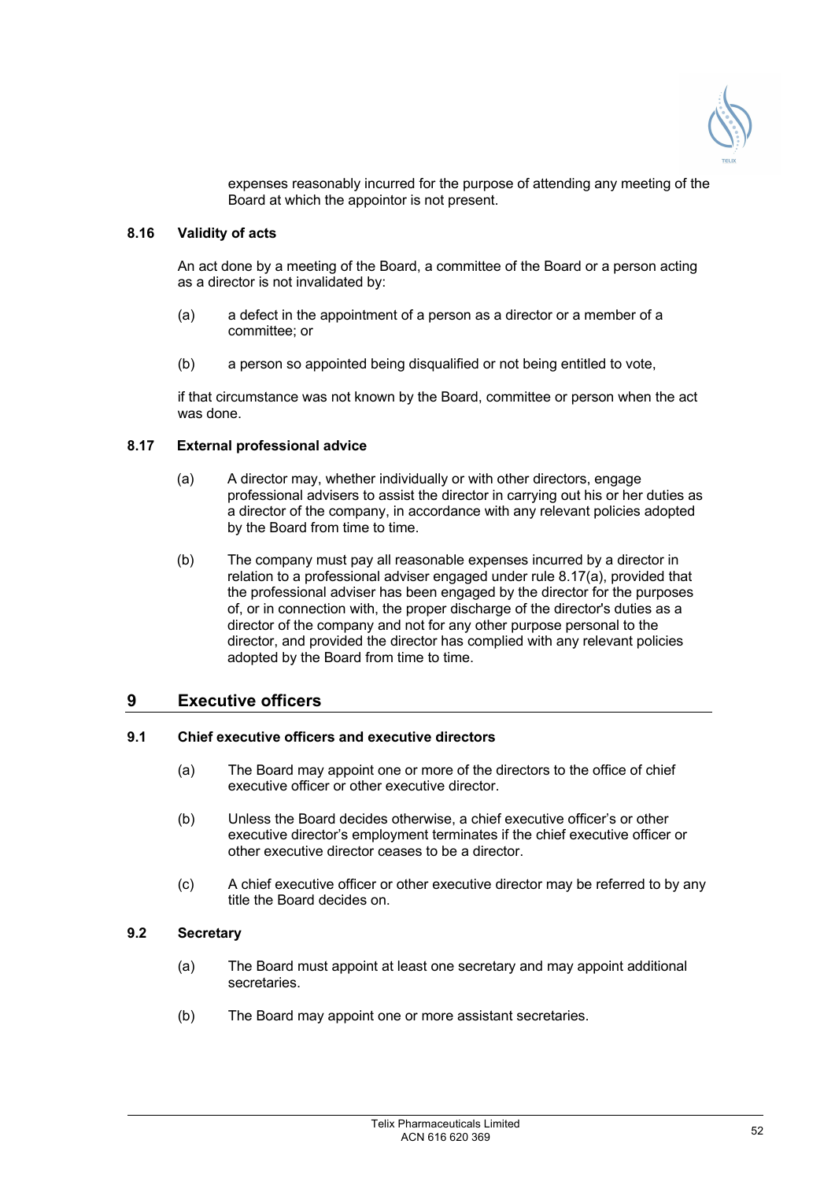expenses reasonably incurred for the purpose of attending any meeting of the Board at which the appointor is not present.

### 8.16 Validity of acts

An act done by a meeting of the Board, a committee of the Board or a person acting as a director is not invalidated by:

(a) a defect in the appointment of a person as a director or a member of a committee; or

(b) a person so appointed being disqualified or not being entitled to vote,

if that circumstance was not known by the Board, committee or person when the act was done.

### 8.17 External professional advice

(a) A director may, whether individually or with other directors, engage professional advisers to assist the director in carrying out his or her duties as a director of the company, in accordance with any relevant policies adopted by the Board from time to time.

(b) The company must pay all reasonable expenses incurred by a director in relation to a professional adviser engaged under rule 8.17(a), provided that the professional adviser has been engaged by the director for the purposes of, or in connection with, the proper discharge of the director's duties as a director of the company and not for any other purpose personal to the director, and provided the director has complied with any relevant policies adopted by the Board from time to time.

## 9 Executive officers

### 9.1 Chief executive officers and executive directors

(a) The Board may appoint one or more of the directors to the office of chief executive officer or other executive director.

(b) Unless the Board decides otherwise, a chief executive officer's or other executive director's employment terminates if the chief executive officer or other executive director ceases to be a director.

(c) A chief executive officer or other executive director may be referred to by any title the Board decides on.

### 9.2 Secretary

(a) The Board must appoint at least one secretary and may appoint additional secretaries.

(b) The Board may appoint one or more assistant secretaries.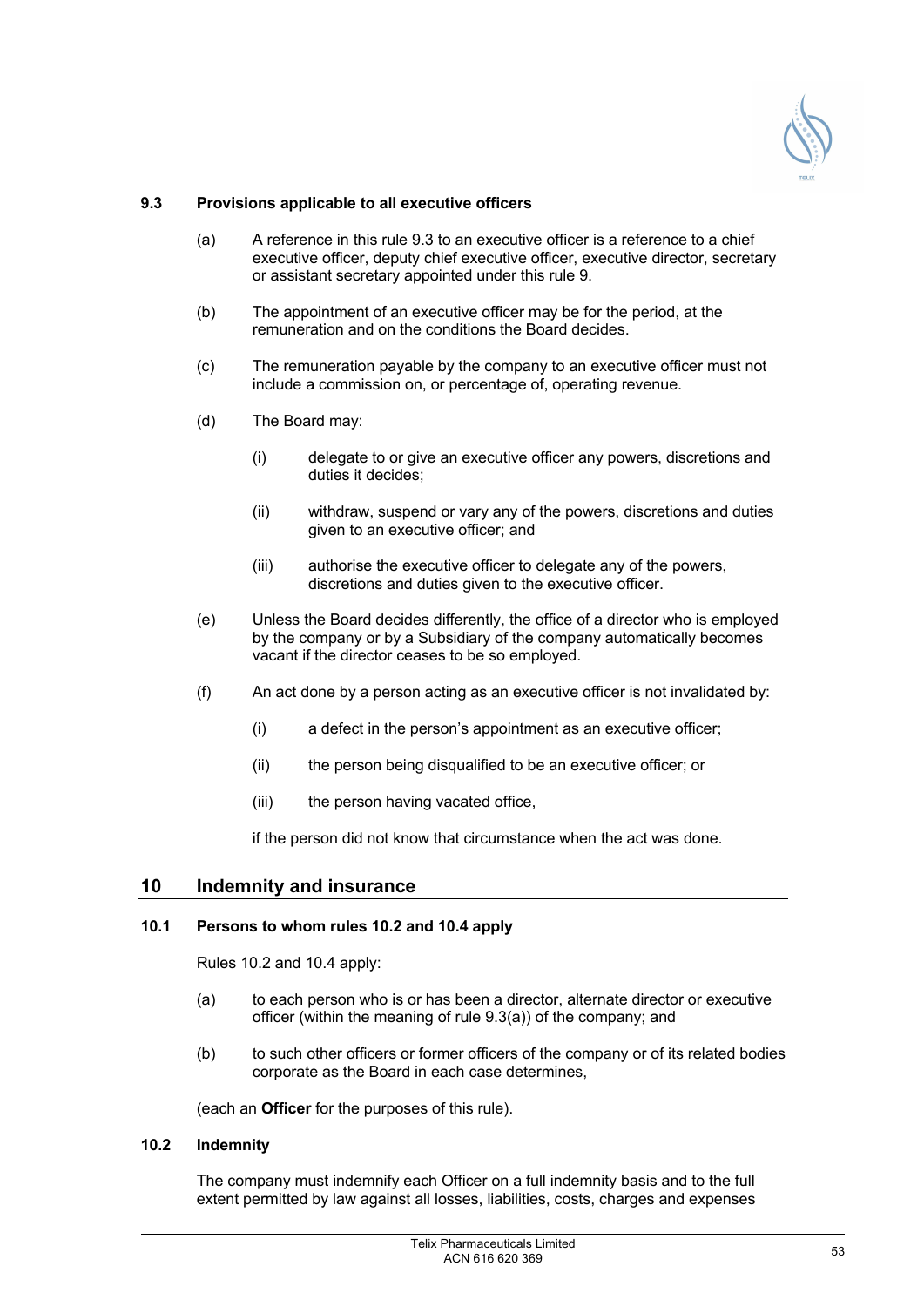### 9.3 Provisions applicable to all executive officers

(a) A reference in this rule 9.3 to an executive officer is a reference to a chief executive officer, deputy chief executive officer, executive director, secretary or assistant secretary appointed under this rule 9.

(b) The appointment of an executive officer may be for the period, at the remuneration and on the conditions the Board decides.

(c) The remuneration payable by the company to an executive officer must not include a commission on, or percentage of, operating revenue.

(d) The Board may:

(i) delegate to or give an executive officer any powers, discretions and duties it decides;

(ii) withdraw, suspend or vary any of the powers, discretions and duties given to an executive officer; and

(iii) authorise the executive officer to delegate any of the powers, discretions and duties given to the executive officer.

(e) Unless the Board decides differently, the office of a director who is employed by the company or by a Subsidiary of the company automatically becomes vacant if the director ceases to be so employed.

(f) An act done by a person acting as an executive officer is not invalidated by:

(i) a defect in the person's appointment as an executive officer;

(ii) the person being disqualified to be an executive officer; or

(iii) the person having vacated office,

if the person did not know that circumstance when the act was done.

## 10 Indemnity and insurance

### 10.1 Persons to whom rules 10.2 and 10.4 apply

Rules 10.2 and 10.4 apply:

(a) to each person who is or has been a director, alternate director or executive officer (within the meaning of rule 9.3(a)) of the company; and

(b) to such other officers or former officers of the company or of its related bodies corporate as the Board in each case determines,

(each an **Officer** for the purposes of this rule).

### 10.2 Indemnity

The company must indemnify each Officer on a full indemnity basis and to the full extent permitted by law against all losses, liabilities, costs, charges and expenses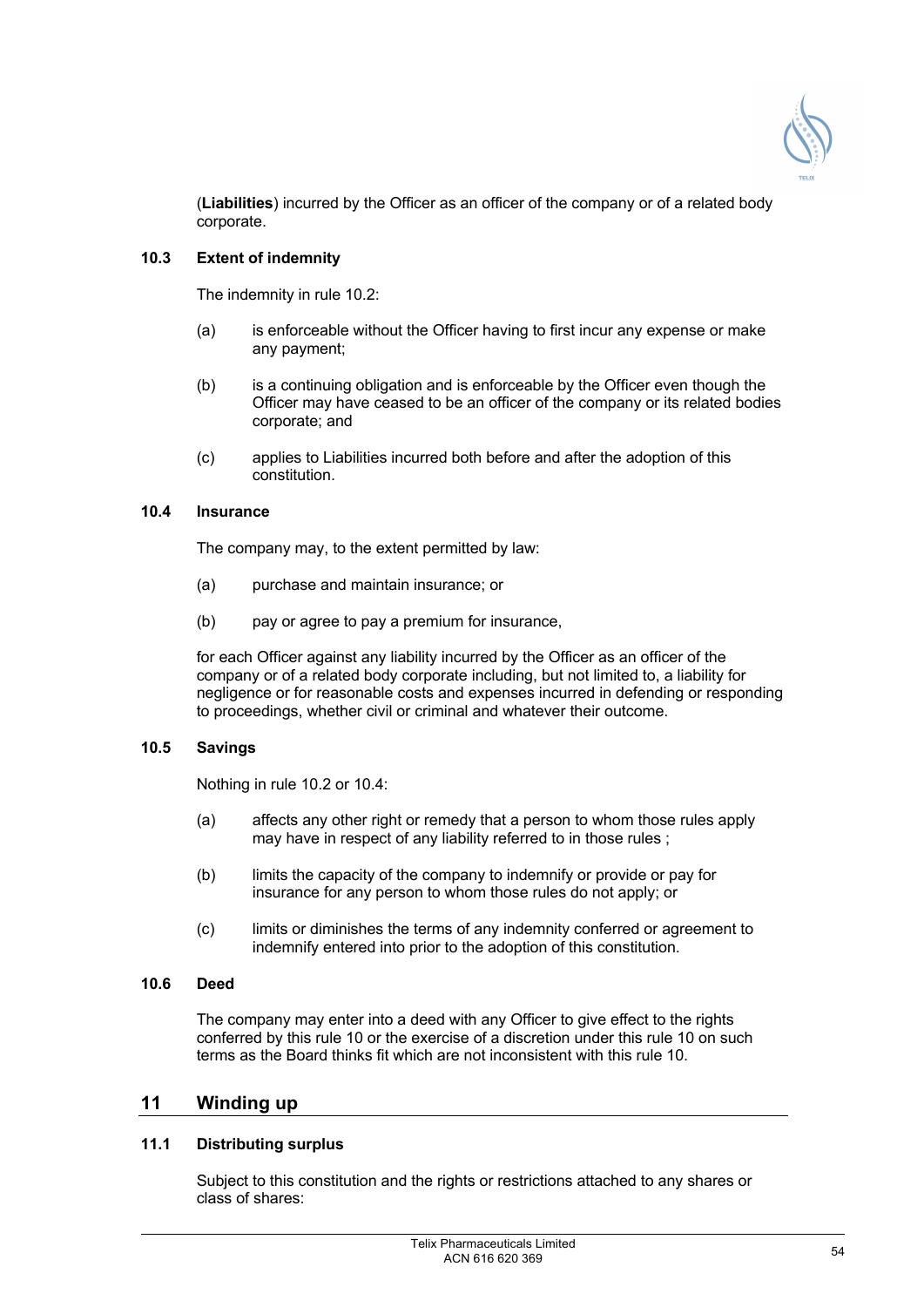(**Liabilities**) incurred by the Officer as an officer of the company or of a related body corporate.

### 10.3 Extent of indemnity

The indemnity in rule 10.2:

(a) is enforceable without the Officer having to first incur any expense or make any payment;

(b) is a continuing obligation and is enforceable by the Officer even though the Officer may have ceased to be an officer of the company or its related bodies corporate; and

(c) applies to Liabilities incurred both before and after the adoption of this constitution.

### 10.4 Insurance

The company may, to the extent permitted by law:

(a) purchase and maintain insurance; or

(b) pay or agree to pay a premium for insurance,

for each Officer against any liability incurred by the Officer as an officer of the company or of a related body corporate including, but not limited to, a liability for negligence or for reasonable costs and expenses incurred in defending or responding to proceedings, whether civil or criminal and whatever their outcome.

### 10.5 Savings

Nothing in rule 10.2 or 10.4:

(a) affects any other right or remedy that a person to whom those rules apply may have in respect of any liability referred to in those rules ;

(b) limits the capacity of the company to indemnify or provide or pay for insurance for any person to whom those rules do not apply; or

(c) limits or diminishes the terms of any indemnity conferred or agreement to indemnify entered into prior to the adoption of this constitution.

### 10.6 Deed

The company may enter into a deed with any Officer to give effect to the rights conferred by this rule 10 or the exercise of a discretion under this rule 10 on such terms as the Board thinks fit which are not inconsistent with this rule 10.

## 11 Winding up

### 11.1 Distributing surplus

Subject to this constitution and the rights or restrictions attached to any shares or class of shares: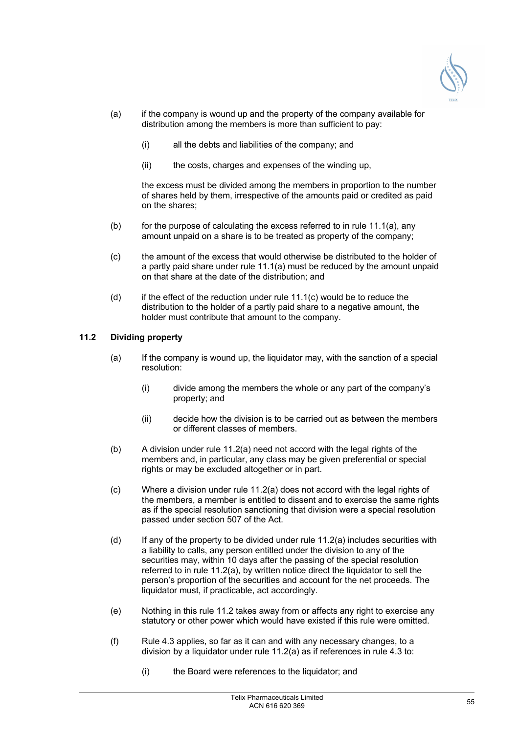(a) if the company is wound up and the property of the company available for distribution among the members is more than sufficient to pay:

   (i) all the debts and liabilities of the company; and

   (ii) the costs, charges and expenses of the winding up,

   the excess must be divided among the members in proportion to the number of shares held by them, irrespective of the amounts paid or credited as paid on the shares;

(b) for the purpose of calculating the excess referred to in rule 11.1(a), any amount unpaid on a share is to be treated as property of the company;

(c) the amount of the excess that would otherwise be distributed to the holder of a partly paid share under rule 11.1(a) must be reduced by the amount unpaid on that share at the date of the distribution; and

(d) if the effect of the reduction under rule 11.1(c) would be to reduce the distribution to the holder of a partly paid share to a negative amount, the holder must contribute that amount to the company.

## 11.2 Dividing property

(a) If the company is wound up, the liquidator may, with the sanction of a special resolution:

   (i) divide among the members the whole or any part of the company's property; and

   (ii) decide how the division is to be carried out as between the members or different classes of members.

(b) A division under rule 11.2(a) need not accord with the legal rights of the members and, in particular, any class may be given preferential or special rights or may be excluded altogether or in part.

(c) Where a division under rule 11.2(a) does not accord with the legal rights of the members, a member is entitled to dissent and to exercise the same rights as if the special resolution sanctioning that division were a special resolution passed under section 507 of the Act.

(d) If any of the property to be divided under rule 11.2(a) includes securities with a liability to calls, any person entitled under the division to any of the securities may, within 10 days after the passing of the special resolution referred to in rule 11.2(a), by written notice direct the liquidator to sell the person's proportion of the securities and account for the net proceeds. The liquidator must, if practicable, act accordingly.

(e) Nothing in this rule 11.2 takes away from or affects any right to exercise any statutory or other power which would have existed if this rule were omitted.

(f) Rule 4.3 applies, so far as it can and with any necessary changes, to a division by a liquidator under rule 11.2(a) as if references in rule 4.3 to:

   (i) the Board were references to the liquidator; and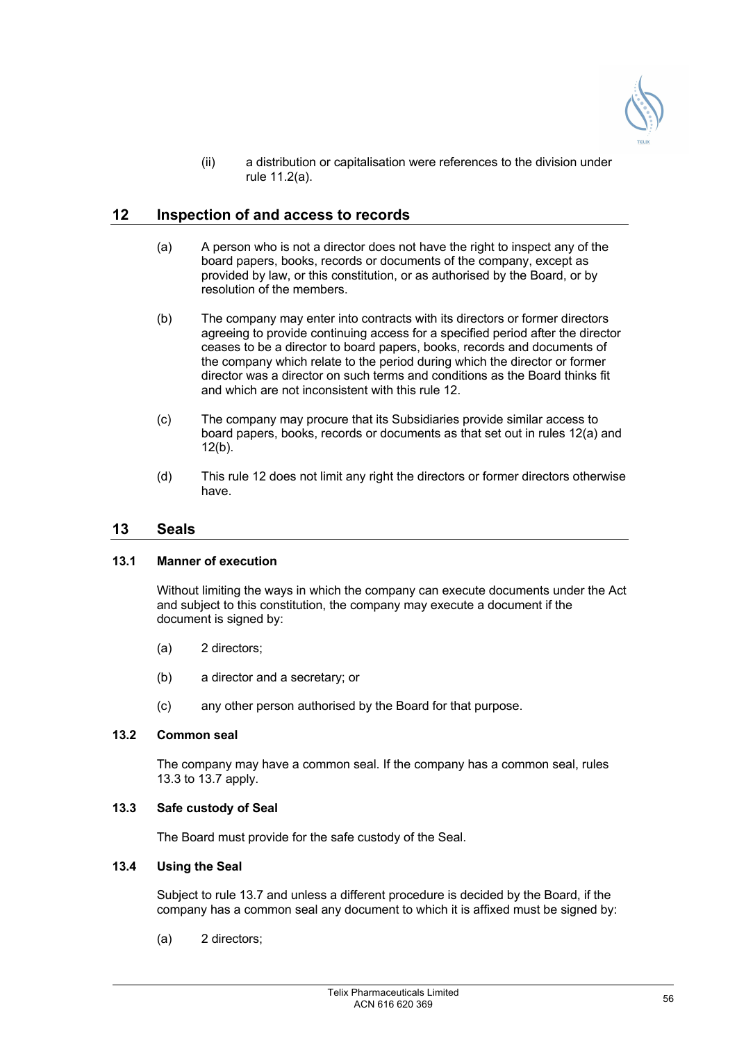(ii) a distribution or capitalisation were references to the division under rule 11.2(a).

## 12 Inspection of and access to records

(a) A person who is not a director does not have the right to inspect any of the board papers, books, records or documents of the company, except as provided by law, or this constitution, or as authorised by the Board, or by resolution of the members.

(b) The company may enter into contracts with its directors or former directors agreeing to provide continuing access for a specified period after the director ceases to be a director to board papers, books, records and documents of the company which relate to the period during which the director or former director was a director on such terms and conditions as the Board thinks fit and which are not inconsistent with this rule 12.

(c) The company may procure that its Subsidiaries provide similar access to board papers, books, records or documents as that set out in rules 12(a) and 12(b).

(d) This rule 12 does not limit any right the directors or former directors otherwise have.

## 13 Seals

### 13.1 Manner of execution

Without limiting the ways in which the company can execute documents under the Act and subject to this constitution, the company may execute a document if the document is signed by:

(a) 2 directors;

(b) a director and a secretary; or

(c) any other person authorised by the Board for that purpose.

### 13.2 Common seal

The company may have a common seal. If the company has a common seal, rules 13.3 to 13.7 apply.

### 13.3 Safe custody of Seal

The Board must provide for the safe custody of the Seal.

### 13.4 Using the Seal

Subject to rule 13.7 and unless a different procedure is decided by the Board, if the company has a common seal any document to which it is affixed must be signed by:

(a) 2 directors;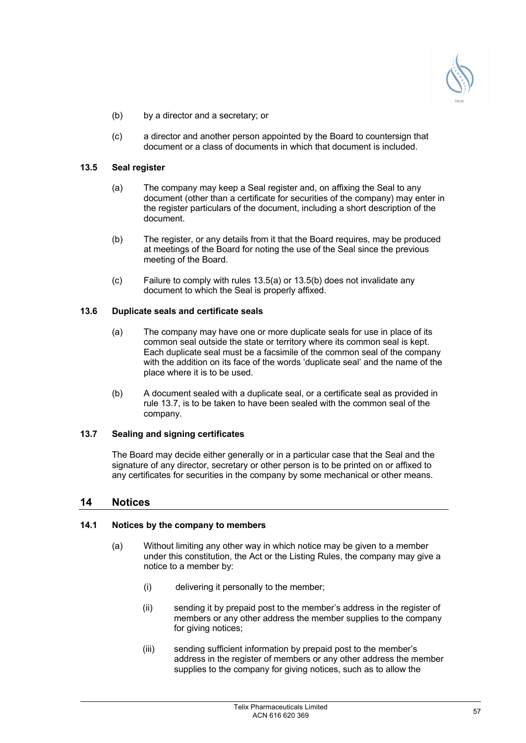(b) by a director and a secretary; or

(c) a director and another person appointed by the Board to countersign that document or a class of documents in which that document is included.

### 13.5 Seal register

(a) The company may keep a Seal register and, on affixing the Seal to any document (other than a certificate for securities of the company) may enter in the register particulars of the document, including a short description of the document.

(b) The register, or any details from it that the Board requires, may be produced at meetings of the Board for noting the use of the Seal since the previous meeting of the Board.

(c) Failure to comply with rules 13.5(a) or 13.5(b) does not invalidate any document to which the Seal is properly affixed.

### 13.6 Duplicate seals and certificate seals

(a) The company may have one or more duplicate seals for use in place of its common seal outside the state or territory where its common seal is kept. Each duplicate seal must be a facsimile of the common seal of the company with the addition on its face of the words 'duplicate seal' and the name of the place where it is to be used.

(b) A document sealed with a duplicate seal, or a certificate seal as provided in rule 13.7, is to be taken to have been sealed with the common seal of the company.

### 13.7 Sealing and signing certificates

The Board may decide either generally or in a particular case that the Seal and the signature of any director, secretary or other person is to be printed on or affixed to any certificates for securities in the company by some mechanical or other means.

## 14 Notices

### 14.1 Notices by the company to members

(a) Without limiting any other way in which notice may be given to a member under this constitution, the Act or the Listing Rules, the company may give a notice to a member by:

  (i) delivering it personally to the member;

  (ii) sending it by prepaid post to the member's address in the register of members or any other address the member supplies to the company for giving notices;

  (iii) sending sufficient information by prepaid post to the member's address in the register of members or any other address the member supplies to the company for giving notices, such as to allow the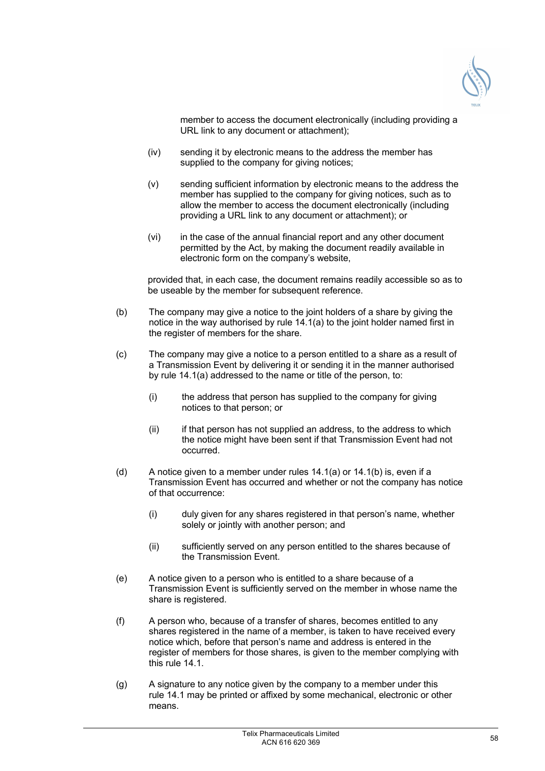member to access the document electronically (including providing a URL link to any document or attachment);

(iv) sending it by electronic means to the address the member has supplied to the company for giving notices;

(v) sending sufficient information by electronic means to the address the member has supplied to the company for giving notices, such as to allow the member to access the document electronically (including providing a URL link to any document or attachment); or

(vi) in the case of the annual financial report and any other document permitted by the Act, by making the document readily available in electronic form on the company's website,

provided that, in each case, the document remains readily accessible so as to be useable by the member for subsequent reference.

(b) The company may give a notice to the joint holders of a share by giving the notice in the way authorised by rule 14.1(a) to the joint holder named first in the register of members for the share.

(c) The company may give a notice to a person entitled to a share as a result of a Transmission Event by delivering it or sending it in the manner authorised by rule 14.1(a) addressed to the name or title of the person, to:

(i) the address that person has supplied to the company for giving notices to that person; or

(ii) if that person has not supplied an address, to the address to which the notice might have been sent if that Transmission Event had not occurred.

(d) A notice given to a member under rules 14.1(a) or 14.1(b) is, even if a Transmission Event has occurred and whether or not the company has notice of that occurrence:

(i) duly given for any shares registered in that person's name, whether solely or jointly with another person; and

(ii) sufficiently served on any person entitled to the shares because of the Transmission Event.

(e) A notice given to a person who is entitled to a share because of a Transmission Event is sufficiently served on the member in whose name the share is registered.

(f) A person who, because of a transfer of shares, becomes entitled to any shares registered in the name of a member, is taken to have received every notice which, before that person's name and address is entered in the register of members for those shares, is given to the member complying with this rule 14.1.

(g) A signature to any notice given by the company to a member under this rule 14.1 may be printed or affixed by some mechanical, electronic or other means.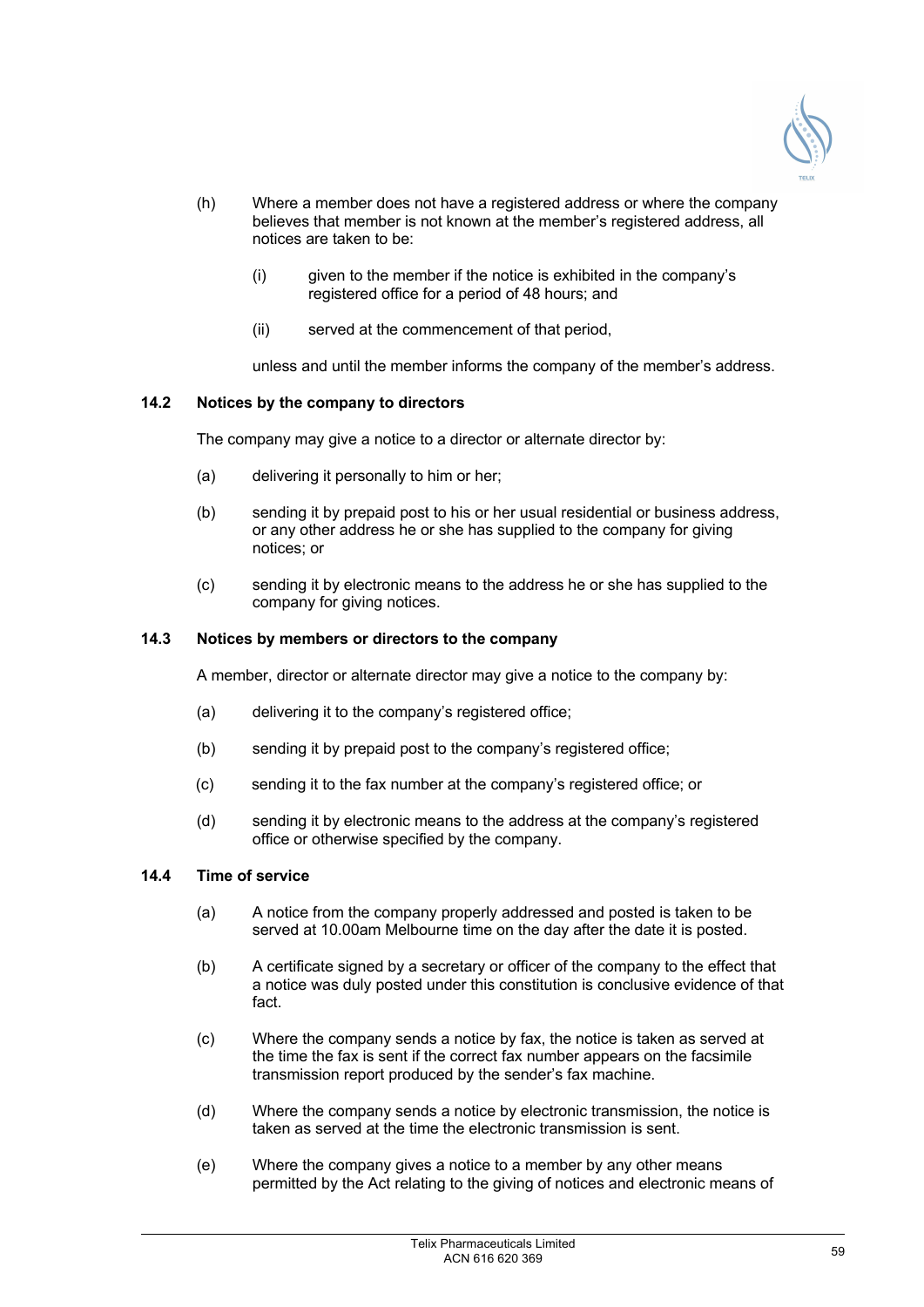(h) Where a member does not have a registered address or where the company believes that member is not known at the member's registered address, all notices are taken to be:

   (i) given to the member if the notice is exhibited in the company's registered office for a period of 48 hours; and

   (ii) served at the commencement of that period,

   unless and until the member informs the company of the member's address.

### 14.2 Notices by the company to directors

The company may give a notice to a director or alternate director by:

(a) delivering it personally to him or her;

(b) sending it by prepaid post to his or her usual residential or business address, or any other address he or she has supplied to the company for giving notices; or

(c) sending it by electronic means to the address he or she has supplied to the company for giving notices.

### 14.3 Notices by members or directors to the company

A member, director or alternate director may give a notice to the company by:

(a) delivering it to the company's registered office;

(b) sending it by prepaid post to the company's registered office;

(c) sending it to the fax number at the company's registered office; or

(d) sending it by electronic means to the address at the company's registered office or otherwise specified by the company.

### 14.4 Time of service

(a) A notice from the company properly addressed and posted is taken to be served at 10.00am Melbourne time on the day after the date it is posted.

(b) A certificate signed by a secretary or officer of the company to the effect that a notice was duly posted under this constitution is conclusive evidence of that fact.

(c) Where the company sends a notice by fax, the notice is taken as served at the time the fax is sent if the correct fax number appears on the facsimile transmission report produced by the sender's fax machine.

(d) Where the company sends a notice by electronic transmission, the notice is taken as served at the time the electronic transmission is sent.

(e) Where the company gives a notice to a member by any other means permitted by the Act relating to the giving of notices and electronic means of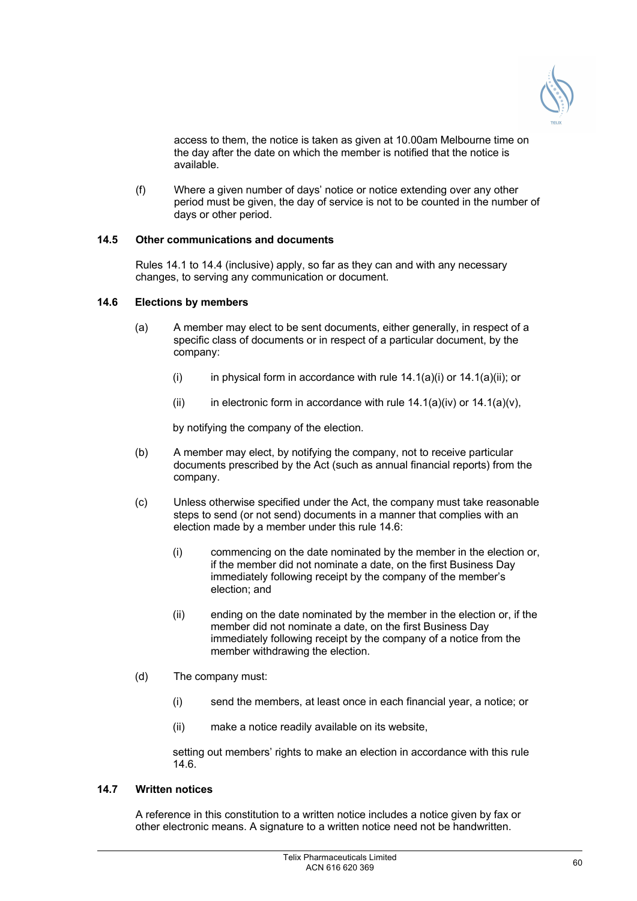access to them, the notice is taken as given at 10.00am Melbourne time on the day after the date on which the member is notified that the notice is available.

(f) Where a given number of days' notice or notice extending over any other period must be given, the day of service is not to be counted in the number of days or other period.

### 14.5 Other communications and documents

Rules 14.1 to 14.4 (inclusive) apply, so far as they can and with any necessary changes, to serving any communication or document.

### 14.6 Elections by members

(a) A member may elect to be sent documents, either generally, in respect of a specific class of documents or in respect of a particular document, by the company:

(i) in physical form in accordance with rule 14.1(a)(i) or 14.1(a)(ii); or

(ii) in electronic form in accordance with rule 14.1(a)(iv) or 14.1(a)(v),

by notifying the company of the election.

(b) A member may elect, by notifying the company, not to receive particular documents prescribed by the Act (such as annual financial reports) from the company.

(c) Unless otherwise specified under the Act, the company must take reasonable steps to send (or not send) documents in a manner that complies with an election made by a member under this rule 14.6:

(i) commencing on the date nominated by the member in the election or, if the member did not nominate a date, on the first Business Day immediately following receipt by the company of the member's election; and

(ii) ending on the date nominated by the member in the election or, if the member did not nominate a date, on the first Business Day immediately following receipt by the company of a notice from the member withdrawing the election.

(d) The company must:

(i) send the members, at least once in each financial year, a notice; or

(ii) make a notice readily available on its website,

setting out members' rights to make an election in accordance with this rule 14.6.

### 14.7 Written notices

A reference in this constitution to a written notice includes a notice given by fax or other electronic means. A signature to a written notice need not be handwritten.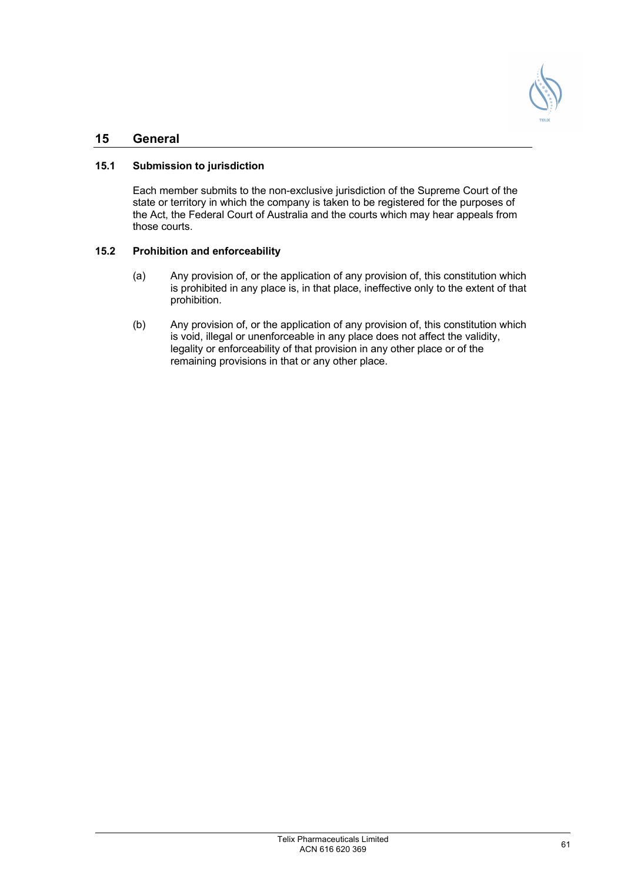## 15 General

### 15.1 Submission to jurisdiction

Each member submits to the non-exclusive jurisdiction of the Supreme Court of the state or territory in which the company is taken to be registered for the purposes of the Act, the Federal Court of Australia and the courts which may hear appeals from those courts.

### 15.2 Prohibition and enforceability

(a) Any provision of, or the application of any provision of, this constitution which is prohibited in any place is, in that place, ineffective only to the extent of that prohibition.

(b) Any provision of, or the application of any provision of, this constitution which is void, illegal or unenforceable in any place does not affect the validity, legality or enforceability of that provision in any other place or of the remaining provisions in that or any other place.